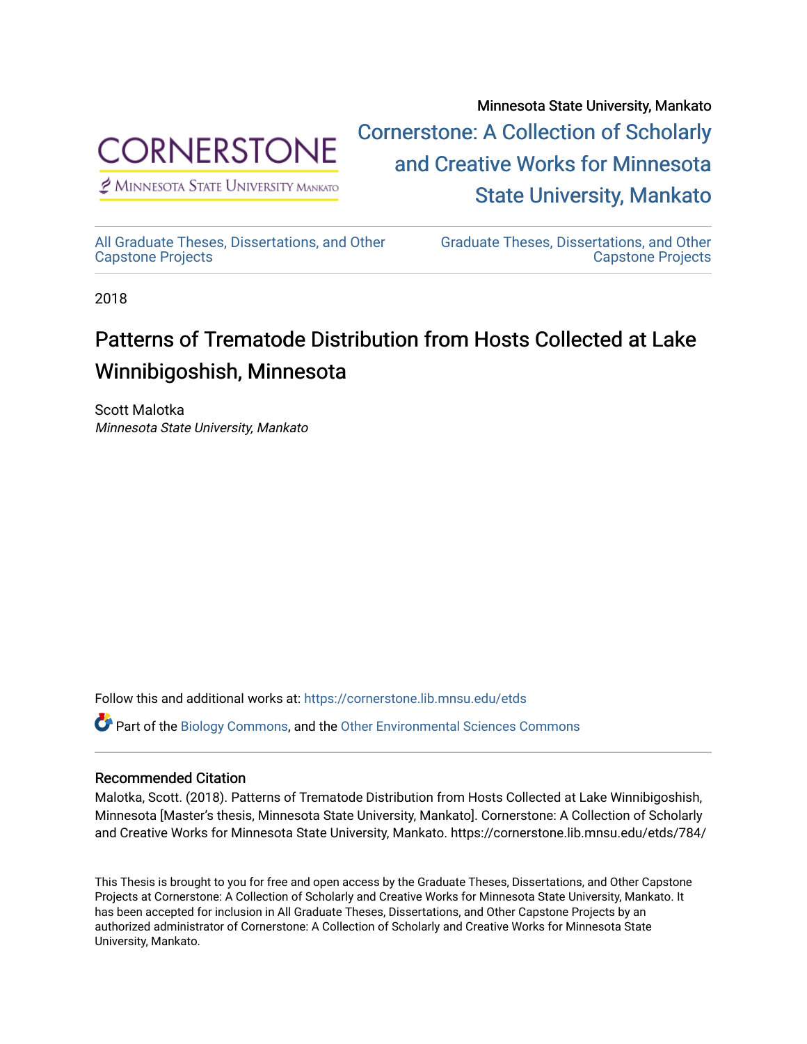Minnesota State University, Mankato

Cornerstone: A Collection of Scholarly and Creative Works for Minnesota State University, Mankato

All Graduate Theses, Dissertations, and Other Capstone Projects

Graduate Theses, Dissertations, and Other Capstone Projects

2018

# Patterns of Trematode Distribution from Hosts Collected at Lake Winnibigoshish, Minnesota

Scott Malotka
*Minnesota State University, Mankato*

Follow this and additional works at: https://cornerstone.lib.mnsu.edu/etds

Part of the Biology Commons, and the Other Environmental Sciences Commons

## Recommended Citation

Malotka, Scott. (2018). Patterns of Trematode Distribution from Hosts Collected at Lake Winnibigoshish, Minnesota [Master's thesis, Minnesota State University, Mankato]. Cornerstone: A Collection of Scholarly and Creative Works for Minnesota State University, Mankato. https://cornerstone.lib.mnsu.edu/etds/784/

This Thesis is brought to you for free and open access by the Graduate Theses, Dissertations, and Other Capstone Projects at Cornerstone: A Collection of Scholarly and Creative Works for Minnesota State University, Mankato. It has been accepted for inclusion in All Graduate Theses, Dissertations, and Other Capstone Projects by an authorized administrator of Cornerstone: A Collection of Scholarly and Creative Works for Minnesota State University, Mankato.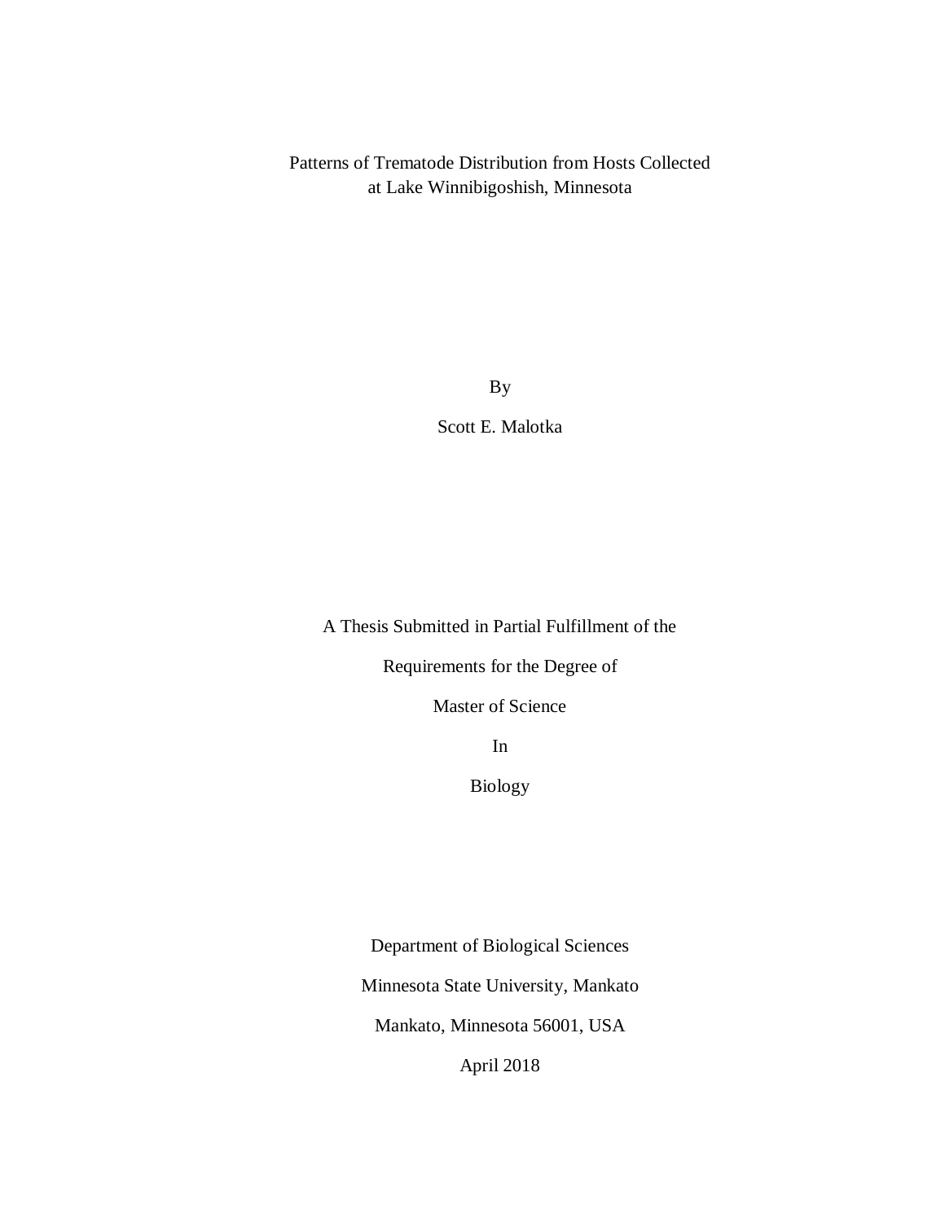# Patterns of Trematode Distribution from Hosts Collected at Lake Winnibigoshish, Minnesota

By

Scott E. Malotka

A Thesis Submitted in Partial Fulfillment of the

Requirements for the Degree of

Master of Science

In

Biology

Department of Biological Sciences

Minnesota State University, Mankato

Mankato, Minnesota 56001, USA

April 2018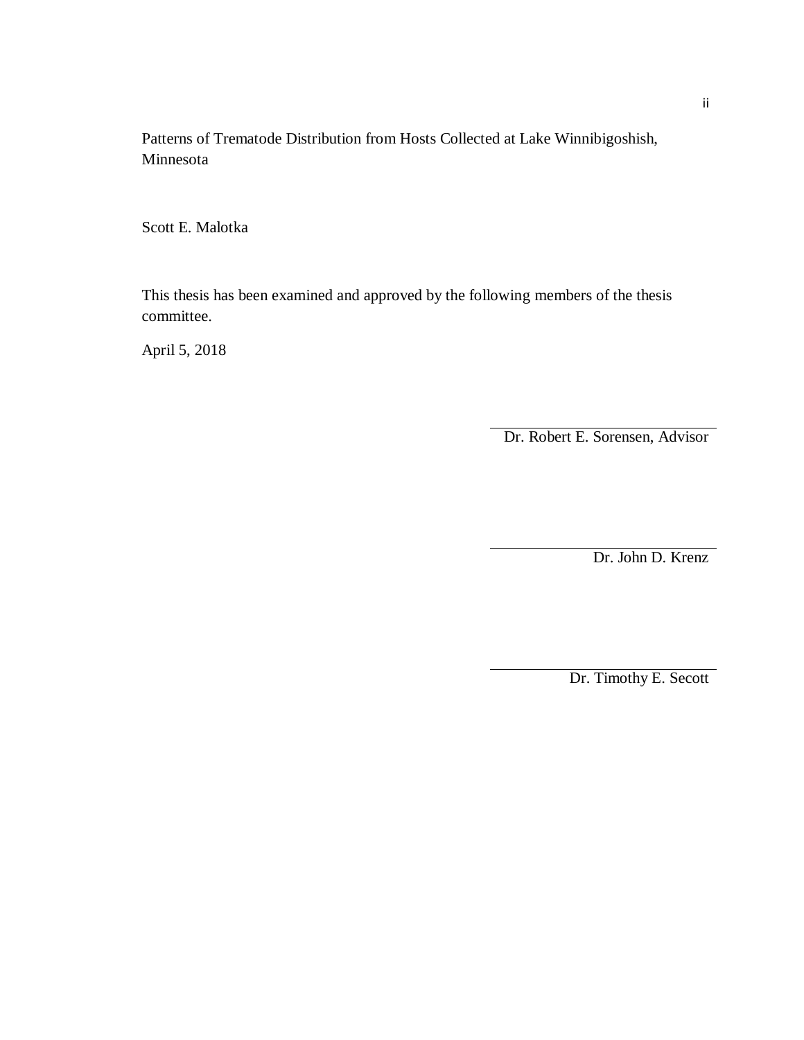Patterns of Trematode Distribution from Hosts Collected at Lake Winnibigoshish, Minnesota

Scott E. Malotka

This thesis has been examined and approved by the following members of the thesis committee.

April 5, 2018

Dr. Robert E. Sorensen, Advisor

Dr. John D. Krenz

Dr. Timothy E. Secott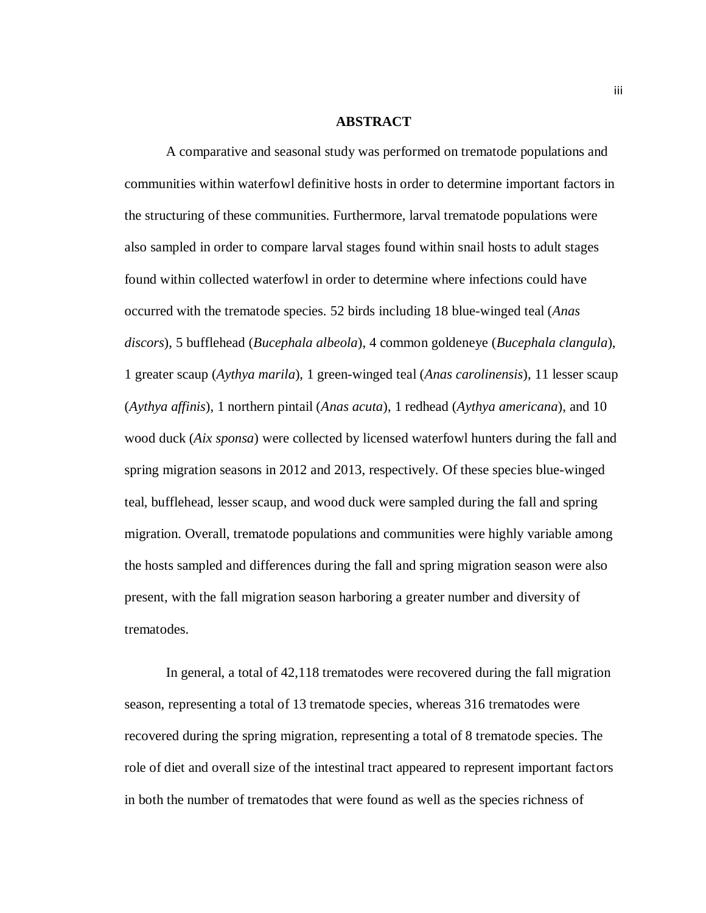# ABSTRACT

A comparative and seasonal study was performed on trematode populations and communities within waterfowl definitive hosts in order to determine important factors in the structuring of these communities. Furthermore, larval trematode populations were also sampled in order to compare larval stages found within snail hosts to adult stages found within collected waterfowl in order to determine where infections could have occurred with the trematode species. 52 birds including 18 blue-winged teal (*Anas discors*), 5 bufflehead (*Bucephala albeola*), 4 common goldeneye (*Bucephala clangula*), 1 greater scaup (*Aythya marila*), 1 green-winged teal (*Anas carolinensis*), 11 lesser scaup (*Aythya affinis*), 1 northern pintail (*Anas acuta*), 1 redhead (*Aythya americana*), and 10 wood duck (*Aix sponsa*) were collected by licensed waterfowl hunters during the fall and spring migration seasons in 2012 and 2013, respectively. Of these species blue-winged teal, bufflehead, lesser scaup, and wood duck were sampled during the fall and spring migration. Overall, trematode populations and communities were highly variable among the hosts sampled and differences during the fall and spring migration season were also present, with the fall migration season harboring a greater number and diversity of trematodes.

In general, a total of 42,118 trematodes were recovered during the fall migration season, representing a total of 13 trematode species, whereas 316 trematodes were recovered during the spring migration, representing a total of 8 trematode species. The role of diet and overall size of the intestinal tract appeared to represent important factors in both the number of trematodes that were found as well as the species richness of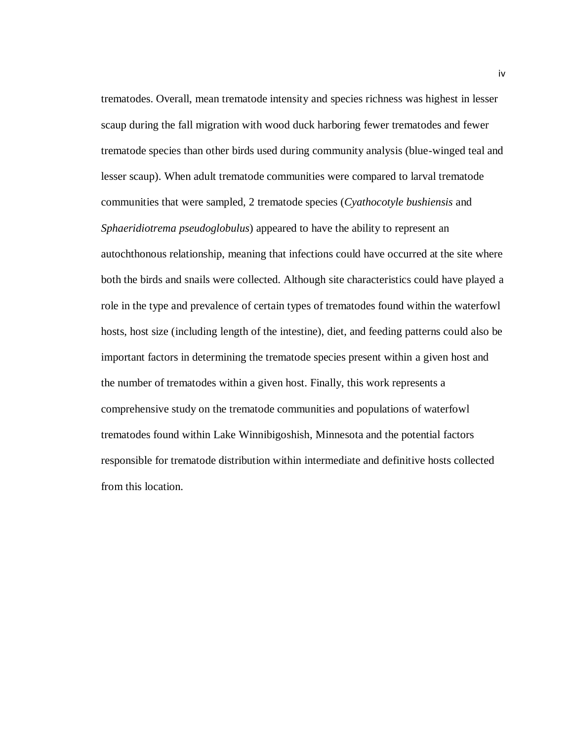trematodes. Overall, mean trematode intensity and species richness was highest in lesser scaup during the fall migration with wood duck harboring fewer trematodes and fewer trematode species than other birds used during community analysis (blue-winged teal and lesser scaup). When adult trematode communities were compared to larval trematode communities that were sampled, 2 trematode species (*Cyathocotyle bushiensis* and *Sphaeridiotrema pseudoglobulus*) appeared to have the ability to represent an autochthonous relationship, meaning that infections could have occurred at the site where both the birds and snails were collected. Although site characteristics could have played a role in the type and prevalence of certain types of trematodes found within the waterfowl hosts, host size (including length of the intestine), diet, and feeding patterns could also be important factors in determining the trematode species present within a given host and the number of trematodes within a given host. Finally, this work represents a comprehensive study on the trematode communities and populations of waterfowl trematodes found within Lake Winnibigoshish, Minnesota and the potential factors responsible for trematode distribution within intermediate and definitive hosts collected from this location.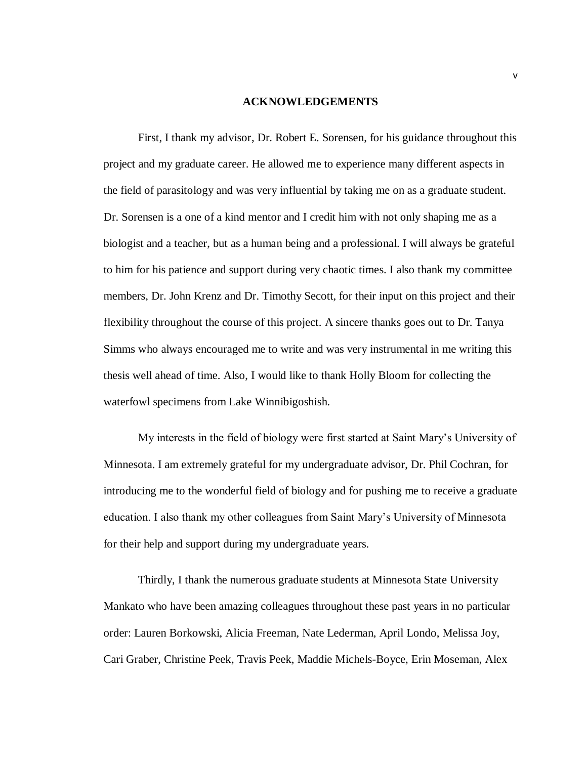# ACKNOWLEDGEMENTS

First, I thank my advisor, Dr. Robert E. Sorensen, for his guidance throughout this project and my graduate career. He allowed me to experience many different aspects in the field of parasitology and was very influential by taking me on as a graduate student. Dr. Sorensen is a one of a kind mentor and I credit him with not only shaping me as a biologist and a teacher, but as a human being and a professional. I will always be grateful to him for his patience and support during very chaotic times. I also thank my committee members, Dr. John Krenz and Dr. Timothy Secott, for their input on this project and their flexibility throughout the course of this project. A sincere thanks goes out to Dr. Tanya Simms who always encouraged me to write and was very instrumental in me writing this thesis well ahead of time. Also, I would like to thank Holly Bloom for collecting the waterfowl specimens from Lake Winnibigoshish.

My interests in the field of biology were first started at Saint Mary's University of Minnesota. I am extremely grateful for my undergraduate advisor, Dr. Phil Cochran, for introducing me to the wonderful field of biology and for pushing me to receive a graduate education. I also thank my other colleagues from Saint Mary's University of Minnesota for their help and support during my undergraduate years.

Thirdly, I thank the numerous graduate students at Minnesota State University Mankato who have been amazing colleagues throughout these past years in no particular order: Lauren Borkowski, Alicia Freeman, Nate Lederman, April Londo, Melissa Joy, Cari Graber, Christine Peek, Travis Peek, Maddie Michels-Boyce, Erin Moseman, Alex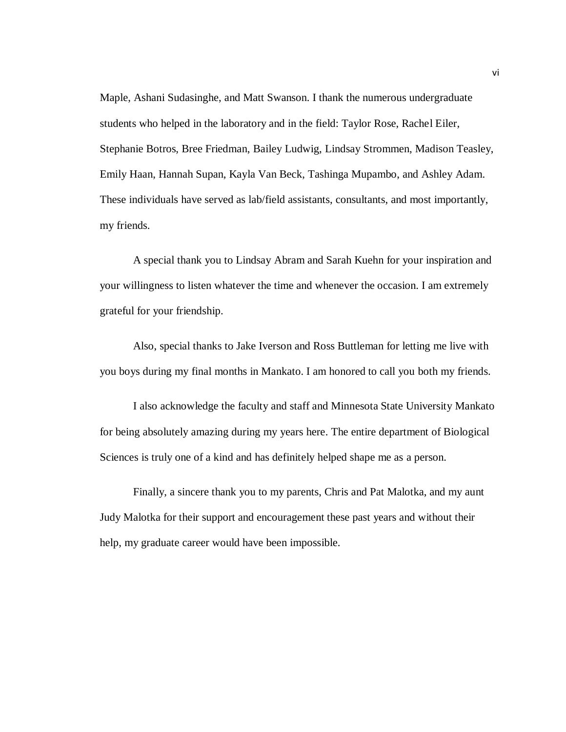Maple, Ashani Sudasinghe, and Matt Swanson. I thank the numerous undergraduate students who helped in the laboratory and in the field: Taylor Rose, Rachel Eiler, Stephanie Botros, Bree Friedman, Bailey Ludwig, Lindsay Strommen, Madison Teasley, Emily Haan, Hannah Supan, Kayla Van Beck, Tashinga Mupambo, and Ashley Adam. These individuals have served as lab/field assistants, consultants, and most importantly, my friends.

A special thank you to Lindsay Abram and Sarah Kuehn for your inspiration and your willingness to listen whatever the time and whenever the occasion. I am extremely grateful for your friendship.

Also, special thanks to Jake Iverson and Ross Buttleman for letting me live with you boys during my final months in Mankato. I am honored to call you both my friends.

I also acknowledge the faculty and staff and Minnesota State University Mankato for being absolutely amazing during my years here. The entire department of Biological Sciences is truly one of a kind and has definitely helped shape me as a person.

Finally, a sincere thank you to my parents, Chris and Pat Malotka, and my aunt Judy Malotka for their support and encouragement these past years and without their help, my graduate career would have been impossible.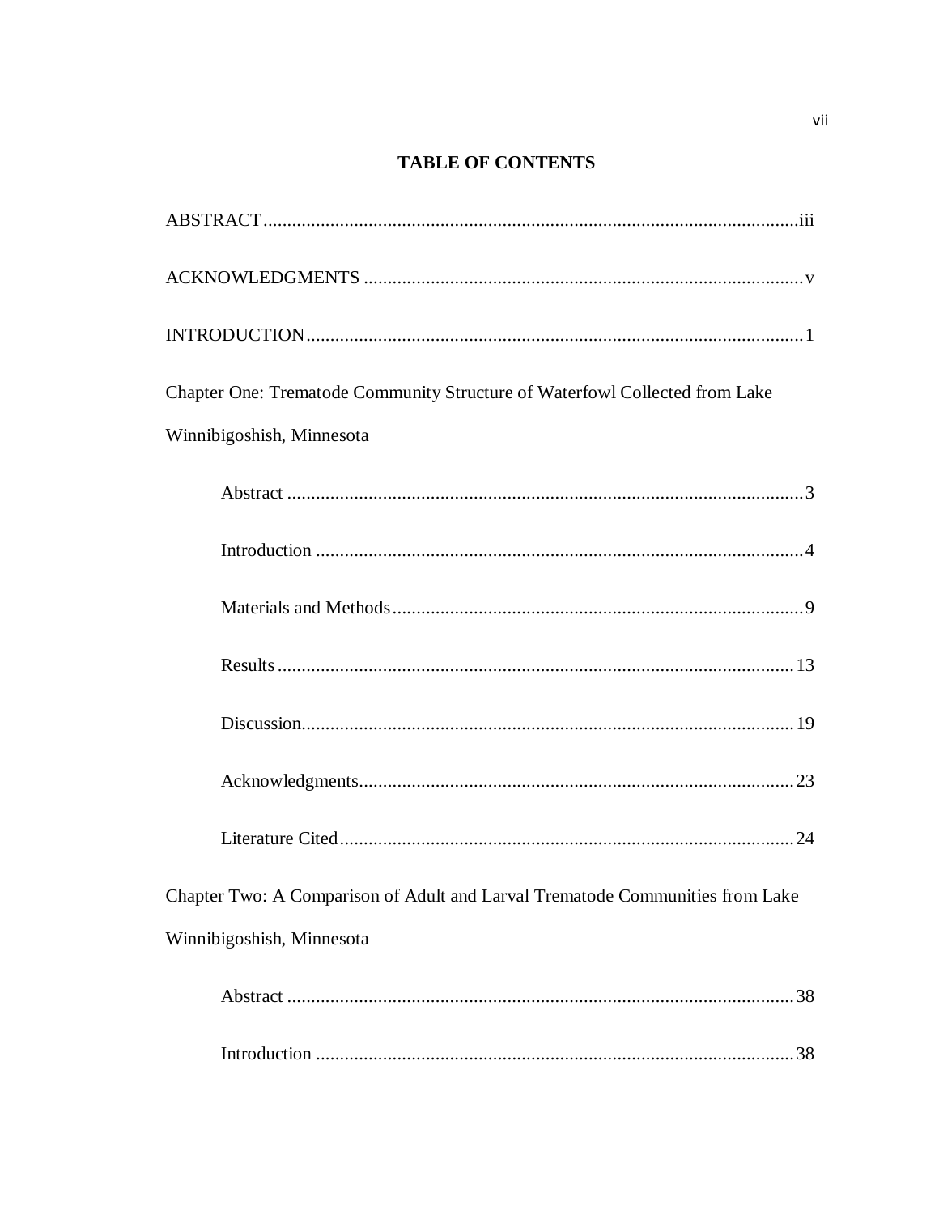# TABLE OF CONTENTS

ABSTRACT................................................................................................................iii

ACKNOWLEDGMENTS ............................................................................................v

INTRODUCTION........................................................................................................1

Chapter One: Trematode Community Structure of Waterfowl Collected from Lake Winnibigoshish, Minnesota

- Abstract ...........................................................................................................3
- Introduction .....................................................................................................4
- Materials and Methods.....................................................................................9
- Results ...........................................................................................................13
- Discussion......................................................................................................19
- Acknowledgments..........................................................................................23
- Literature Cited..............................................................................................24

Chapter Two: A Comparison of Adult and Larval Trematode Communities from Lake Winnibigoshish, Minnesota

- Abstract .........................................................................................................38
- Introduction ...................................................................................................38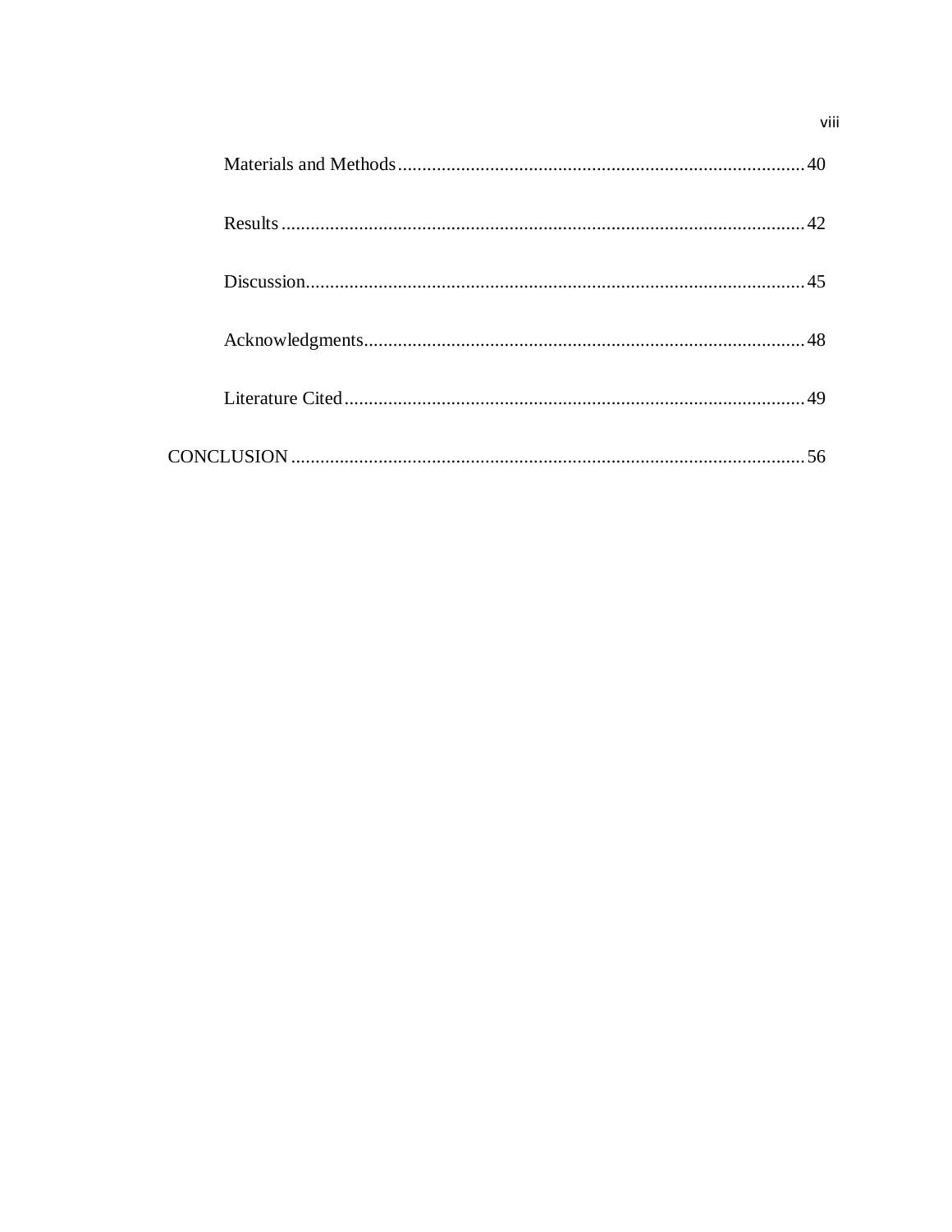Materials and Methods.................................................................................... 40

Results ............................................................................................................ 42

Discussion....................................................................................................... 45

Acknowledgments........................................................................................... 48

Literature Cited ............................................................................................... 49

CONCLUSION ........................................................................................................... 56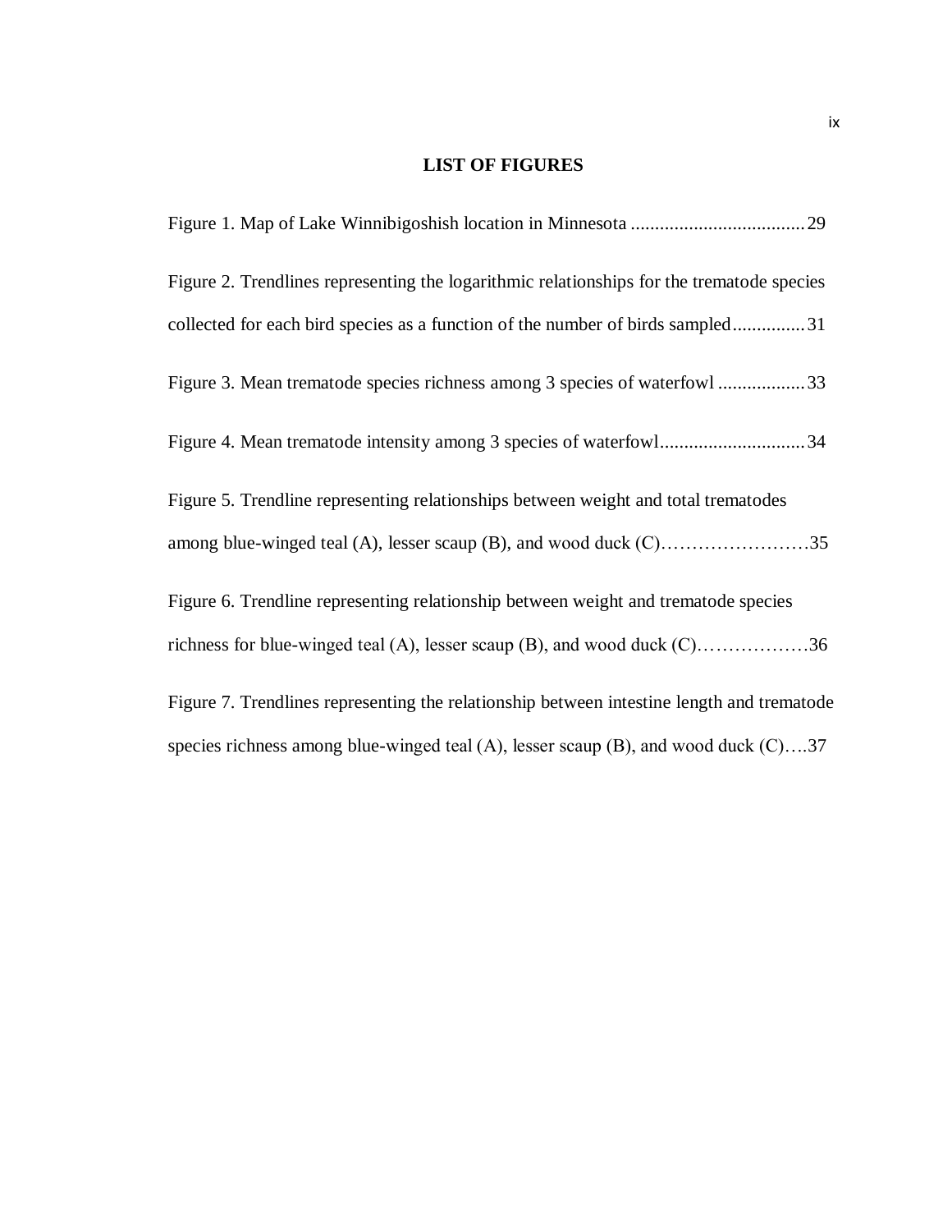## LIST OF FIGURES

Figure 1. Map of Lake Winnibigoshish location in Minnesota .................................... 29

Figure 2. Trendlines representing the logarithmic relationships for the trematode species collected for each bird species as a function of the number of birds sampled ............... 31

Figure 3. Mean trematode species richness among 3 species of waterfowl .................. 33

Figure 4. Mean trematode intensity among 3 species of waterfowl .............................. 34

Figure 5. Trendline representing relationships between weight and total trematodes among blue-winged teal (A), lesser scaup (B), and wood duck (C)……………………35

Figure 6. Trendline representing relationship between weight and trematode species richness for blue-winged teal (A), lesser scaup (B), and wood duck (C)………………36

Figure 7. Trendlines representing the relationship between intestine length and trematode species richness among blue-winged teal (A), lesser scaup (B), and wood duck (C)….37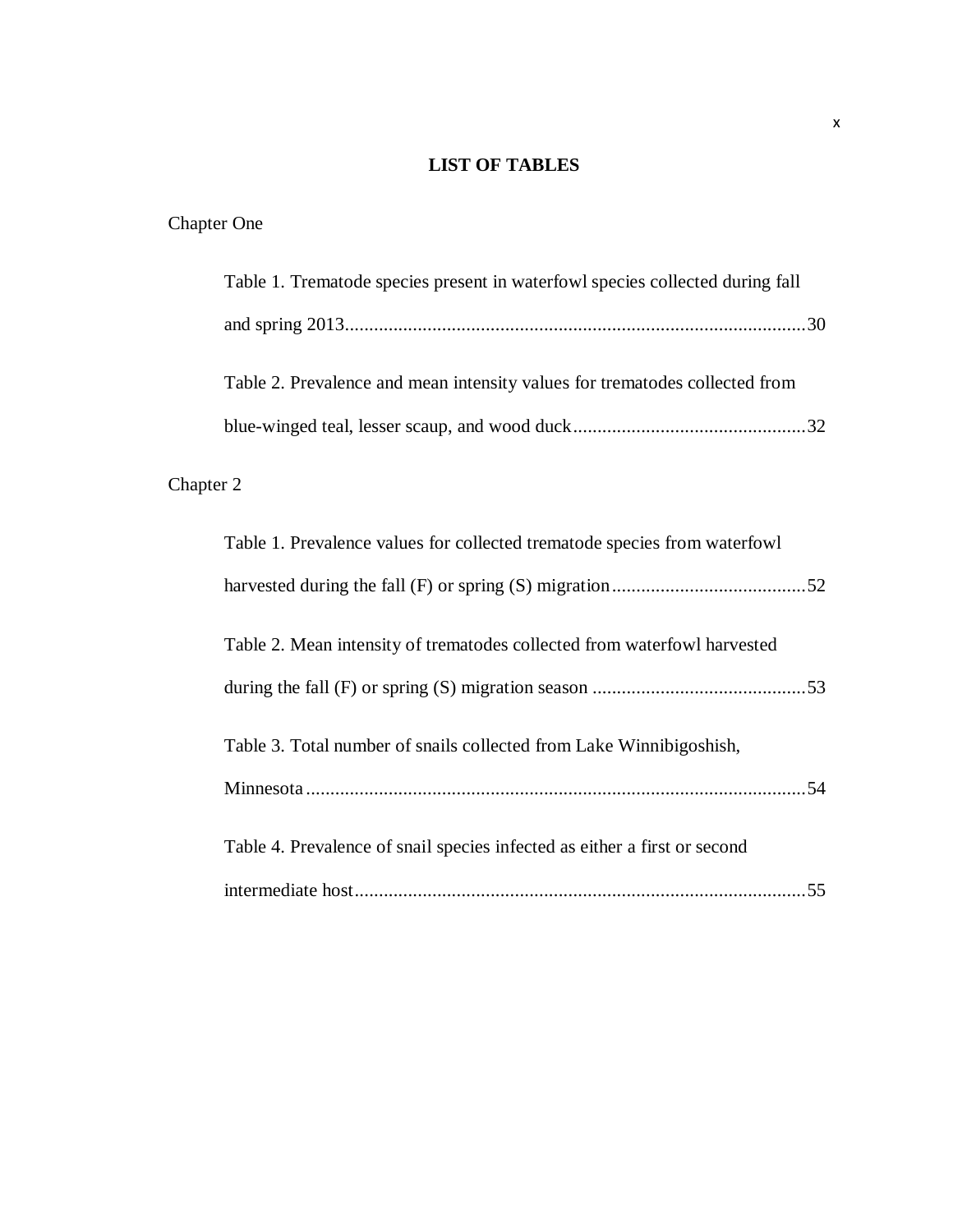# LIST OF TABLES

Chapter One

Table 1. Trematode species present in waterfowl species collected during fall and spring 2013 ........ 30

Table 2. Prevalence and mean intensity values for trematodes collected from blue-winged teal, lesser scaup, and wood duck ........ 32

Chapter 2

Table 1. Prevalence values for collected trematode species from waterfowl harvested during the fall (F) or spring (S) migration ........ 52

Table 2. Mean intensity of trematodes collected from waterfowl harvested during the fall (F) or spring (S) migration season ........ 53

Table 3. Total number of snails collected from Lake Winnibigoshish, Minnesota ........ 54

Table 4. Prevalence of snail species infected as either a first or second intermediate host ........ 55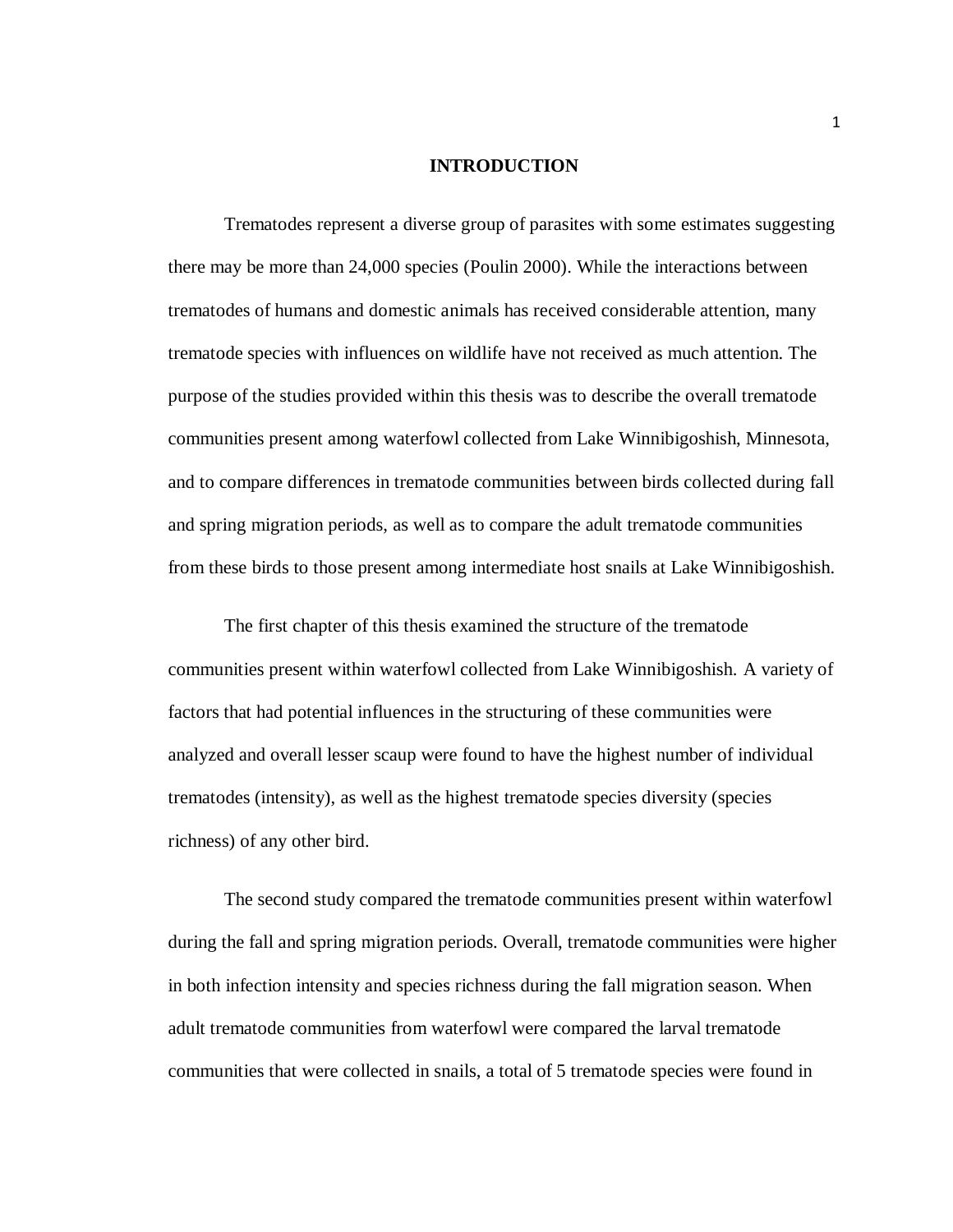# INTRODUCTION

Trematodes represent a diverse group of parasites with some estimates suggesting there may be more than 24,000 species (Poulin 2000). While the interactions between trematodes of humans and domestic animals has received considerable attention, many trematode species with influences on wildlife have not received as much attention. The purpose of the studies provided within this thesis was to describe the overall trematode communities present among waterfowl collected from Lake Winnibigoshish, Minnesota, and to compare differences in trematode communities between birds collected during fall and spring migration periods, as well as to compare the adult trematode communities from these birds to those present among intermediate host snails at Lake Winnibigoshish.

The first chapter of this thesis examined the structure of the trematode communities present within waterfowl collected from Lake Winnibigoshish. A variety of factors that had potential influences in the structuring of these communities were analyzed and overall lesser scaup were found to have the highest number of individual trematodes (intensity), as well as the highest trematode species diversity (species richness) of any other bird.

The second study compared the trematode communities present within waterfowl during the fall and spring migration periods. Overall, trematode communities were higher in both infection intensity and species richness during the fall migration season. When adult trematode communities from waterfowl were compared the larval trematode communities that were collected in snails, a total of 5 trematode species were found in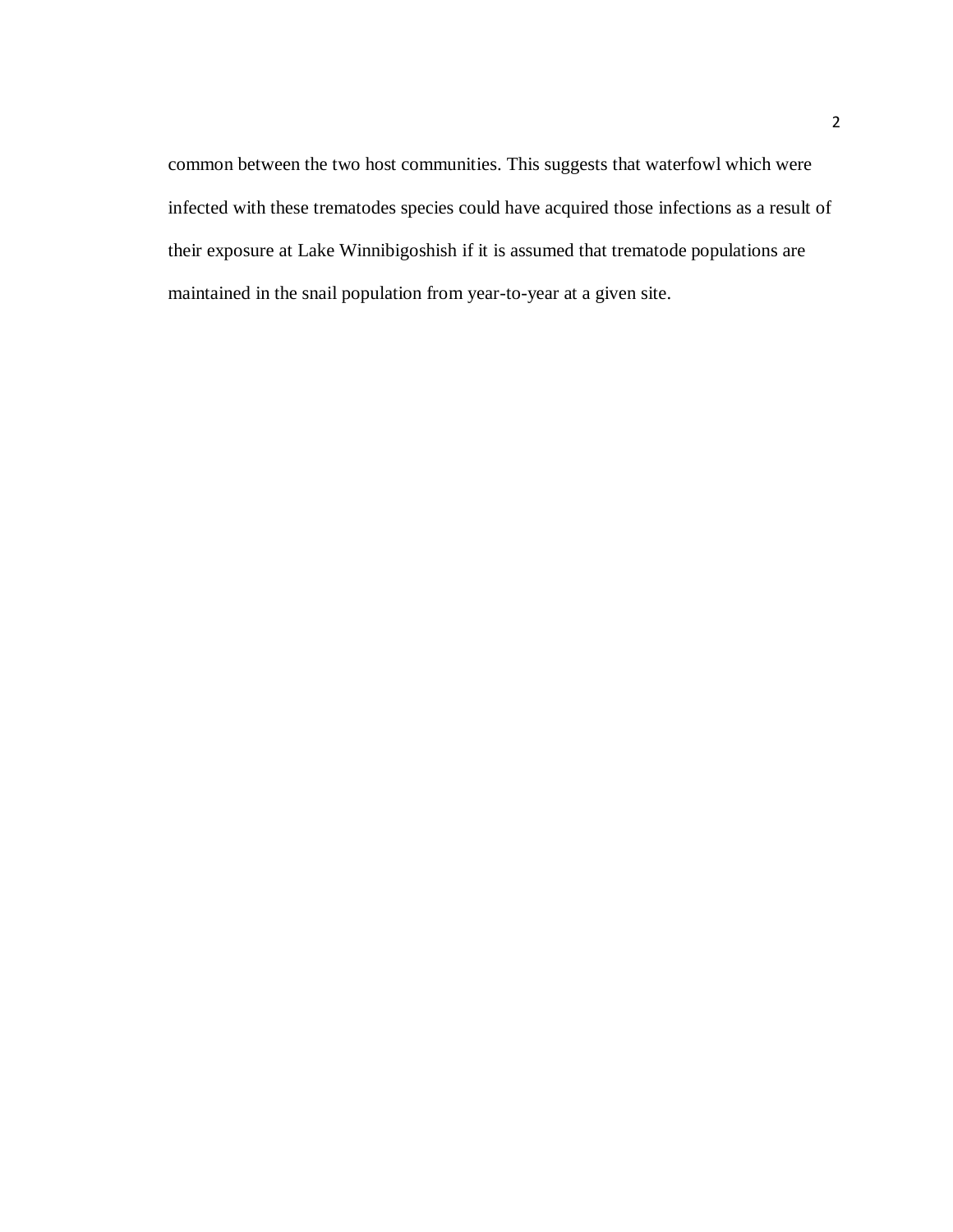common between the two host communities. This suggests that waterfowl which were infected with these trematodes species could have acquired those infections as a result of their exposure at Lake Winnibigoshish if it is assumed that trematode populations are maintained in the snail population from year-to-year at a given site.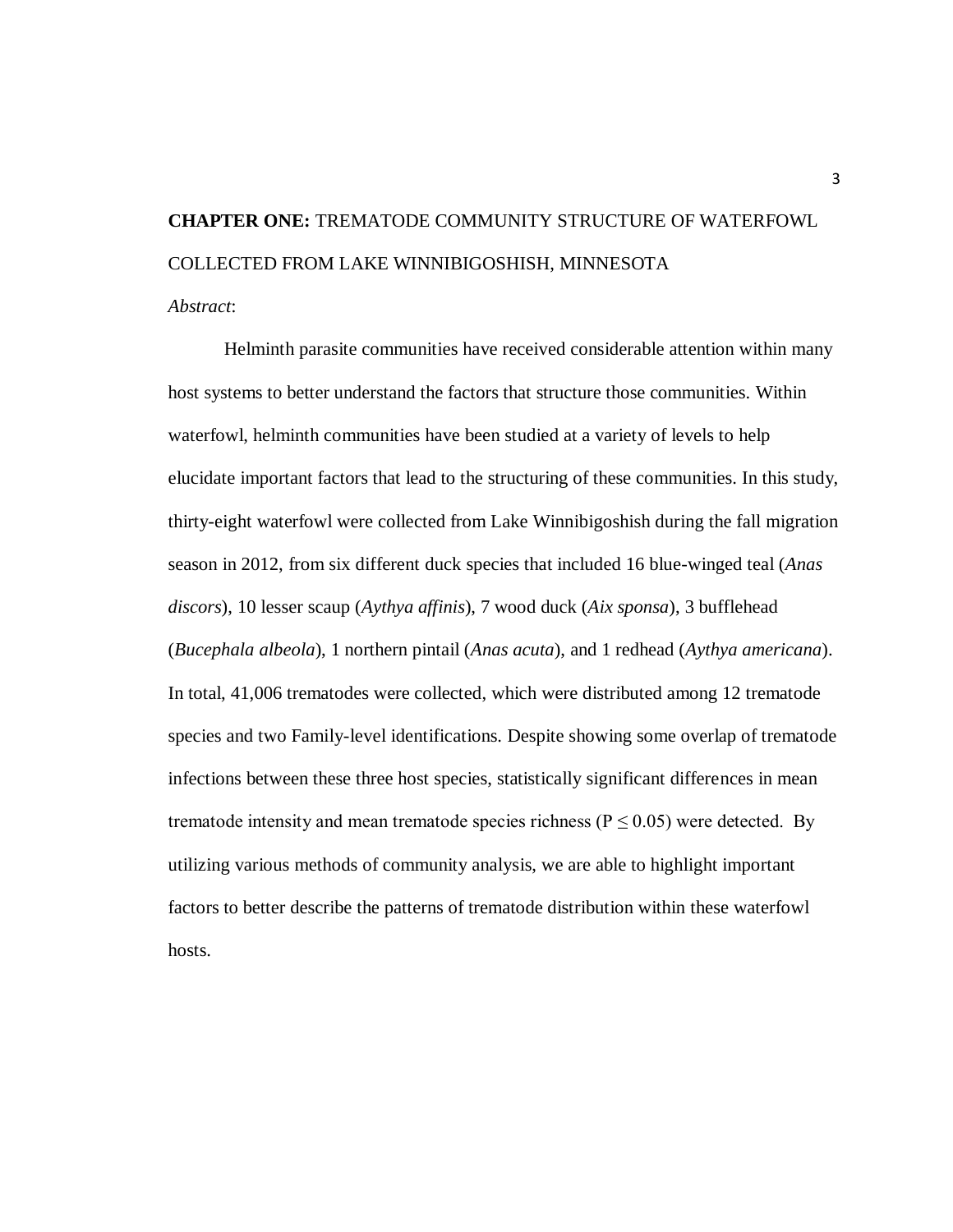# **CHAPTER ONE:** TREMATODE COMMUNITY STRUCTURE OF WATERFOWL COLLECTED FROM LAKE WINNIBIGOSHISH, MINNESOTA

*Abstract*:

Helminth parasite communities have received considerable attention within many host systems to better understand the factors that structure those communities. Within waterfowl, helminth communities have been studied at a variety of levels to help elucidate important factors that lead to the structuring of these communities. In this study, thirty-eight waterfowl were collected from Lake Winnibigoshish during the fall migration season in 2012, from six different duck species that included 16 blue-winged teal (*Anas discors*), 10 lesser scaup (*Aythya affinis*), 7 wood duck (*Aix sponsa*), 3 bufflehead (*Bucephala albeola*), 1 northern pintail (*Anas acuta*), and 1 redhead (*Aythya americana*). In total, 41,006 trematodes were collected, which were distributed among 12 trematode species and two Family-level identifications. Despite showing some overlap of trematode infections between these three host species, statistically significant differences in mean trematode intensity and mean trematode species richness ($P \leq 0.05$) were detected. By utilizing various methods of community analysis, we are able to highlight important factors to better describe the patterns of trematode distribution within these waterfowl hosts.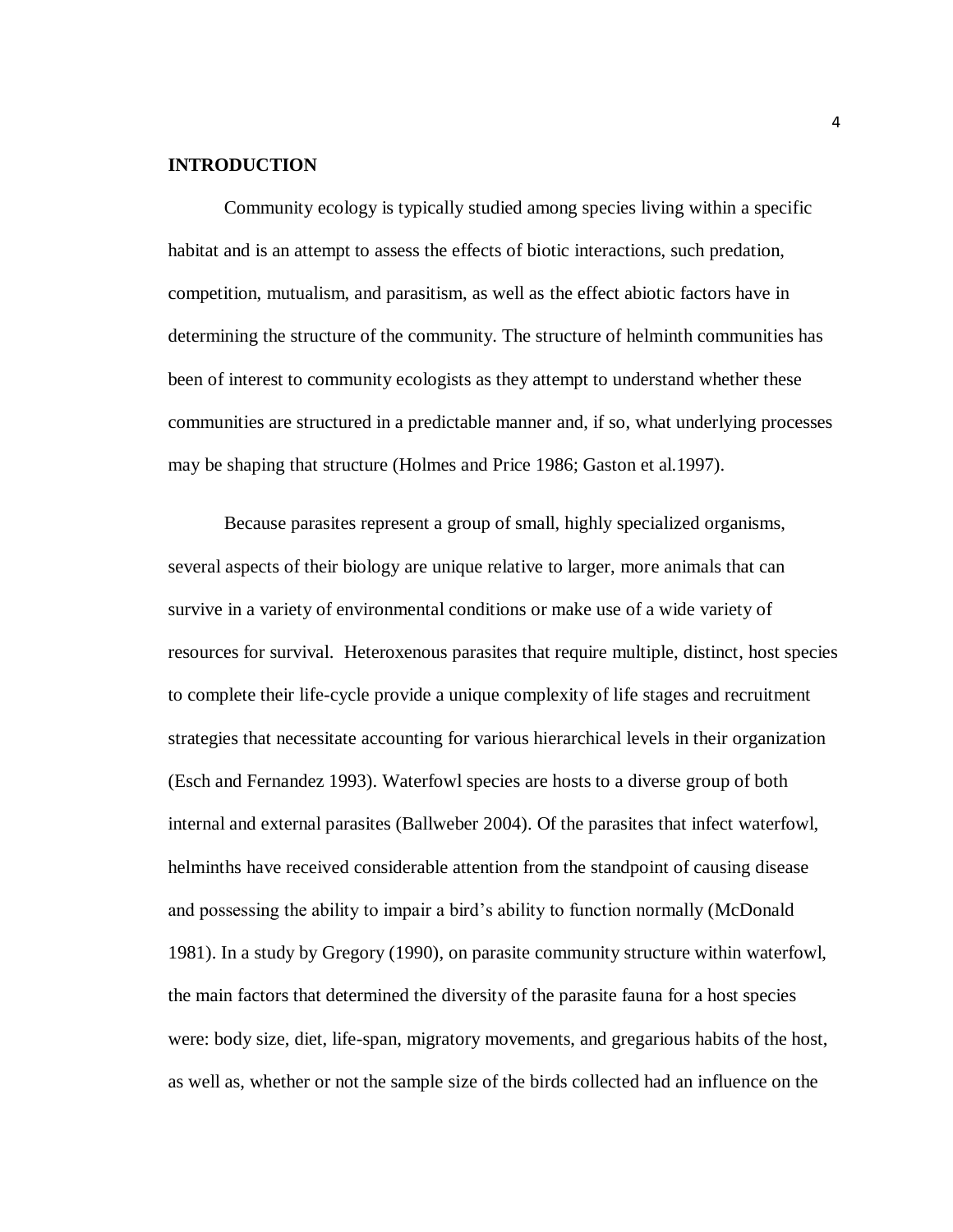## INTRODUCTION

Community ecology is typically studied among species living within a specific habitat and is an attempt to assess the effects of biotic interactions, such predation, competition, mutualism, and parasitism, as well as the effect abiotic factors have in determining the structure of the community. The structure of helminth communities has been of interest to community ecologists as they attempt to understand whether these communities are structured in a predictable manner and, if so, what underlying processes may be shaping that structure (Holmes and Price 1986; Gaston et al.1997).

Because parasites represent a group of small, highly specialized organisms, several aspects of their biology are unique relative to larger, more animals that can survive in a variety of environmental conditions or make use of a wide variety of resources for survival. Heteroxenous parasites that require multiple, distinct, host species to complete their life-cycle provide a unique complexity of life stages and recruitment strategies that necessitate accounting for various hierarchical levels in their organization (Esch and Fernandez 1993). Waterfowl species are hosts to a diverse group of both internal and external parasites (Ballweber 2004). Of the parasites that infect waterfowl, helminths have received considerable attention from the standpoint of causing disease and possessing the ability to impair a bird's ability to function normally (McDonald 1981). In a study by Gregory (1990), on parasite community structure within waterfowl, the main factors that determined the diversity of the parasite fauna for a host species were: body size, diet, life-span, migratory movements, and gregarious habits of the host, as well as, whether or not the sample size of the birds collected had an influence on the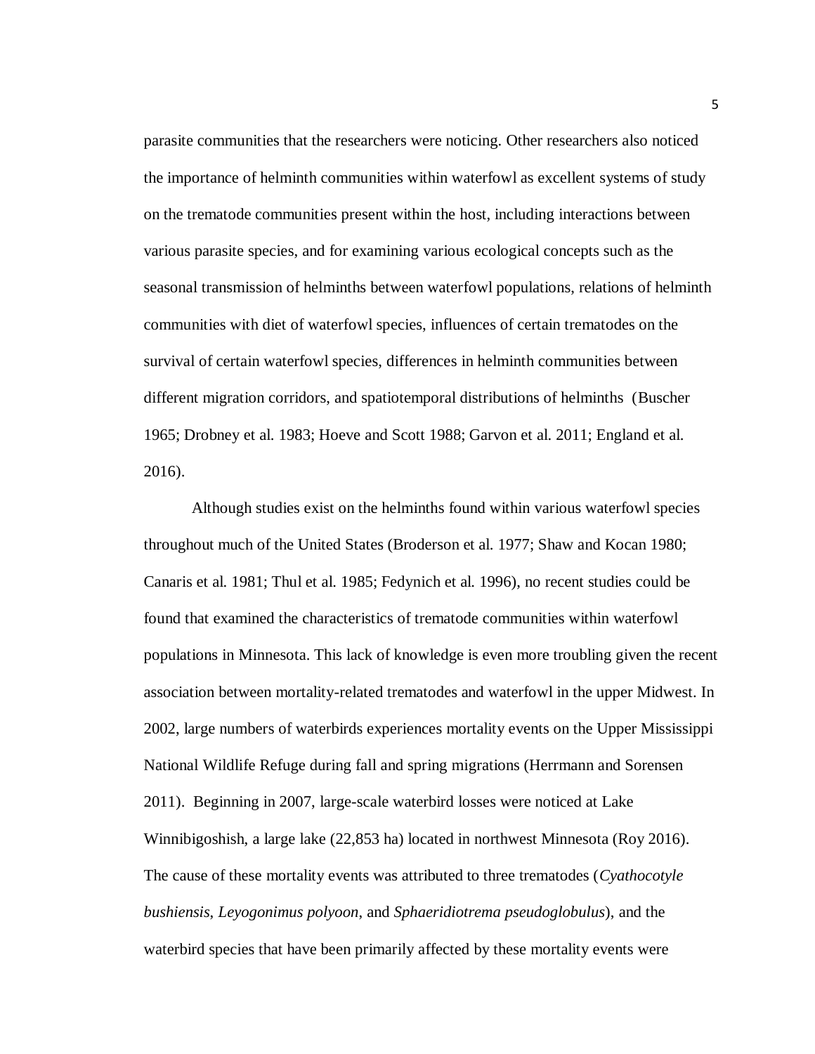parasite communities that the researchers were noticing. Other researchers also noticed the importance of helminth communities within waterfowl as excellent systems of study on the trematode communities present within the host, including interactions between various parasite species, and for examining various ecological concepts such as the seasonal transmission of helminths between waterfowl populations, relations of helminth communities with diet of waterfowl species, influences of certain trematodes on the survival of certain waterfowl species, differences in helminth communities between different migration corridors, and spatiotemporal distributions of helminths (Buscher 1965; Drobney et al. 1983; Hoeve and Scott 1988; Garvon et al. 2011; England et al. 2016).

Although studies exist on the helminths found within various waterfowl species throughout much of the United States (Broderson et al. 1977; Shaw and Kocan 1980; Canaris et al. 1981; Thul et al. 1985; Fedynich et al. 1996), no recent studies could be found that examined the characteristics of trematode communities within waterfowl populations in Minnesota. This lack of knowledge is even more troubling given the recent association between mortality-related trematodes and waterfowl in the upper Midwest. In 2002, large numbers of waterbirds experiences mortality events on the Upper Mississippi National Wildlife Refuge during fall and spring migrations (Herrmann and Sorensen 2011). Beginning in 2007, large-scale waterbird losses were noticed at Lake Winnibigoshish, a large lake (22,853 ha) located in northwest Minnesota (Roy 2016). The cause of these mortality events was attributed to three trematodes (*Cyathocotyle bushiensis*, *Leyogonimus polyoon*, and *Sphaeridiotrema pseudoglobulus*), and the waterbird species that have been primarily affected by these mortality events were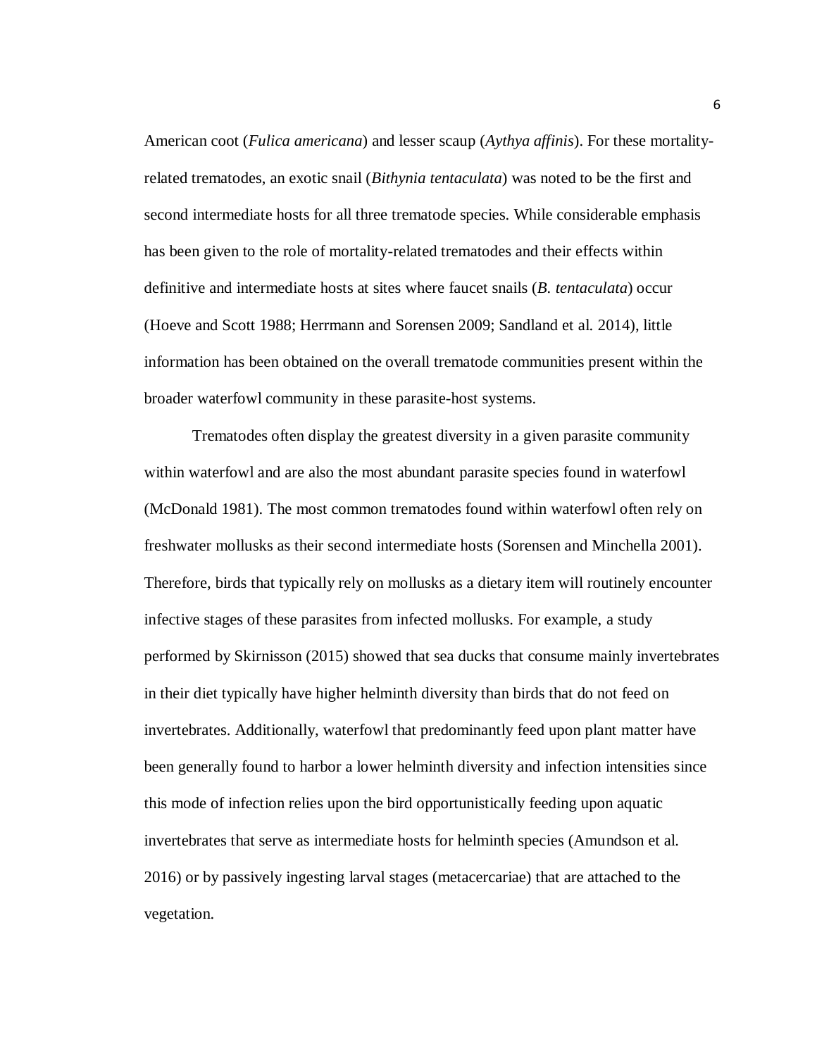American coot (*Fulica americana*) and lesser scaup (*Aythya affinis*). For these mortality-related trematodes, an exotic snail (*Bithynia tentaculata*) was noted to be the first and second intermediate hosts for all three trematode species. While considerable emphasis has been given to the role of mortality-related trematodes and their effects within definitive and intermediate hosts at sites where faucet snails (*B. tentaculata*) occur (Hoeve and Scott 1988; Herrmann and Sorensen 2009; Sandland et al. 2014), little information has been obtained on the overall trematode communities present within the broader waterfowl community in these parasite-host systems.

Trematodes often display the greatest diversity in a given parasite community within waterfowl and are also the most abundant parasite species found in waterfowl (McDonald 1981). The most common trematodes found within waterfowl often rely on freshwater mollusks as their second intermediate hosts (Sorensen and Minchella 2001). Therefore, birds that typically rely on mollusks as a dietary item will routinely encounter infective stages of these parasites from infected mollusks. For example, a study performed by Skirnisson (2015) showed that sea ducks that consume mainly invertebrates in their diet typically have higher helminth diversity than birds that do not feed on invertebrates. Additionally, waterfowl that predominantly feed upon plant matter have been generally found to harbor a lower helminth diversity and infection intensities since this mode of infection relies upon the bird opportunistically feeding upon aquatic invertebrates that serve as intermediate hosts for helminth species (Amundson et al. 2016) or by passively ingesting larval stages (metacercariae) that are attached to the vegetation.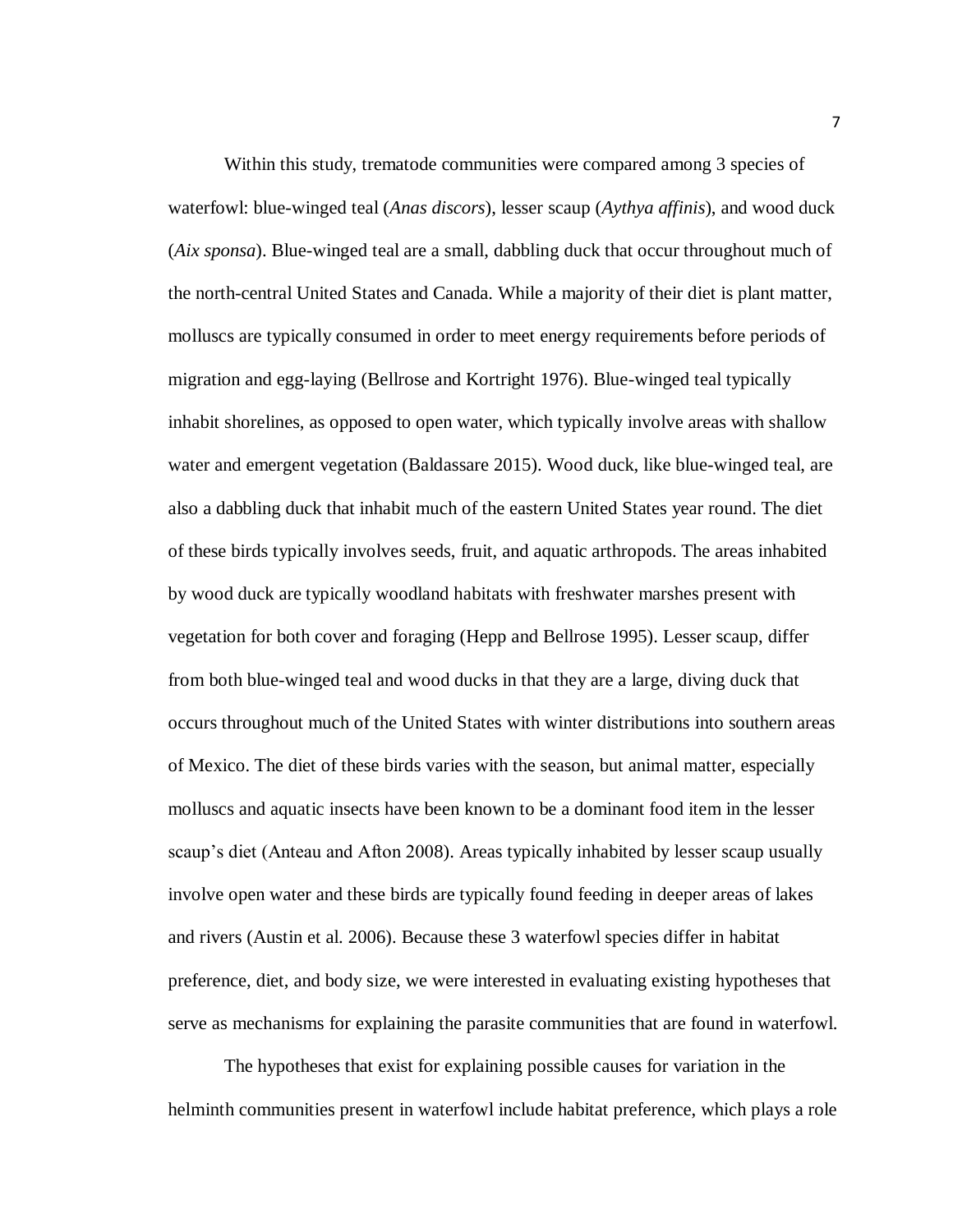Within this study, trematode communities were compared among 3 species of waterfowl: blue-winged teal (*Anas discors*), lesser scaup (*Aythya affinis*), and wood duck (*Aix sponsa*). Blue-winged teal are a small, dabbling duck that occur throughout much of the north-central United States and Canada. While a majority of their diet is plant matter, molluscs are typically consumed in order to meet energy requirements before periods of migration and egg-laying (Bellrose and Kortright 1976). Blue-winged teal typically inhabit shorelines, as opposed to open water, which typically involve areas with shallow water and emergent vegetation (Baldassare 2015). Wood duck, like blue-winged teal, are also a dabbling duck that inhabit much of the eastern United States year round. The diet of these birds typically involves seeds, fruit, and aquatic arthropods. The areas inhabited by wood duck are typically woodland habitats with freshwater marshes present with vegetation for both cover and foraging (Hepp and Bellrose 1995). Lesser scaup, differ from both blue-winged teal and wood ducks in that they are a large, diving duck that occurs throughout much of the United States with winter distributions into southern areas of Mexico. The diet of these birds varies with the season, but animal matter, especially molluscs and aquatic insects have been known to be a dominant food item in the lesser scaup's diet (Anteau and Afton 2008). Areas typically inhabited by lesser scaup usually involve open water and these birds are typically found feeding in deeper areas of lakes and rivers (Austin et al. 2006). Because these 3 waterfowl species differ in habitat preference, diet, and body size, we were interested in evaluating existing hypotheses that serve as mechanisms for explaining the parasite communities that are found in waterfowl.

The hypotheses that exist for explaining possible causes for variation in the helminth communities present in waterfowl include habitat preference, which plays a role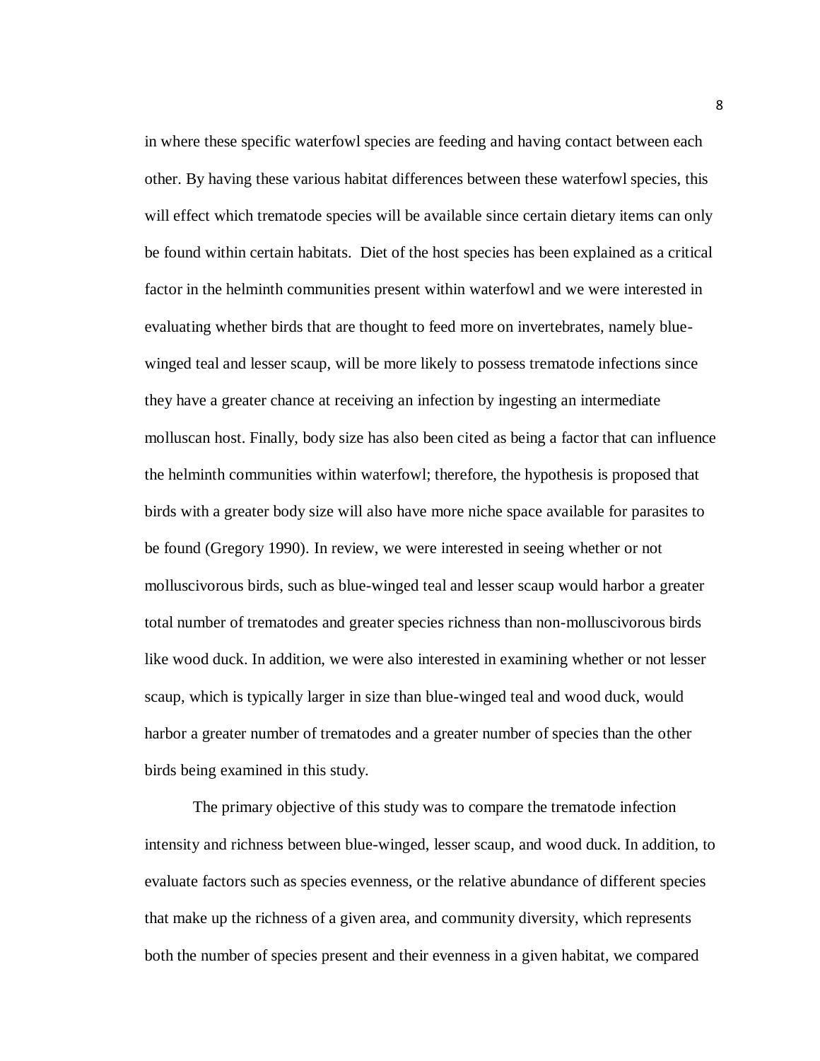in where these specific waterfowl species are feeding and having contact between each other. By having these various habitat differences between these waterfowl species, this will effect which trematode species will be available since certain dietary items can only be found within certain habitats. Diet of the host species has been explained as a critical factor in the helminth communities present within waterfowl and we were interested in evaluating whether birds that are thought to feed more on invertebrates, namely blue-winged teal and lesser scaup, will be more likely to possess trematode infections since they have a greater chance at receiving an infection by ingesting an intermediate molluscan host. Finally, body size has also been cited as being a factor that can influence the helminth communities within waterfowl; therefore, the hypothesis is proposed that birds with a greater body size will also have more niche space available for parasites to be found (Gregory 1990). In review, we were interested in seeing whether or not molluscivorous birds, such as blue-winged teal and lesser scaup would harbor a greater total number of trematodes and greater species richness than non-molluscivorous birds like wood duck. In addition, we were also interested in examining whether or not lesser scaup, which is typically larger in size than blue-winged teal and wood duck, would harbor a greater number of trematodes and a greater number of species than the other birds being examined in this study.

The primary objective of this study was to compare the trematode infection intensity and richness between blue-winged, lesser scaup, and wood duck. In addition, to evaluate factors such as species evenness, or the relative abundance of different species that make up the richness of a given area, and community diversity, which represents both the number of species present and their evenness in a given habitat, we compared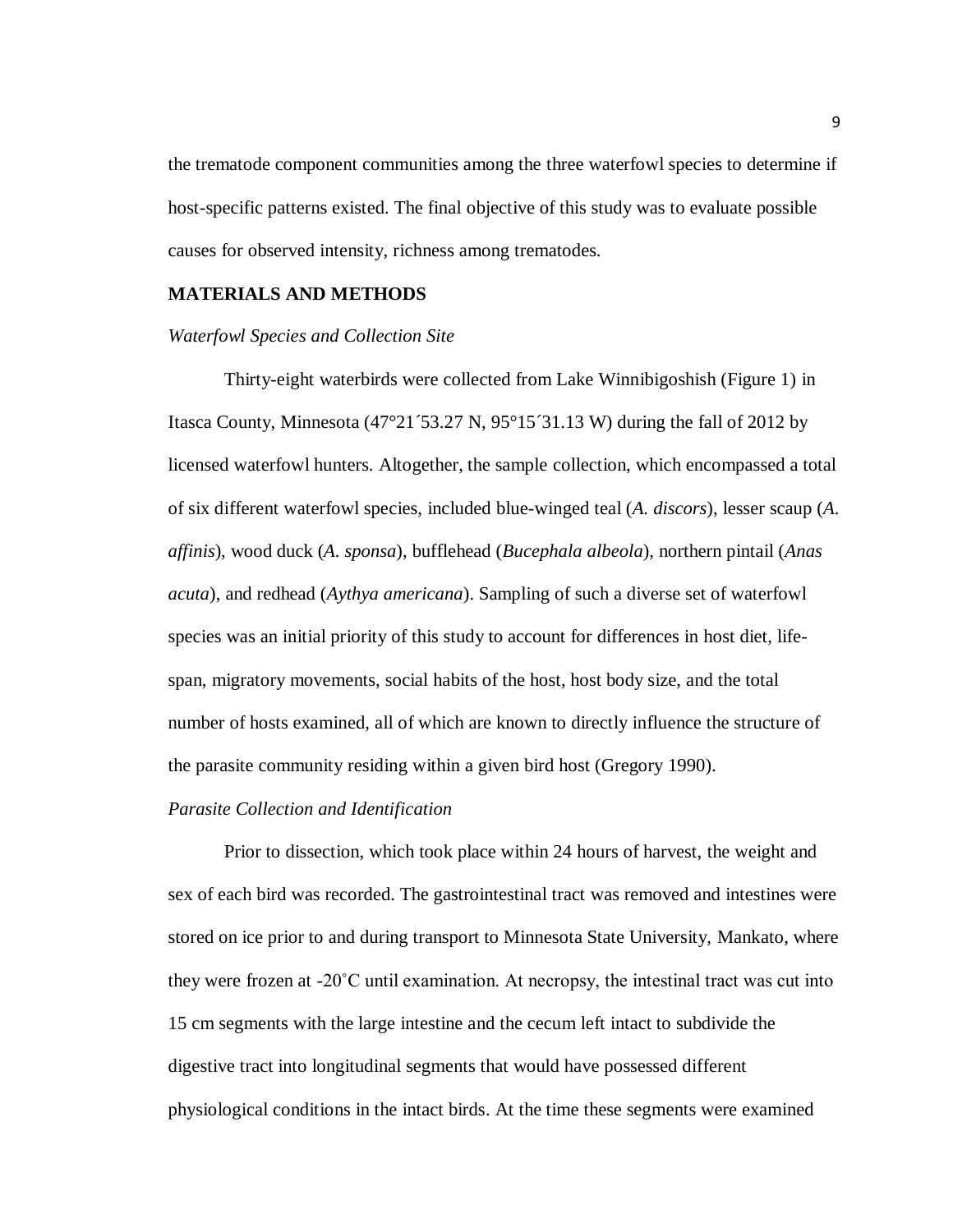the trematode component communities among the three waterfowl species to determine if host-specific patterns existed. The final objective of this study was to evaluate possible causes for observed intensity, richness among trematodes.

## MATERIALS AND METHODS

### *Waterfowl Species and Collection Site*

Thirty-eight waterbirds were collected from Lake Winnibigoshish (Figure 1) in Itasca County, Minnesota (47°21´53.27 N, 95°15´31.13 W) during the fall of 2012 by licensed waterfowl hunters. Altogether, the sample collection, which encompassed a total of six different waterfowl species, included blue-winged teal (*A. discors*), lesser scaup (*A. affinis*), wood duck (*A. sponsa*), bufflehead (*Bucephala albeola*), northern pintail (*Anas acuta*), and redhead (*Aythya americana*). Sampling of such a diverse set of waterfowl species was an initial priority of this study to account for differences in host diet, life-span, migratory movements, social habits of the host, host body size, and the total number of hosts examined, all of which are known to directly influence the structure of the parasite community residing within a given bird host (Gregory 1990).

### *Parasite Collection and Identification*

Prior to dissection, which took place within 24 hours of harvest, the weight and sex of each bird was recorded. The gastrointestinal tract was removed and intestines were stored on ice prior to and during transport to Minnesota State University, Mankato, where they were frozen at -20˚C until examination. At necropsy, the intestinal tract was cut into 15 cm segments with the large intestine and the cecum left intact to subdivide the digestive tract into longitudinal segments that would have possessed different physiological conditions in the intact birds. At the time these segments were examined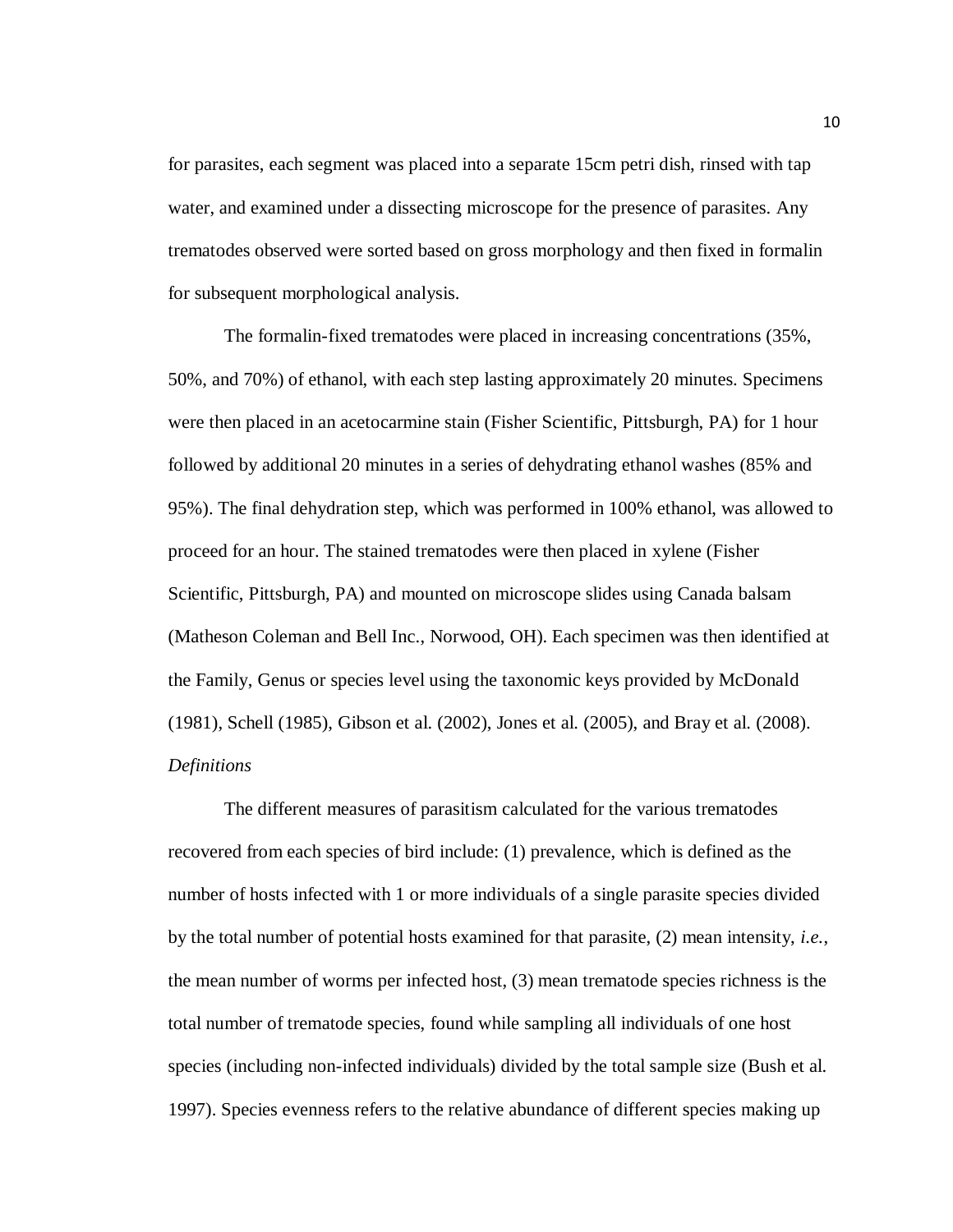for parasites, each segment was placed into a separate 15cm petri dish, rinsed with tap water, and examined under a dissecting microscope for the presence of parasites. Any trematodes observed were sorted based on gross morphology and then fixed in formalin for subsequent morphological analysis.

The formalin-fixed trematodes were placed in increasing concentrations (35%, 50%, and 70%) of ethanol, with each step lasting approximately 20 minutes. Specimens were then placed in an acetocarmine stain (Fisher Scientific, Pittsburgh, PA) for 1 hour followed by additional 20 minutes in a series of dehydrating ethanol washes (85% and 95%). The final dehydration step, which was performed in 100% ethanol, was allowed to proceed for an hour. The stained trematodes were then placed in xylene (Fisher Scientific, Pittsburgh, PA) and mounted on microscope slides using Canada balsam (Matheson Coleman and Bell Inc., Norwood, OH). Each specimen was then identified at the Family, Genus or species level using the taxonomic keys provided by McDonald (1981), Schell (1985), Gibson et al. (2002), Jones et al. (2005), and Bray et al. (2008).

*Definitions*

The different measures of parasitism calculated for the various trematodes recovered from each species of bird include: (1) prevalence, which is defined as the number of hosts infected with 1 or more individuals of a single parasite species divided by the total number of potential hosts examined for that parasite, (2) mean intensity, *i.e.*, the mean number of worms per infected host, (3) mean trematode species richness is the total number of trematode species, found while sampling all individuals of one host species (including non-infected individuals) divided by the total sample size (Bush et al. 1997). Species evenness refers to the relative abundance of different species making up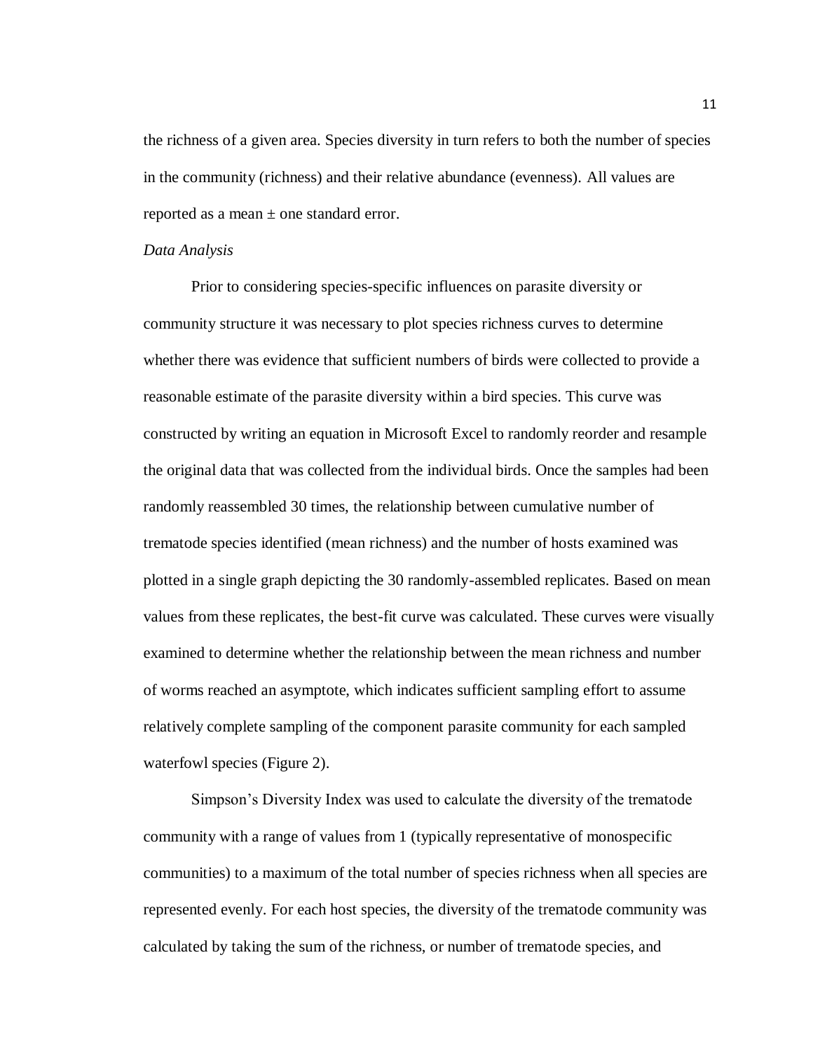the richness of a given area. Species diversity in turn refers to both the number of species in the community (richness) and their relative abundance (evenness). All values are reported as a mean ± one standard error.

*Data Analysis*

Prior to considering species-specific influences on parasite diversity or community structure it was necessary to plot species richness curves to determine whether there was evidence that sufficient numbers of birds were collected to provide a reasonable estimate of the parasite diversity within a bird species. This curve was constructed by writing an equation in Microsoft Excel to randomly reorder and resample the original data that was collected from the individual birds. Once the samples had been randomly reassembled 30 times, the relationship between cumulative number of trematode species identified (mean richness) and the number of hosts examined was plotted in a single graph depicting the 30 randomly-assembled replicates. Based on mean values from these replicates, the best-fit curve was calculated. These curves were visually examined to determine whether the relationship between the mean richness and number of worms reached an asymptote, which indicates sufficient sampling effort to assume relatively complete sampling of the component parasite community for each sampled waterfowl species (Figure 2).

Simpson's Diversity Index was used to calculate the diversity of the trematode community with a range of values from 1 (typically representative of monospecific communities) to a maximum of the total number of species richness when all species are represented evenly. For each host species, the diversity of the trematode community was calculated by taking the sum of the richness, or number of trematode species, and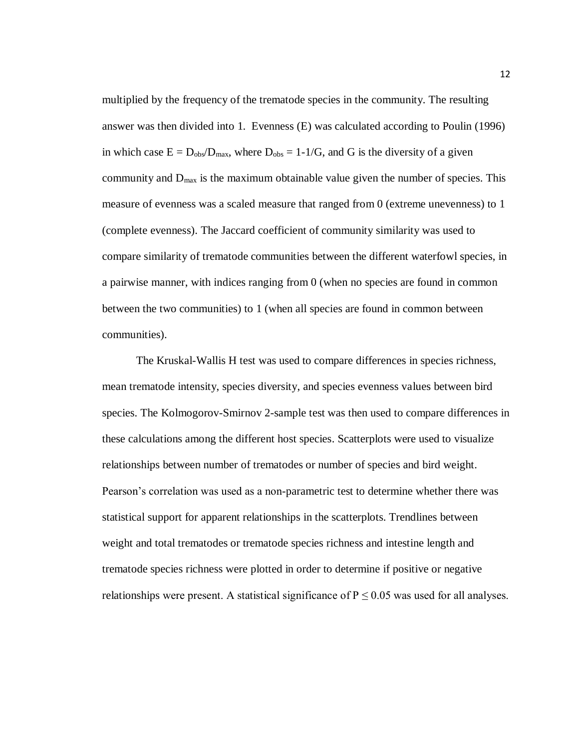multiplied by the frequency of the trematode species in the community. The resulting answer was then divided into 1. Evenness (E) was calculated according to Poulin (1996) in which case $E = D_{obs}/D_{max}$, where $D_{obs} = 1\text{-}1/G$, and G is the diversity of a given community and $D_{max}$ is the maximum obtainable value given the number of species. This measure of evenness was a scaled measure that ranged from 0 (extreme unevenness) to 1 (complete evenness). The Jaccard coefficient of community similarity was used to compare similarity of trematode communities between the different waterfowl species, in a pairwise manner, with indices ranging from 0 (when no species are found in common between the two communities) to 1 (when all species are found in common between communities).

The Kruskal-Wallis H test was used to compare differences in species richness, mean trematode intensity, species diversity, and species evenness values between bird species. The Kolmogorov-Smirnov 2-sample test was then used to compare differences in these calculations among the different host species. Scatterplots were used to visualize relationships between number of trematodes or number of species and bird weight. Pearson's correlation was used as a non-parametric test to determine whether there was statistical support for apparent relationships in the scatterplots. Trendlines between weight and total trematodes or trematode species richness and intestine length and trematode species richness were plotted in order to determine if positive or negative relationships were present. A statistical significance of $P \leq 0.05$ was used for all analyses.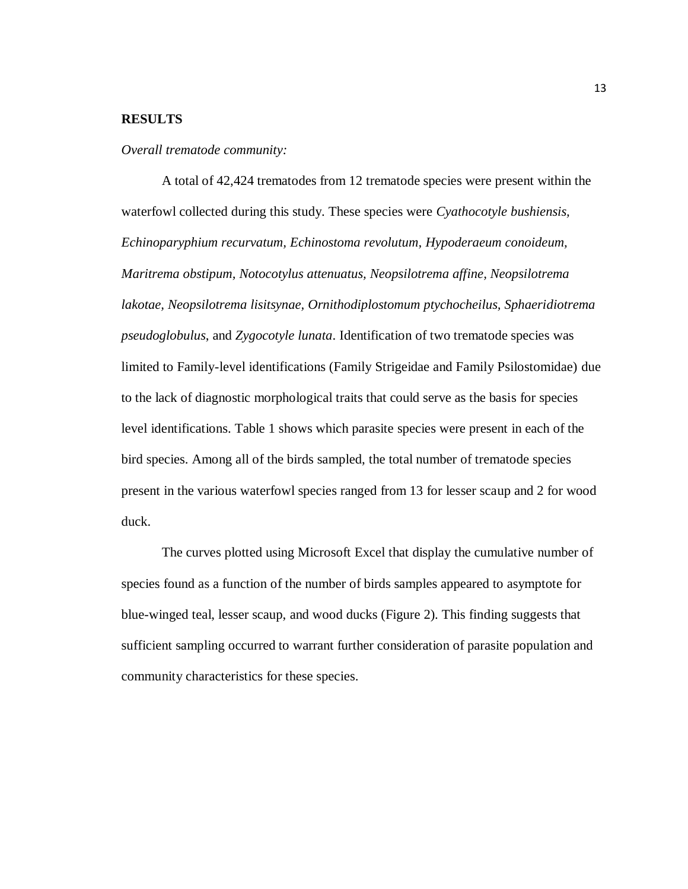## RESULTS

*Overall trematode community:*

A total of 42,424 trematodes from 12 trematode species were present within the waterfowl collected during this study. These species were *Cyathocotyle bushiensis, Echinoparyphium recurvatum, Echinostoma revolutum, Hypoderaeum conoideum, Maritrema obstipum, Notocotylus attenuatus, Neopsilotrema affine, Neopsilotrema lakotae, Neopsilotrema lisitsynae, Ornithodiplostomum ptychocheilus, Sphaeridiotrema pseudoglobulus,* and *Zygocotyle lunata*. Identification of two trematode species was limited to Family-level identifications (Family Strigeidae and Family Psilostomidae) due to the lack of diagnostic morphological traits that could serve as the basis for species level identifications. Table 1 shows which parasite species were present in each of the bird species. Among all of the birds sampled, the total number of trematode species present in the various waterfowl species ranged from 13 for lesser scaup and 2 for wood duck.

The curves plotted using Microsoft Excel that display the cumulative number of species found as a function of the number of birds samples appeared to asymptote for blue-winged teal, lesser scaup, and wood ducks (Figure 2). This finding suggests that sufficient sampling occurred to warrant further consideration of parasite population and community characteristics for these species.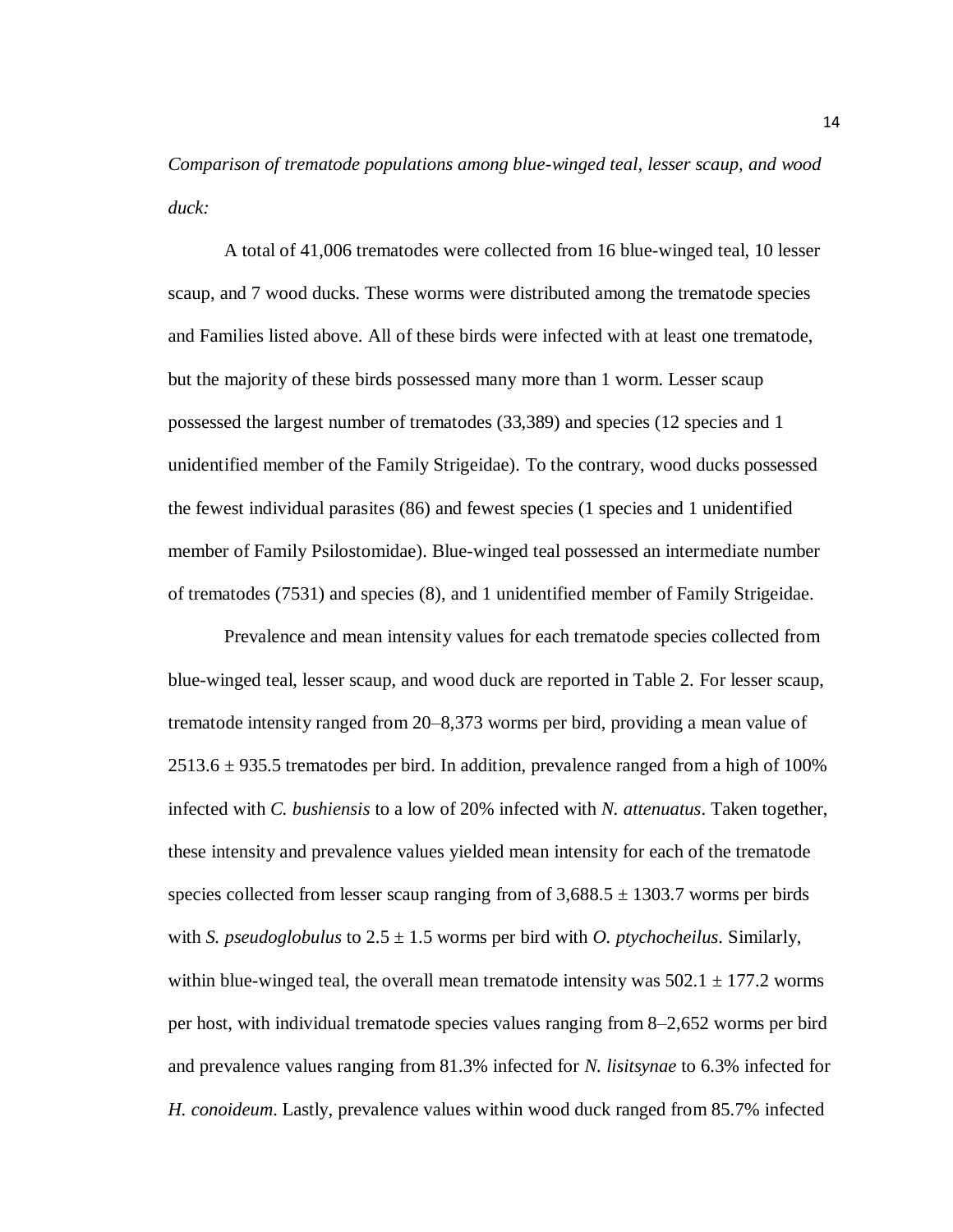*Comparison of trematode populations among blue-winged teal, lesser scaup, and wood duck:*

A total of 41,006 trematodes were collected from 16 blue-winged teal, 10 lesser scaup, and 7 wood ducks. These worms were distributed among the trematode species and Families listed above. All of these birds were infected with at least one trematode, but the majority of these birds possessed many more than 1 worm. Lesser scaup possessed the largest number of trematodes (33,389) and species (12 species and 1 unidentified member of the Family Strigeidae). To the contrary, wood ducks possessed the fewest individual parasites (86) and fewest species (1 species and 1 unidentified member of Family Psilostomidae). Blue-winged teal possessed an intermediate number of trematodes (7531) and species (8), and 1 unidentified member of Family Strigeidae.

Prevalence and mean intensity values for each trematode species collected from blue-winged teal, lesser scaup, and wood duck are reported in Table 2. For lesser scaup, trematode intensity ranged from 20–8,373 worms per bird, providing a mean value of $2513.6 \pm 935.5$ trematodes per bird. In addition, prevalence ranged from a high of 100% infected with *C. bushiensis* to a low of 20% infected with *N. attenuatus*. Taken together, these intensity and prevalence values yielded mean intensity for each of the trematode species collected from lesser scaup ranging from of $3,688.5 \pm 1303.7$ worms per birds with *S. pseudoglobulus* to $2.5 \pm 1.5$ worms per bird with *O. ptychocheilus*. Similarly, within blue-winged teal, the overall mean trematode intensity was $502.1 \pm 177.2$ worms per host, with individual trematode species values ranging from 8–2,652 worms per bird and prevalence values ranging from 81.3% infected for *N. lisitsynae* to 6.3% infected for *H. conoideum*. Lastly, prevalence values within wood duck ranged from 85.7% infected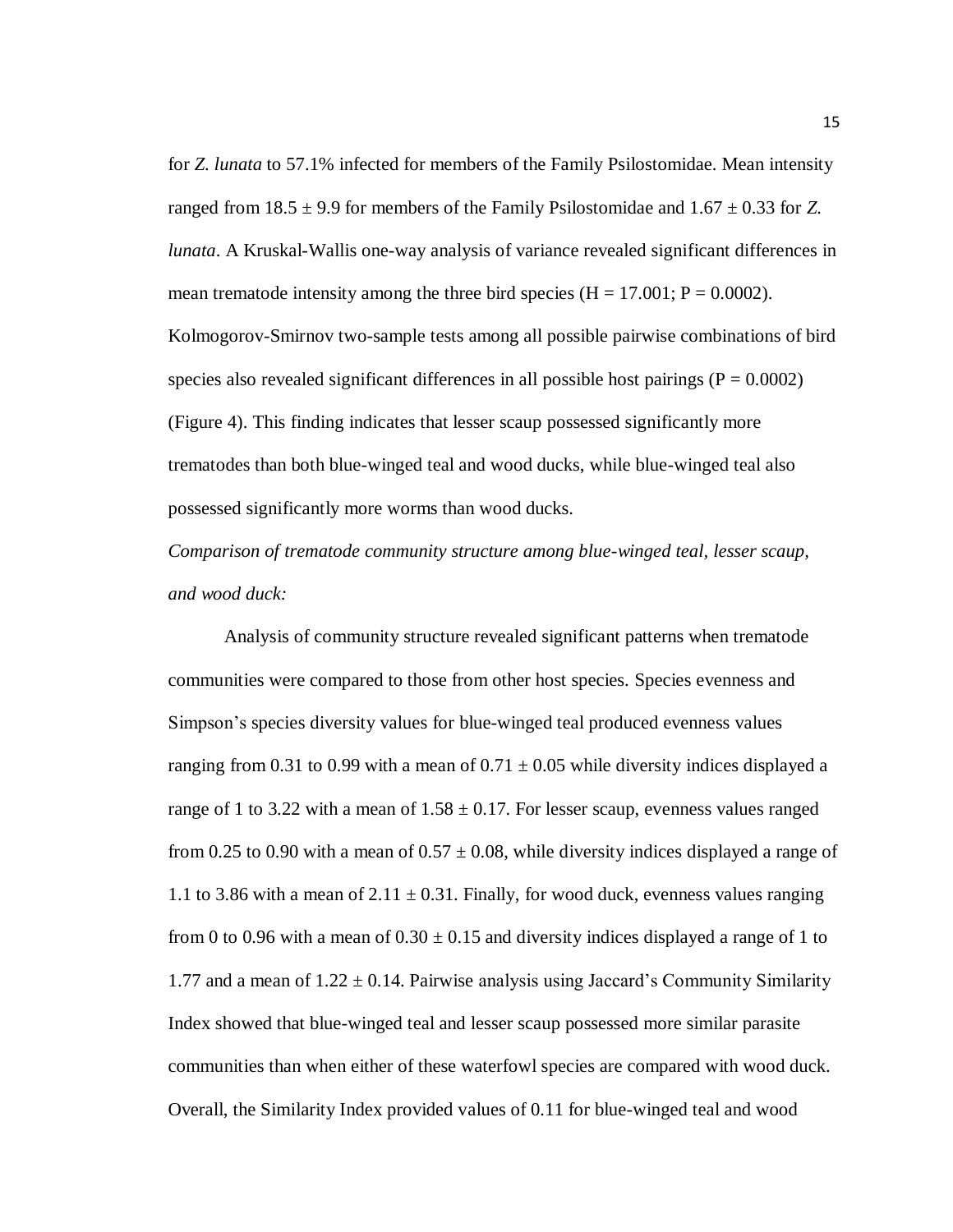for *Z. lunata* to 57.1% infected for members of the Family Psilostomidae. Mean intensity ranged from $18.5 \pm 9.9$ for members of the Family Psilostomidae and $1.67 \pm 0.33$ for *Z. lunata*. A Kruskal-Wallis one-way analysis of variance revealed significant differences in mean trematode intensity among the three bird species ($H = 17.001$; $P = 0.0002$). Kolmogorov-Smirnov two-sample tests among all possible pairwise combinations of bird species also revealed significant differences in all possible host pairings ($P = 0.0002$) (Figure 4). This finding indicates that lesser scaup possessed significantly more trematodes than both blue-winged teal and wood ducks, while blue-winged teal also possessed significantly more worms than wood ducks.

*Comparison of trematode community structure among blue-winged teal, lesser scaup, and wood duck:*

Analysis of community structure revealed significant patterns when trematode communities were compared to those from other host species. Species evenness and Simpson's species diversity values for blue-winged teal produced evenness values ranging from 0.31 to 0.99 with a mean of $0.71 \pm 0.05$ while diversity indices displayed a range of 1 to 3.22 with a mean of $1.58 \pm 0.17$. For lesser scaup, evenness values ranged from 0.25 to 0.90 with a mean of $0.57 \pm 0.08$, while diversity indices displayed a range of 1.1 to 3.86 with a mean of $2.11 \pm 0.31$. Finally, for wood duck, evenness values ranging from 0 to 0.96 with a mean of $0.30 \pm 0.15$ and diversity indices displayed a range of 1 to 1.77 and a mean of $1.22 \pm 0.14$. Pairwise analysis using Jaccard's Community Similarity Index showed that blue-winged teal and lesser scaup possessed more similar parasite communities than when either of these waterfowl species are compared with wood duck. Overall, the Similarity Index provided values of 0.11 for blue-winged teal and wood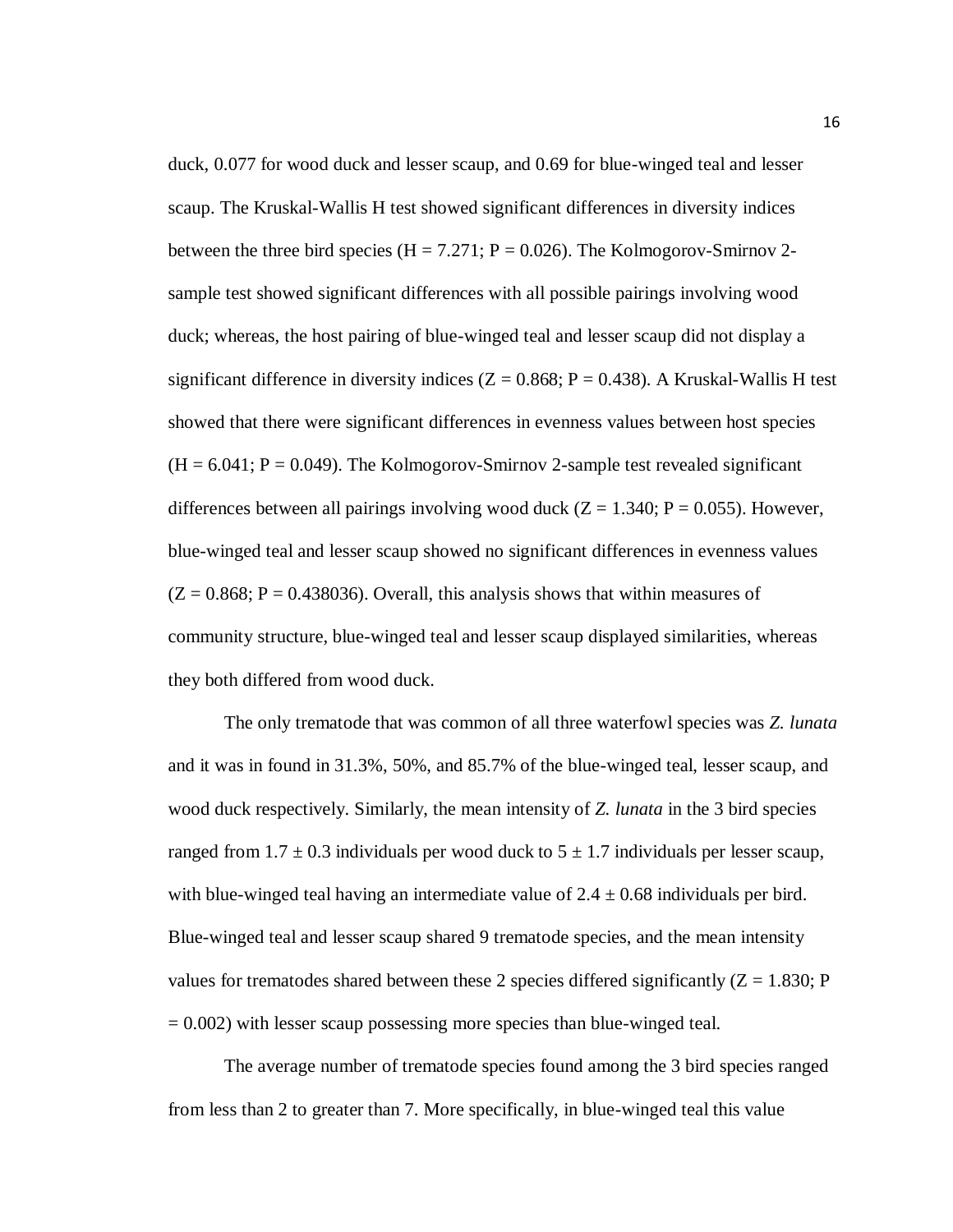duck, 0.077 for wood duck and lesser scaup, and 0.69 for blue-winged teal and lesser scaup. The Kruskal-Wallis H test showed significant differences in diversity indices between the three bird species ($H = 7.271$; $P = 0.026$). The Kolmogorov-Smirnov 2-sample test showed significant differences with all possible pairings involving wood duck; whereas, the host pairing of blue-winged teal and lesser scaup did not display a significant difference in diversity indices ($Z = 0.868$; $P = 0.438$). A Kruskal-Wallis H test showed that there were significant differences in evenness values between host species ($H = 6.041$; $P = 0.049$). The Kolmogorov-Smirnov 2-sample test revealed significant differences between all pairings involving wood duck ($Z = 1.340$; $P = 0.055$). However, blue-winged teal and lesser scaup showed no significant differences in evenness values ($Z = 0.868$; $P = 0.438036$). Overall, this analysis shows that within measures of community structure, blue-winged teal and lesser scaup displayed similarities, whereas they both differed from wood duck.

The only trematode that was common of all three waterfowl species was *Z. lunata* and it was in found in 31.3%, 50%, and 85.7% of the blue-winged teal, lesser scaup, and wood duck respectively. Similarly, the mean intensity of *Z. lunata* in the 3 bird species ranged from $1.7 \pm 0.3$ individuals per wood duck to $5 \pm 1.7$ individuals per lesser scaup, with blue-winged teal having an intermediate value of $2.4 \pm 0.68$ individuals per bird. Blue-winged teal and lesser scaup shared 9 trematode species, and the mean intensity values for trematodes shared between these 2 species differed significantly ($Z = 1.830$; $P = 0.002$) with lesser scaup possessing more species than blue-winged teal.

The average number of trematode species found among the 3 bird species ranged from less than 2 to greater than 7. More specifically, in blue-winged teal this value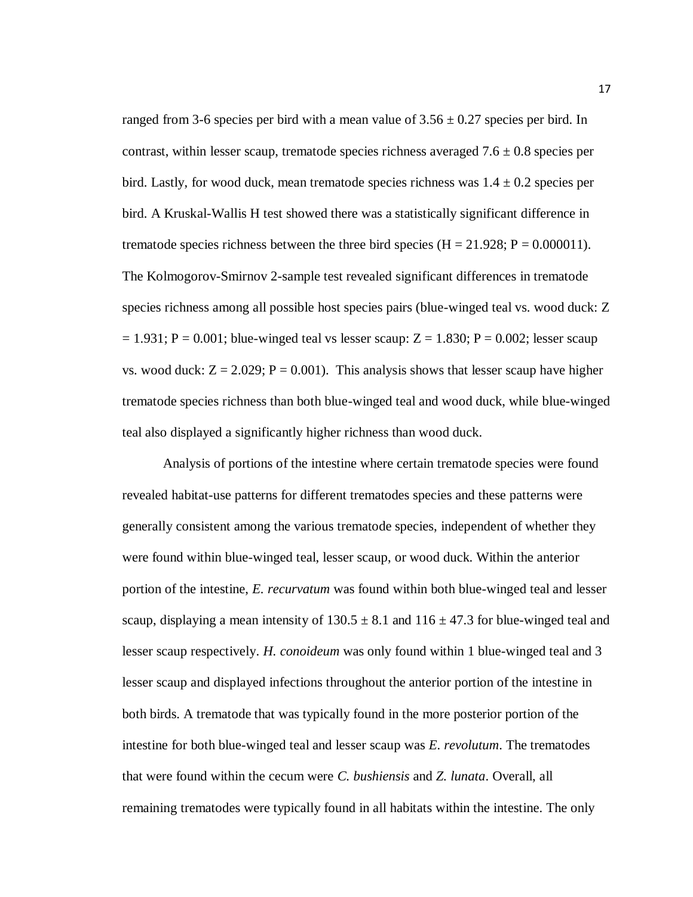ranged from 3-6 species per bird with a mean value of $3.56 \pm 0.27$ species per bird. In contrast, within lesser scaup, trematode species richness averaged $7.6 \pm 0.8$ species per bird. Lastly, for wood duck, mean trematode species richness was $1.4 \pm 0.2$ species per bird. A Kruskal-Wallis H test showed there was a statistically significant difference in trematode species richness between the three bird species ($H = 21.928$; $P = 0.000011$). The Kolmogorov-Smirnov 2-sample test revealed significant differences in trematode species richness among all possible host species pairs (blue-winged teal vs. wood duck: $Z = 1.931$; $P = 0.001$; blue-winged teal vs lesser scaup: $Z = 1.830$; $P = 0.002$; lesser scaup vs. wood duck: $Z = 2.029$; $P = 0.001$). This analysis shows that lesser scaup have higher trematode species richness than both blue-winged teal and wood duck, while blue-winged teal also displayed a significantly higher richness than wood duck.

Analysis of portions of the intestine where certain trematode species were found revealed habitat-use patterns for different trematodes species and these patterns were generally consistent among the various trematode species, independent of whether they were found within blue-winged teal, lesser scaup, or wood duck. Within the anterior portion of the intestine, *E. recurvatum* was found within both blue-winged teal and lesser scaup, displaying a mean intensity of $130.5 \pm 8.1$ and $116 \pm 47.3$ for blue-winged teal and lesser scaup respectively. *H. conoideum* was only found within 1 blue-winged teal and 3 lesser scaup and displayed infections throughout the anterior portion of the intestine in both birds. A trematode that was typically found in the more posterior portion of the intestine for both blue-winged teal and lesser scaup was *E. revolutum*. The trematodes that were found within the cecum were *C. bushiensis* and *Z. lunata*. Overall, all remaining trematodes were typically found in all habitats within the intestine. The only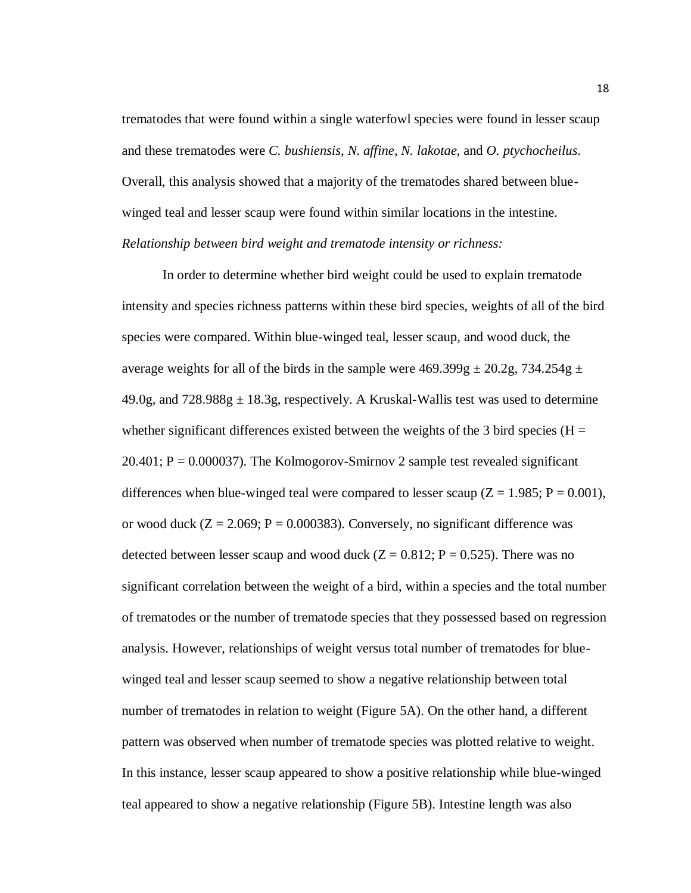trematodes that were found within a single waterfowl species were found in lesser scaup and these trematodes were *C. bushiensis*, *N. affine*, *N. lakotae*, and *O. ptychocheilus*. Overall, this analysis showed that a majority of the trematodes shared between blue-winged teal and lesser scaup were found within similar locations in the intestine.

*Relationship between bird weight and trematode intensity or richness:*

In order to determine whether bird weight could be used to explain trematode intensity and species richness patterns within these bird species, weights of all of the bird species were compared. Within blue-winged teal, lesser scaup, and wood duck, the average weights for all of the birds in the sample were 469.399g ± 20.2g, 734.254g ± 49.0g, and 728.988g ± 18.3g, respectively. A Kruskal-Wallis test was used to determine whether significant differences existed between the weights of the 3 bird species ($H = 20.401$; $P = 0.000037$). The Kolmogorov-Smirnov 2 sample test revealed significant differences when blue-winged teal were compared to lesser scaup ($Z = 1.985$; $P = 0.001$), or wood duck ($Z = 2.069$; $P = 0.000383$). Conversely, no significant difference was detected between lesser scaup and wood duck ($Z = 0.812$; $P = 0.525$). There was no significant correlation between the weight of a bird, within a species and the total number of trematodes or the number of trematode species that they possessed based on regression analysis. However, relationships of weight versus total number of trematodes for blue-winged teal and lesser scaup seemed to show a negative relationship between total number of trematodes in relation to weight (Figure 5A). On the other hand, a different pattern was observed when number of trematode species was plotted relative to weight. In this instance, lesser scaup appeared to show a positive relationship while blue-winged teal appeared to show a negative relationship (Figure 5B). Intestine length was also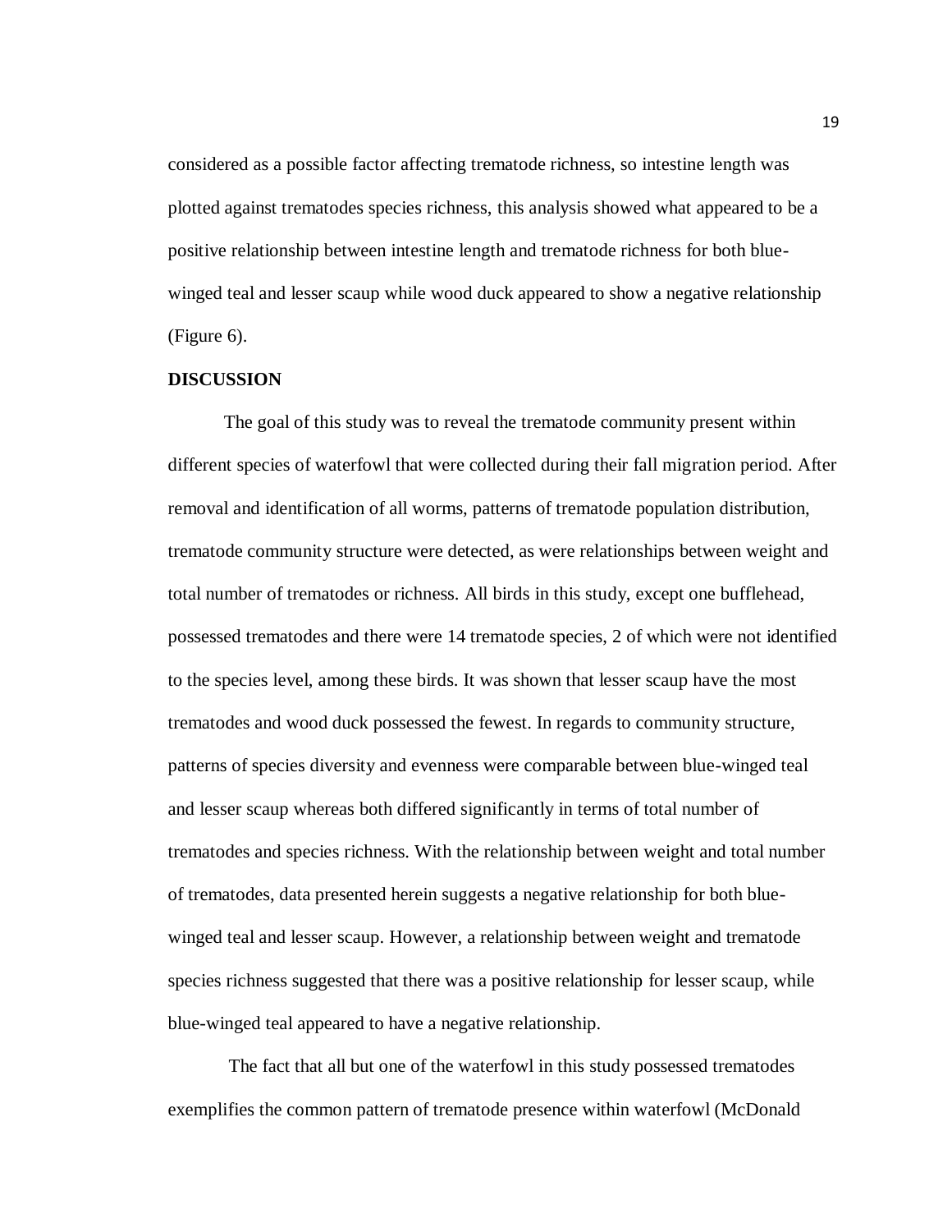considered as a possible factor affecting trematode richness, so intestine length was plotted against trematodes species richness, this analysis showed what appeared to be a positive relationship between intestine length and trematode richness for both blue-winged teal and lesser scaup while wood duck appeared to show a negative relationship (Figure 6).

## DISCUSSION

The goal of this study was to reveal the trematode community present within different species of waterfowl that were collected during their fall migration period. After removal and identification of all worms, patterns of trematode population distribution, trematode community structure were detected, as were relationships between weight and total number of trematodes or richness. All birds in this study, except one bufflehead, possessed trematodes and there were 14 trematode species, 2 of which were not identified to the species level, among these birds. It was shown that lesser scaup have the most trematodes and wood duck possessed the fewest. In regards to community structure, patterns of species diversity and evenness were comparable between blue-winged teal and lesser scaup whereas both differed significantly in terms of total number of trematodes and species richness. With the relationship between weight and total number of trematodes, data presented herein suggests a negative relationship for both blue-winged teal and lesser scaup. However, a relationship between weight and trematode species richness suggested that there was a positive relationship for lesser scaup, while blue-winged teal appeared to have a negative relationship.

The fact that all but one of the waterfowl in this study possessed trematodes exemplifies the common pattern of trematode presence within waterfowl (McDonald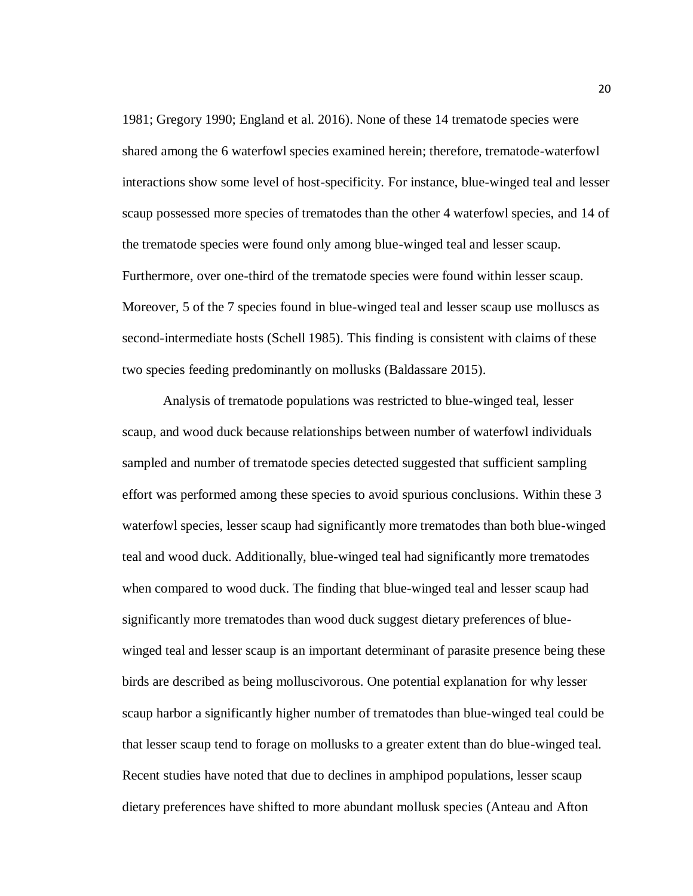1981; Gregory 1990; England et al. 2016). None of these 14 trematode species were shared among the 6 waterfowl species examined herein; therefore, trematode-waterfowl interactions show some level of host-specificity. For instance, blue-winged teal and lesser scaup possessed more species of trematodes than the other 4 waterfowl species, and 14 of the trematode species were found only among blue-winged teal and lesser scaup. Furthermore, over one-third of the trematode species were found within lesser scaup. Moreover, 5 of the 7 species found in blue-winged teal and lesser scaup use molluscs as second-intermediate hosts (Schell 1985). This finding is consistent with claims of these two species feeding predominantly on mollusks (Baldassare 2015).

Analysis of trematode populations was restricted to blue-winged teal, lesser scaup, and wood duck because relationships between number of waterfowl individuals sampled and number of trematode species detected suggested that sufficient sampling effort was performed among these species to avoid spurious conclusions. Within these 3 waterfowl species, lesser scaup had significantly more trematodes than both blue-winged teal and wood duck. Additionally, blue-winged teal had significantly more trematodes when compared to wood duck. The finding that blue-winged teal and lesser scaup had significantly more trematodes than wood duck suggest dietary preferences of blue-winged teal and lesser scaup is an important determinant of parasite presence being these birds are described as being molluscivorous. One potential explanation for why lesser scaup harbor a significantly higher number of trematodes than blue-winged teal could be that lesser scaup tend to forage on mollusks to a greater extent than do blue-winged teal. Recent studies have noted that due to declines in amphipod populations, lesser scaup dietary preferences have shifted to more abundant mollusk species (Anteau and Afton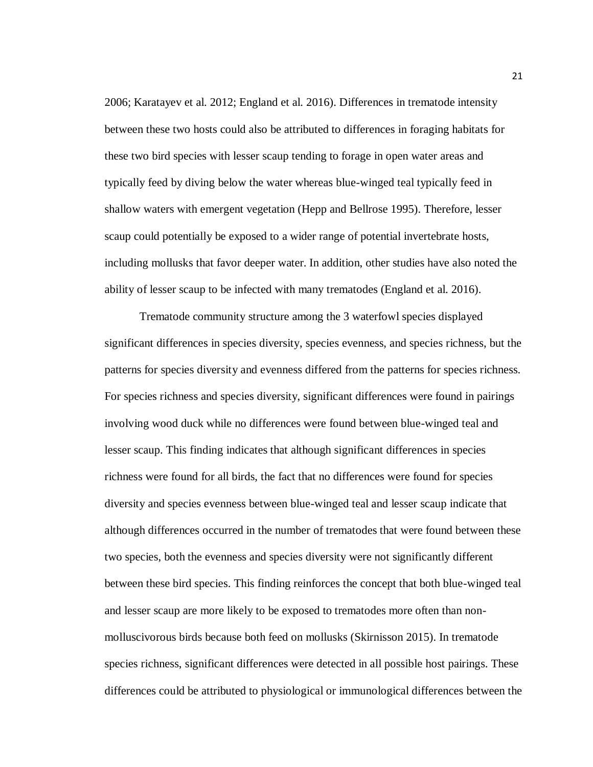2006; Karatayev et al. 2012; England et al. 2016). Differences in trematode intensity between these two hosts could also be attributed to differences in foraging habitats for these two bird species with lesser scaup tending to forage in open water areas and typically feed by diving below the water whereas blue-winged teal typically feed in shallow waters with emergent vegetation (Hepp and Bellrose 1995). Therefore, lesser scaup could potentially be exposed to a wider range of potential invertebrate hosts, including mollusks that favor deeper water. In addition, other studies have also noted the ability of lesser scaup to be infected with many trematodes (England et al. 2016).

Trematode community structure among the 3 waterfowl species displayed significant differences in species diversity, species evenness, and species richness, but the patterns for species diversity and evenness differed from the patterns for species richness. For species richness and species diversity, significant differences were found in pairings involving wood duck while no differences were found between blue-winged teal and lesser scaup. This finding indicates that although significant differences in species richness were found for all birds, the fact that no differences were found for species diversity and species evenness between blue-winged teal and lesser scaup indicate that although differences occurred in the number of trematodes that were found between these two species, both the evenness and species diversity were not significantly different between these bird species. This finding reinforces the concept that both blue-winged teal and lesser scaup are more likely to be exposed to trematodes more often than non-molluscivorous birds because both feed on mollusks (Skirnisson 2015). In trematode species richness, significant differences were detected in all possible host pairings. These differences could be attributed to physiological or immunological differences between the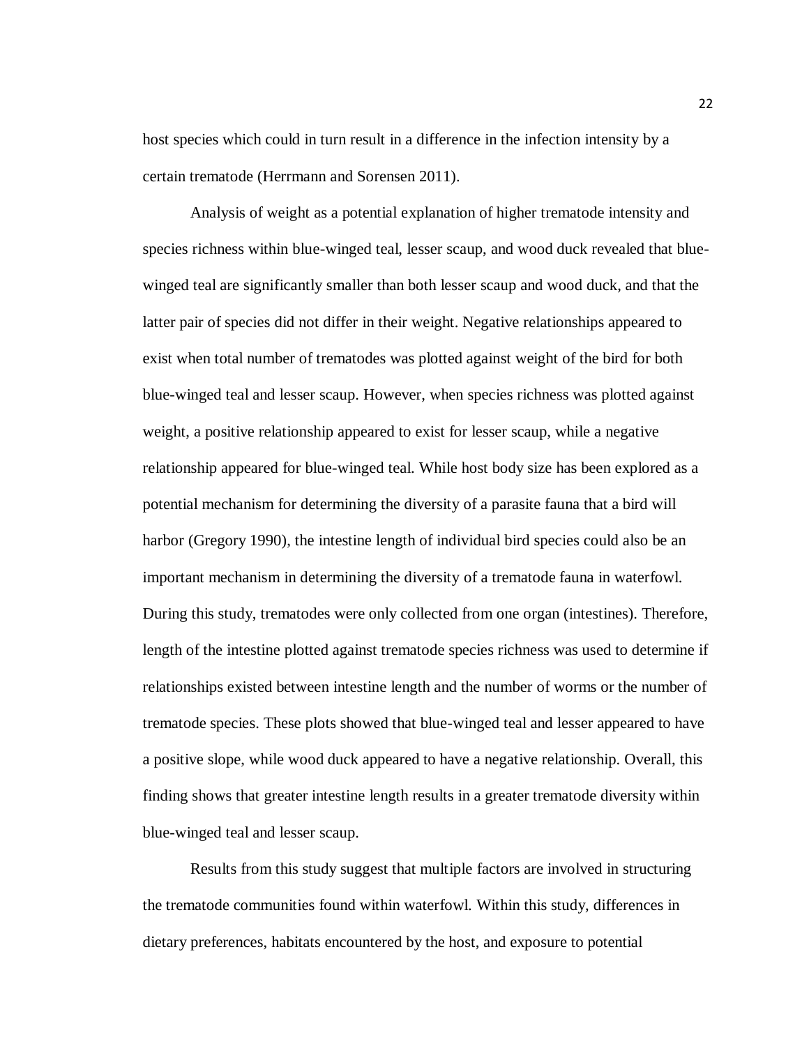host species which could in turn result in a difference in the infection intensity by a certain trematode (Herrmann and Sorensen 2011).

Analysis of weight as a potential explanation of higher trematode intensity and species richness within blue-winged teal, lesser scaup, and wood duck revealed that blue-winged teal are significantly smaller than both lesser scaup and wood duck, and that the latter pair of species did not differ in their weight. Negative relationships appeared to exist when total number of trematodes was plotted against weight of the bird for both blue-winged teal and lesser scaup. However, when species richness was plotted against weight, a positive relationship appeared to exist for lesser scaup, while a negative relationship appeared for blue-winged teal. While host body size has been explored as a potential mechanism for determining the diversity of a parasite fauna that a bird will harbor (Gregory 1990), the intestine length of individual bird species could also be an important mechanism in determining the diversity of a trematode fauna in waterfowl. During this study, trematodes were only collected from one organ (intestines). Therefore, length of the intestine plotted against trematode species richness was used to determine if relationships existed between intestine length and the number of worms or the number of trematode species. These plots showed that blue-winged teal and lesser appeared to have a positive slope, while wood duck appeared to have a negative relationship. Overall, this finding shows that greater intestine length results in a greater trematode diversity within blue-winged teal and lesser scaup.

Results from this study suggest that multiple factors are involved in structuring the trematode communities found within waterfowl. Within this study, differences in dietary preferences, habitats encountered by the host, and exposure to potential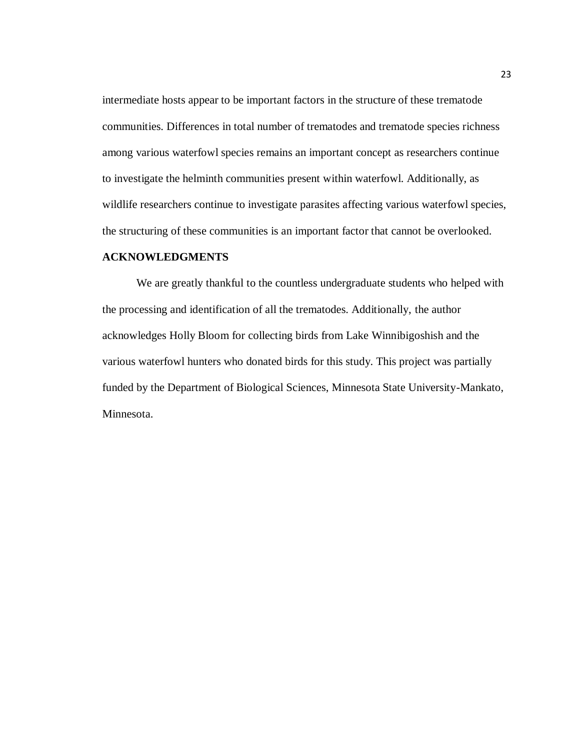intermediate hosts appear to be important factors in the structure of these trematode communities. Differences in total number of trematodes and trematode species richness among various waterfowl species remains an important concept as researchers continue to investigate the helminth communities present within waterfowl. Additionally, as wildlife researchers continue to investigate parasites affecting various waterfowl species, the structuring of these communities is an important factor that cannot be overlooked.

## ACKNOWLEDGMENTS

We are greatly thankful to the countless undergraduate students who helped with the processing and identification of all the trematodes. Additionally, the author acknowledges Holly Bloom for collecting birds from Lake Winnibigoshish and the various waterfowl hunters who donated birds for this study. This project was partially funded by the Department of Biological Sciences, Minnesota State University-Mankato, Minnesota.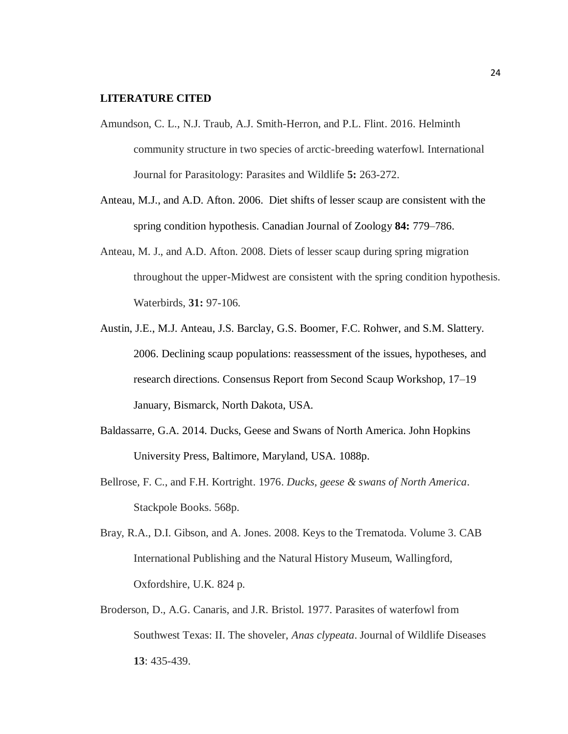## LITERATURE CITED

Amundson, C. L., N.J. Traub, A.J. Smith-Herron, and P.L. Flint. 2016. Helminth community structure in two species of arctic-breeding waterfowl. International Journal for Parasitology: Parasites and Wildlife **5:** 263-272.

Anteau, M.J., and A.D. Afton. 2006. Diet shifts of lesser scaup are consistent with the spring condition hypothesis. Canadian Journal of Zoology **84:** 779–786.

Anteau, M. J., and A.D. Afton. 2008. Diets of lesser scaup during spring migration throughout the upper-Midwest are consistent with the spring condition hypothesis. Waterbirds, **31:** 97-106.

Austin, J.E., M.J. Anteau, J.S. Barclay, G.S. Boomer, F.C. Rohwer, and S.M. Slattery. 2006. Declining scaup populations: reassessment of the issues, hypotheses, and research directions. Consensus Report from Second Scaup Workshop, 17–19 January, Bismarck, North Dakota, USA.

Baldassarre, G.A. 2014. Ducks, Geese and Swans of North America. John Hopkins University Press, Baltimore, Maryland, USA. 1088p.

Bellrose, F. C., and F.H. Kortright. 1976. *Ducks, geese & swans of North America*. Stackpole Books. 568p.

Bray, R.A., D.I. Gibson, and A. Jones. 2008. Keys to the Trematoda. Volume 3. CAB International Publishing and the Natural History Museum, Wallingford, Oxfordshire, U.K. 824 p.

Broderson, D., A.G. Canaris, and J.R. Bristol. 1977. Parasites of waterfowl from Southwest Texas: II. The shoveler, *Anas clypeata*. Journal of Wildlife Diseases **13**: 435-439.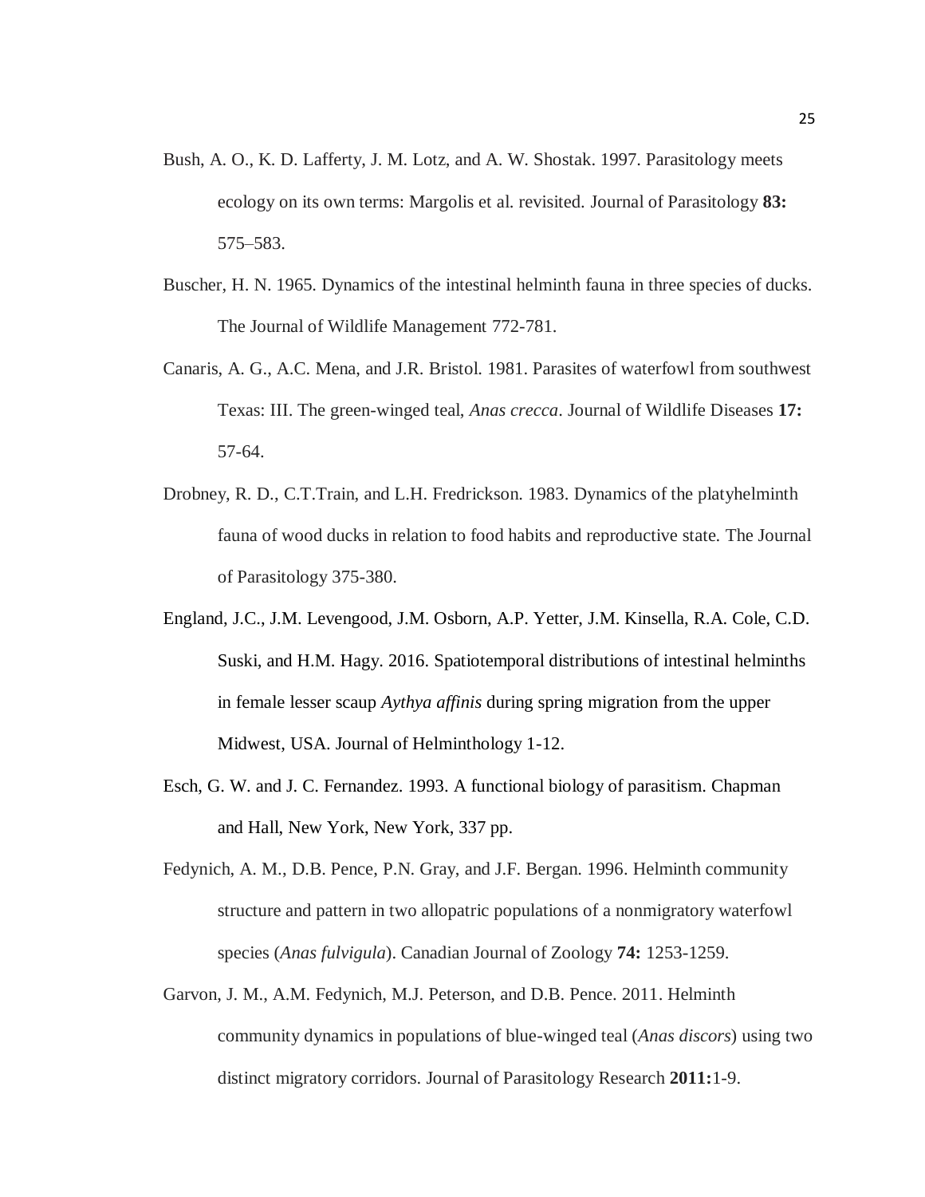Bush, A. O., K. D. Lafferty, J. M. Lotz, and A. W. Shostak. 1997. Parasitology meets ecology on its own terms: Margolis et al. revisited. Journal of Parasitology **83:** 575–583.

Buscher, H. N. 1965. Dynamics of the intestinal helminth fauna in three species of ducks. The Journal of Wildlife Management 772-781.

Canaris, A. G., A.C. Mena, and J.R. Bristol. 1981. Parasites of waterfowl from southwest Texas: III. The green-winged teal, *Anas crecca*. Journal of Wildlife Diseases **17:** 57-64.

Drobney, R. D., C.T.Train, and L.H. Fredrickson. 1983. Dynamics of the platyhelminth fauna of wood ducks in relation to food habits and reproductive state. The Journal of Parasitology 375-380.

England, J.C., J.M. Levengood, J.M. Osborn, A.P. Yetter, J.M. Kinsella, R.A. Cole, C.D. Suski, and H.M. Hagy. 2016. Spatiotemporal distributions of intestinal helminths in female lesser scaup *Aythya affinis* during spring migration from the upper Midwest, USA. Journal of Helminthology 1-12.

Esch, G. W. and J. C. Fernandez. 1993. A functional biology of parasitism. Chapman and Hall, New York, New York, 337 pp.

Fedynich, A. M., D.B. Pence, P.N. Gray, and J.F. Bergan. 1996. Helminth community structure and pattern in two allopatric populations of a nonmigratory waterfowl species (*Anas fulvigula*). Canadian Journal of Zoology **74:** 1253-1259.

Garvon, J. M., A.M. Fedynich, M.J. Peterson, and D.B. Pence. 2011. Helminth community dynamics in populations of blue-winged teal (*Anas discors*) using two distinct migratory corridors. Journal of Parasitology Research **2011:**1-9.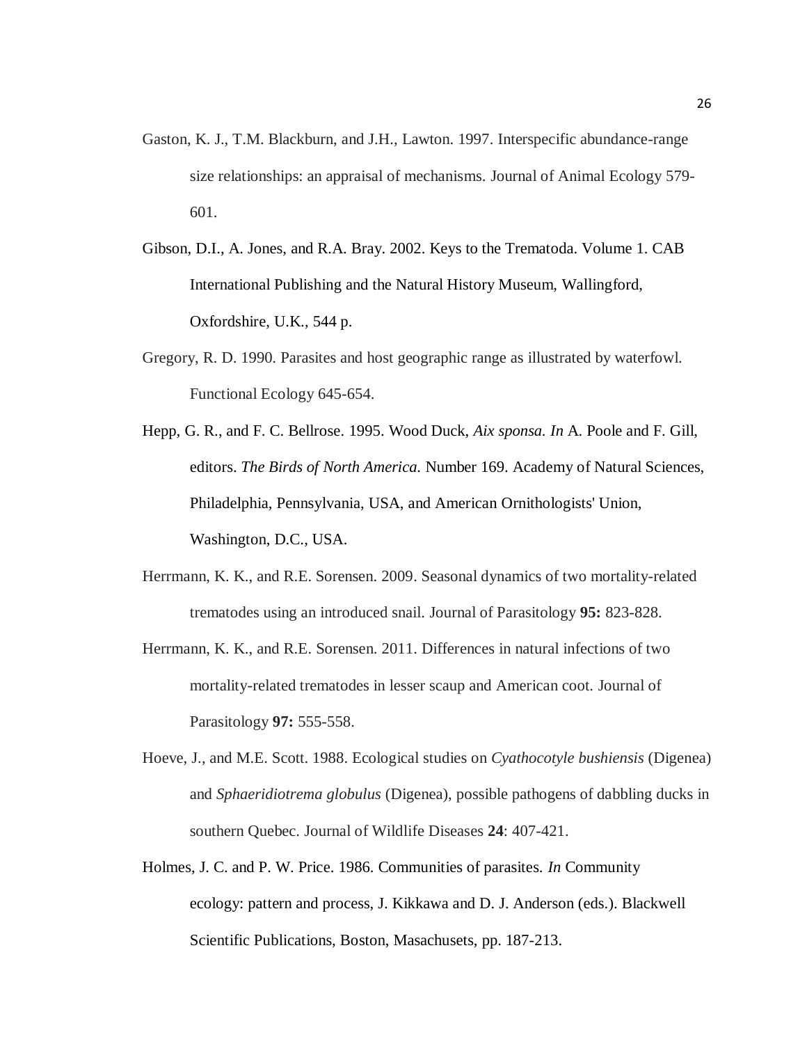Gaston, K. J., T.M. Blackburn, and J.H., Lawton. 1997. Interspecific abundance-range size relationships: an appraisal of mechanisms. Journal of Animal Ecology 579-601.

Gibson, D.I., A. Jones, and R.A. Bray. 2002. Keys to the Trematoda. Volume 1. CAB International Publishing and the Natural History Museum, Wallingford, Oxfordshire, U.K., 544 p.

Gregory, R. D. 1990. Parasites and host geographic range as illustrated by waterfowl. Functional Ecology 645-654.

Hepp, G. R., and F. C. Bellrose. 1995. Wood Duck, *Aix sponsa. In* A. Poole and F. Gill, editors. *The Birds of North America.* Number 169. Academy of Natural Sciences, Philadelphia, Pennsylvania, USA, and American Ornithologists' Union, Washington, D.C., USA.

Herrmann, K. K., and R.E. Sorensen. 2009. Seasonal dynamics of two mortality-related trematodes using an introduced snail. Journal of Parasitology **95:** 823-828.

Herrmann, K. K., and R.E. Sorensen. 2011. Differences in natural infections of two mortality-related trematodes in lesser scaup and American coot. Journal of Parasitology **97:** 555-558.

Hoeve, J., and M.E. Scott. 1988. Ecological studies on *Cyathocotyle bushiensis* (Digenea) and *Sphaeridiotrema globulus* (Digenea), possible pathogens of dabbling ducks in southern Quebec. Journal of Wildlife Diseases **24**: 407-421.

Holmes, J. C. and P. W. Price. 1986. Communities of parasites. *In* Community ecology: pattern and process, J. Kikkawa and D. J. Anderson (eds.). Blackwell Scientific Publications, Boston, Masachusets, pp. 187-213.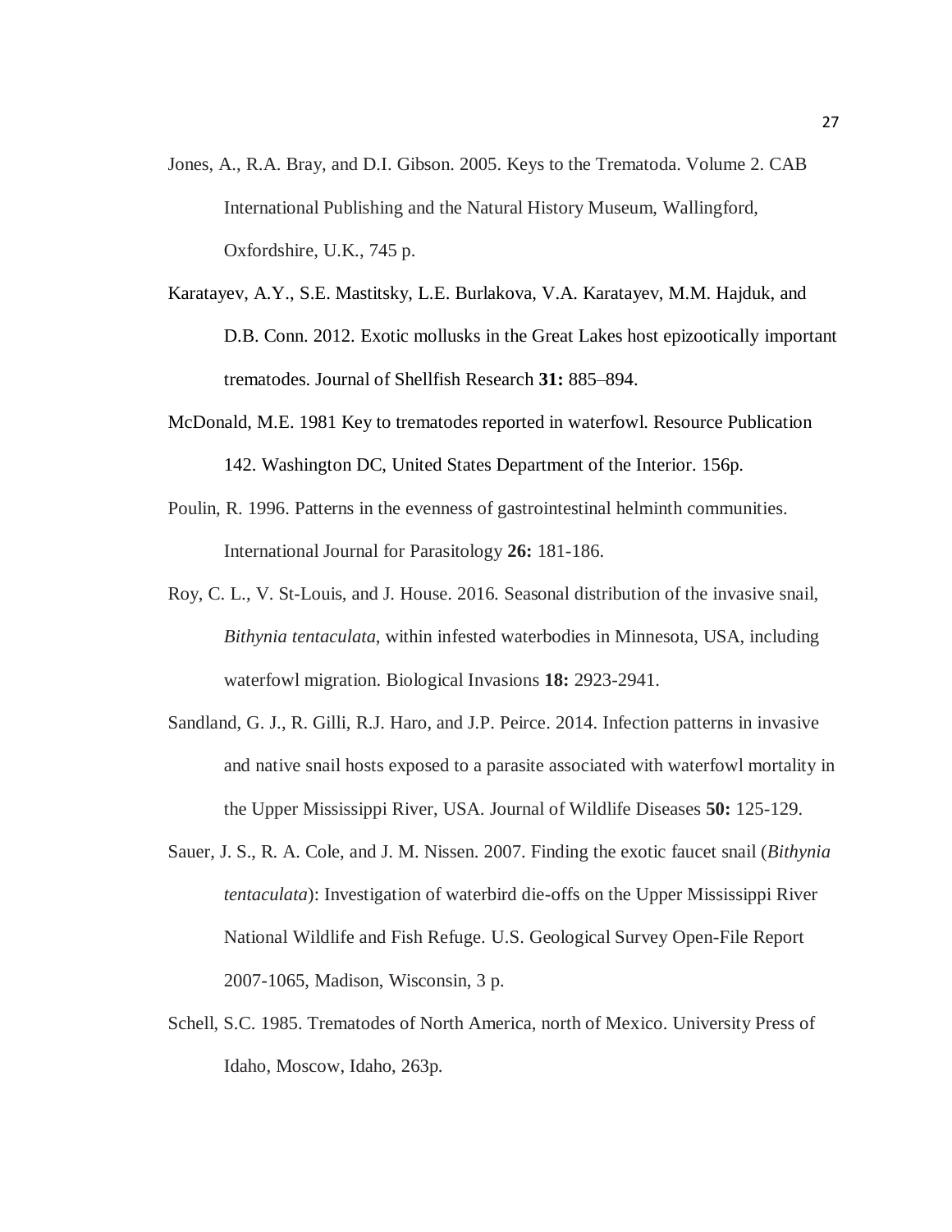Jones, A., R.A. Bray, and D.I. Gibson. 2005. Keys to the Trematoda. Volume 2. CAB International Publishing and the Natural History Museum, Wallingford, Oxfordshire, U.K., 745 p.

Karatayev, A.Y., S.E. Mastitsky, L.E. Burlakova, V.A. Karatayev, M.M. Hajduk, and D.B. Conn. 2012. Exotic mollusks in the Great Lakes host epizootically important trematodes. Journal of Shellfish Research **31:** 885–894.

McDonald, M.E. 1981 Key to trematodes reported in waterfowl. Resource Publication 142. Washington DC, United States Department of the Interior. 156p.

Poulin, R. 1996. Patterns in the evenness of gastrointestinal helminth communities. International Journal for Parasitology **26:** 181-186.

Roy, C. L., V. St-Louis, and J. House. 2016. Seasonal distribution of the invasive snail, *Bithynia tentaculata*, within infested waterbodies in Minnesota, USA, including waterfowl migration. Biological Invasions **18:** 2923-2941.

Sandland, G. J., R. Gilli, R.J. Haro, and J.P. Peirce. 2014. Infection patterns in invasive and native snail hosts exposed to a parasite associated with waterfowl mortality in the Upper Mississippi River, USA. Journal of Wildlife Diseases **50:** 125-129.

Sauer, J. S., R. A. Cole, and J. M. Nissen. 2007. Finding the exotic faucet snail (*Bithynia tentaculata*): Investigation of waterbird die-offs on the Upper Mississippi River National Wildlife and Fish Refuge. U.S. Geological Survey Open-File Report 2007-1065, Madison, Wisconsin, 3 p.

Schell, S.C. 1985. Trematodes of North America, north of Mexico. University Press of Idaho, Moscow, Idaho, 263p.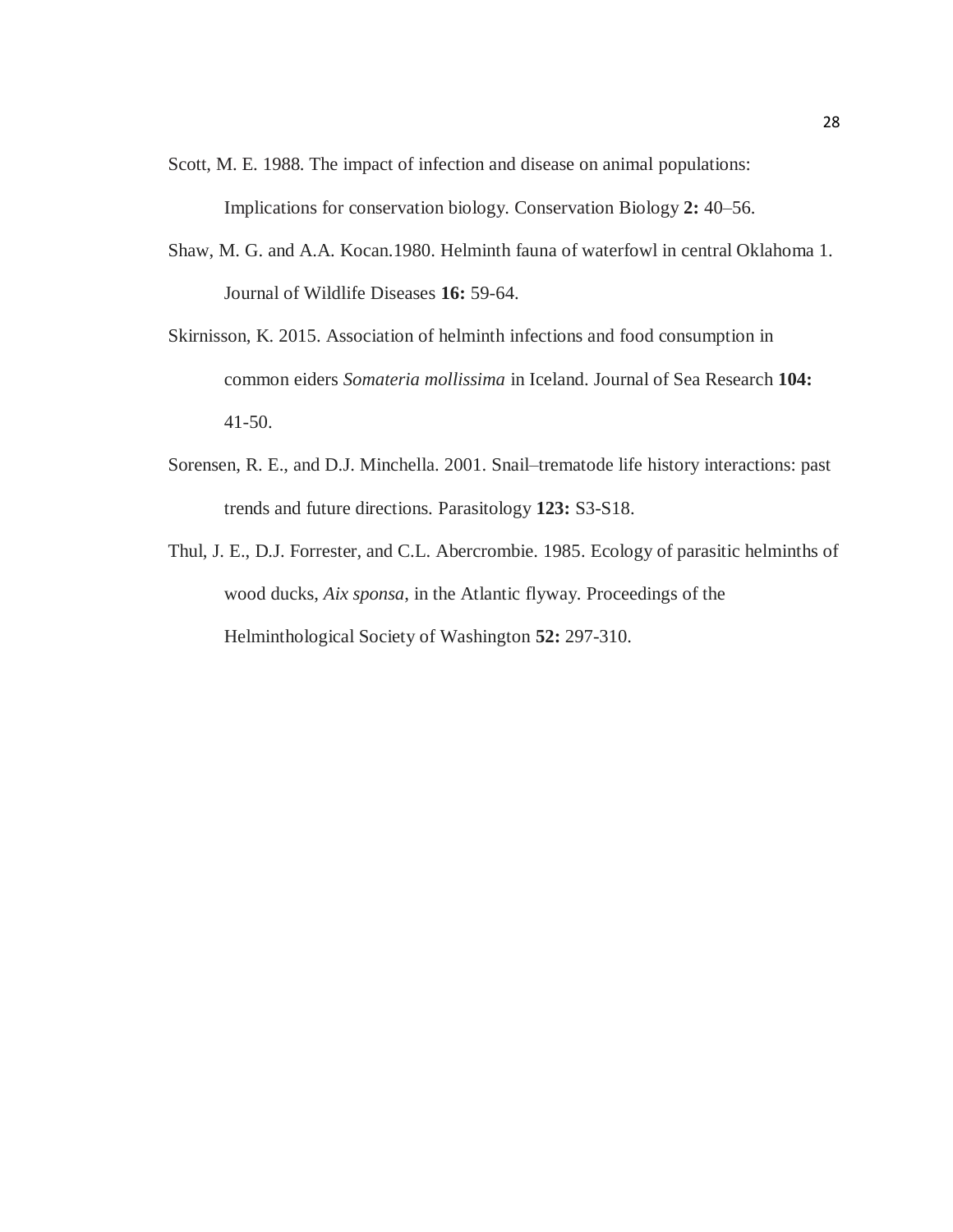Scott, M. E. 1988. The impact of infection and disease on animal populations: Implications for conservation biology. Conservation Biology **2:** 40–56.

Shaw, M. G. and A.A. Kocan.1980. Helminth fauna of waterfowl in central Oklahoma 1. Journal of Wildlife Diseases **16:** 59-64.

Skirnisson, K. 2015. Association of helminth infections and food consumption in common eiders *Somateria mollissima* in Iceland. Journal of Sea Research **104:** 41-50.

Sorensen, R. E., and D.J. Minchella. 2001. Snail–trematode life history interactions: past trends and future directions. Parasitology **123:** S3-S18.

Thul, J. E., D.J. Forrester, and C.L. Abercrombie. 1985. Ecology of parasitic helminths of wood ducks, *Aix sponsa*, in the Atlantic flyway. Proceedings of the Helminthological Society of Washington **52:** 297-310.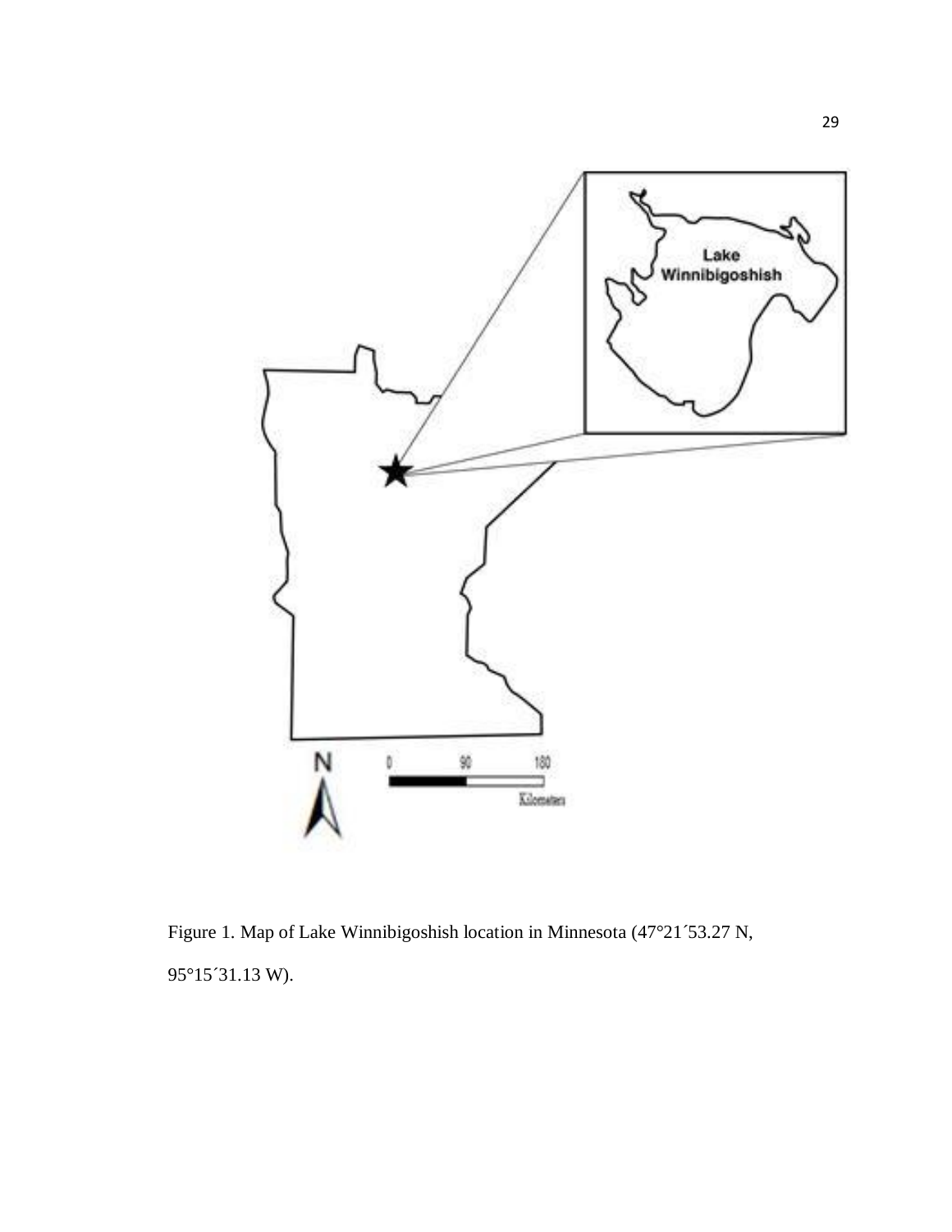Figure 1. Map of Lake Winnibigoshish location in Minnesota (47°21´53.27 N, 95°15´31.13 W).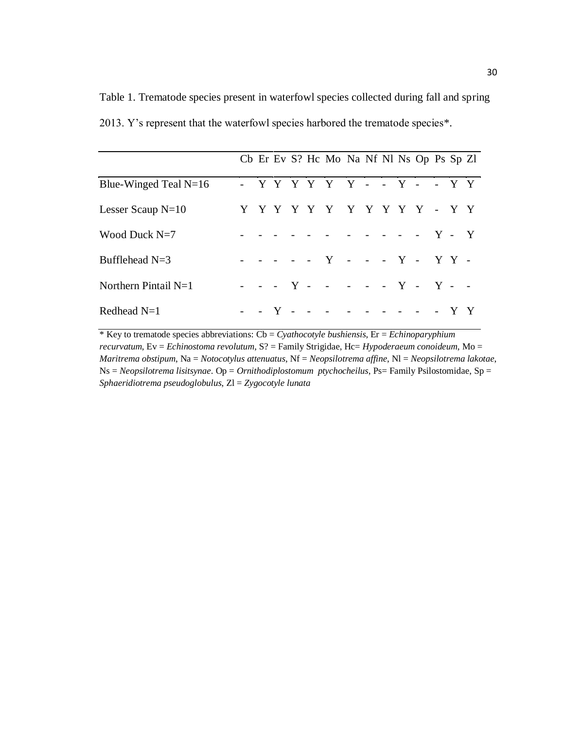Table 1. Trematode species present in waterfowl species collected during fall and spring 2013. Y's represent that the waterfowl species harbored the trematode species*.

| | Cb | Er | Ev | S? | Hc | Mo | Na | Nf | Nl | Ns | Op | Ps | Sp | Zl |
|---|---|---|---|---|---|---|---|---|---|---|---|---|---|---|
| Blue-Winged Teal N=16 | - | Y | Y | Y | Y | Y | Y | - | - | Y | - | - | Y | Y |
| Lesser Scaup N=10 | Y | Y | Y | Y | Y | Y | Y | Y | Y | Y | Y | - | Y | Y |
| Wood Duck N=7 | - | - | - | - | - | - | - | - | - | - | - | Y | - | Y |
| Bufflehead N=3 | - | - | - | - | - | Y | - | - | - | Y | - | Y | Y | - |
| Northern Pintail N=1 | - | - | - | Y | - | - | - | - | - | Y | - | Y | - | - |
| Redhead N=1 | - | - | Y | - | - | - | - | - | - | - | - | - | Y | Y |

* Key to trematode species abbreviations: Cb = *Cyathocotyle bushiensis*, Er = *Echinoparyphium recurvatum*, Ev = *Echinostoma revolutum*, S? = Family Strigidae, Hc= *Hypoderaeum conoideum*, Mo = *Maritrema obstipum*, Na = *Notocotylus attenuatus*, Nf = *Neopsilotrema affine*, Nl = *Neopsilotrema lakotae*, Ns = *Neopsilotrema lisitsynae*. Op = *Ornithodiplostomum ptychocheilus*, Ps= Family Psilostomidae, Sp = *Sphaeridiotrema pseudoglobulus*, Zl = *Zygocotyle lunata*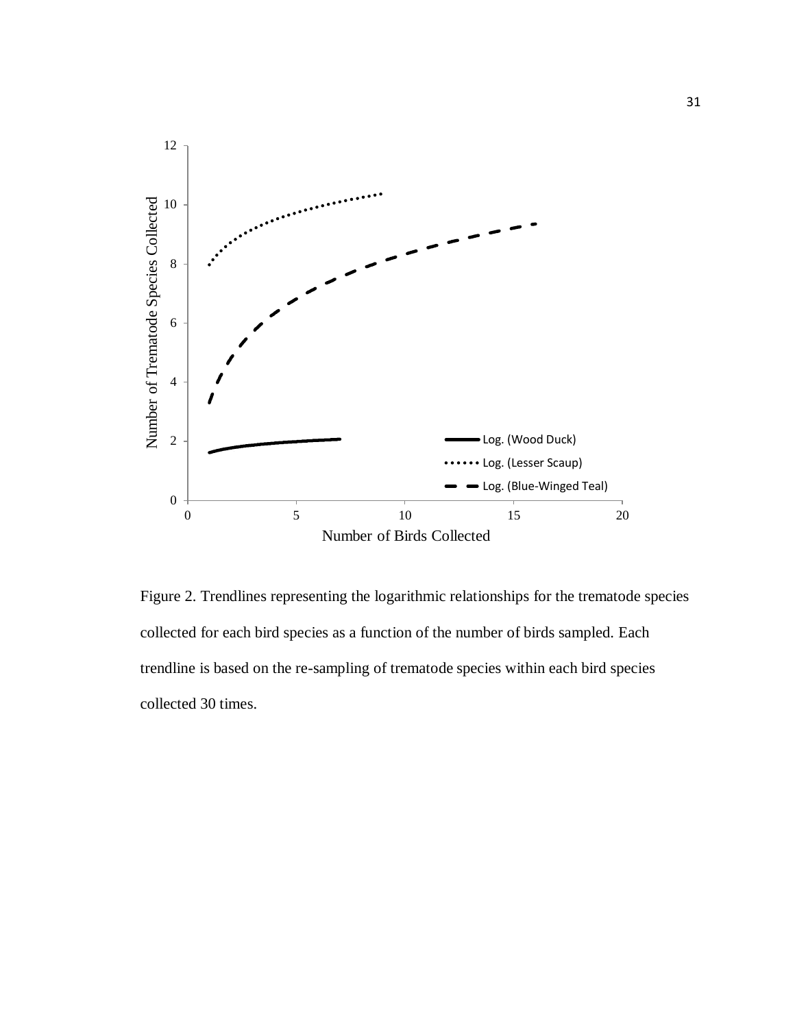Figure 2. Trendlines representing the logarithmic relationships for the trematode species collected for each bird species as a function of the number of birds sampled. Each trendline is based on the re-sampling of trematode species within each bird species collected 30 times.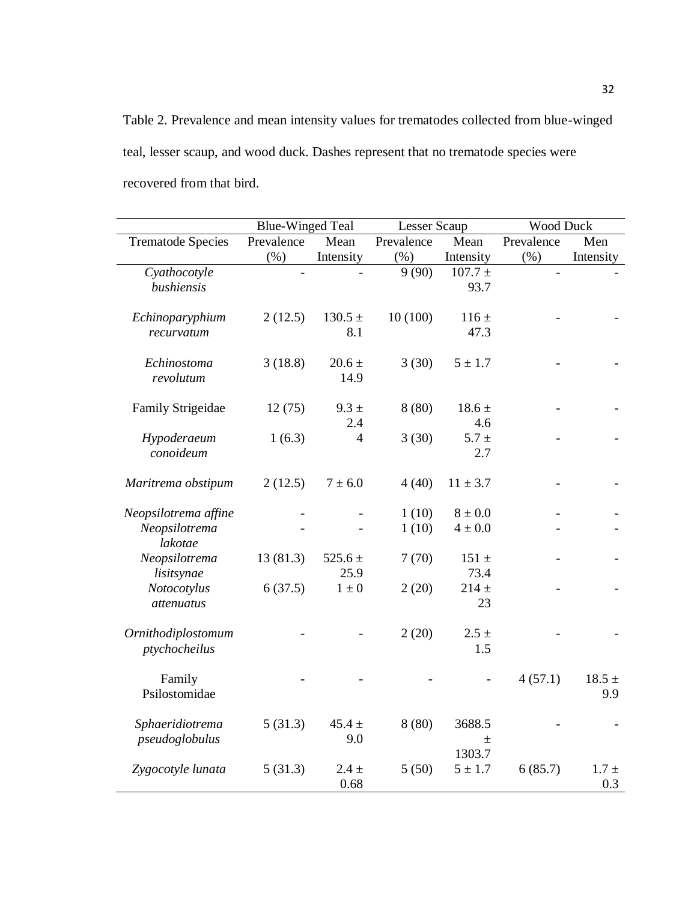Table 2. Prevalence and mean intensity values for trematodes collected from blue-winged teal, lesser scaup, and wood duck. Dashes represent that no trematode species were recovered from that bird.

| | Blue-Winged Teal | | Lesser Scaup | | Wood Duck | |
|---|---|---|---|---|---|---|
| Trematode Species | Prevalence (%) | Mean Intensity | Prevalence (%) | Mean Intensity | Prevalence (%) | Men Intensity |
| *Cyathocotyle bushiensis* | - | - | 9 (90) | 107.7 ± 93.7 | - | - |
| *Echinoparyphium recurvatum* | 2 (12.5) | 130.5 ± 8.1 | 10 (100) | 116 ± 47.3 | - | - |
| *Echinostoma revolutum* | 3 (18.8) | 20.6 ± 14.9 | 3 (30) | 5 ± 1.7 | - | - |
| Family Strigeidae | 12 (75) | 9.3 ± 2.4 | 8 (80) | 18.6 ± 4.6 | - | - |
| *Hypoderaeum conoideum* | 1 (6.3) | 4 | 3 (30) | 5.7 ± 2.7 | - | - |
| *Maritrema obstipum* | 2 (12.5) | 7 ± 6.0 | 4 (40) | 11 ± 3.7 | - | - |
| *Neopsilotrema affine* | - | - | 1 (10) | 8 ± 0.0 | - | - |
| *Neopsilotrema lakotae* | - | - | 1 (10) | 4 ± 0.0 | - | - |
| *Neopsilotrema lisitsynae* | 13 (81.3) | 525.6 ± 25.9 | 7 (70) | 151 ± 73.4 | - | - |
| *Notocotylus attenuatus* | 6 (37.5) | 1 ± 0 | 2 (20) | 214 ± 23 | - | - |
| *Ornithodiplostomum ptychocheilus* | - | - | 2 (20) | 2.5 ± 1.5 | - | - |
| Family Psilostomidae | - | - | - | - | 4 (57.1) | 18.5 ± 9.9 |
| *Sphaeridiotrema pseudoglobulus* | 5 (31.3) | 45.4 ± 9.0 | 8 (80) | 3688.5 ± 1303.7 | - | - |
| *Zygocotyle lunata* | 5 (31.3) | 2.4 ± 0.68 | 5 (50) | 5 ± 1.7 | 6 (85.7) | 1.7 ± 0.3 |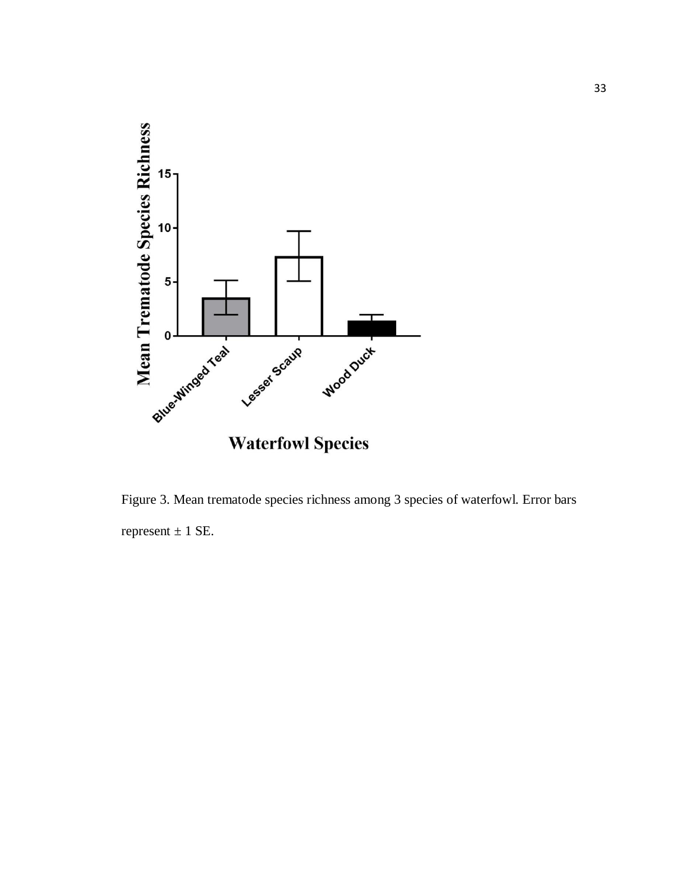Figure 3. Mean trematode species richness among 3 species of waterfowl. Error bars represent ± 1 SE.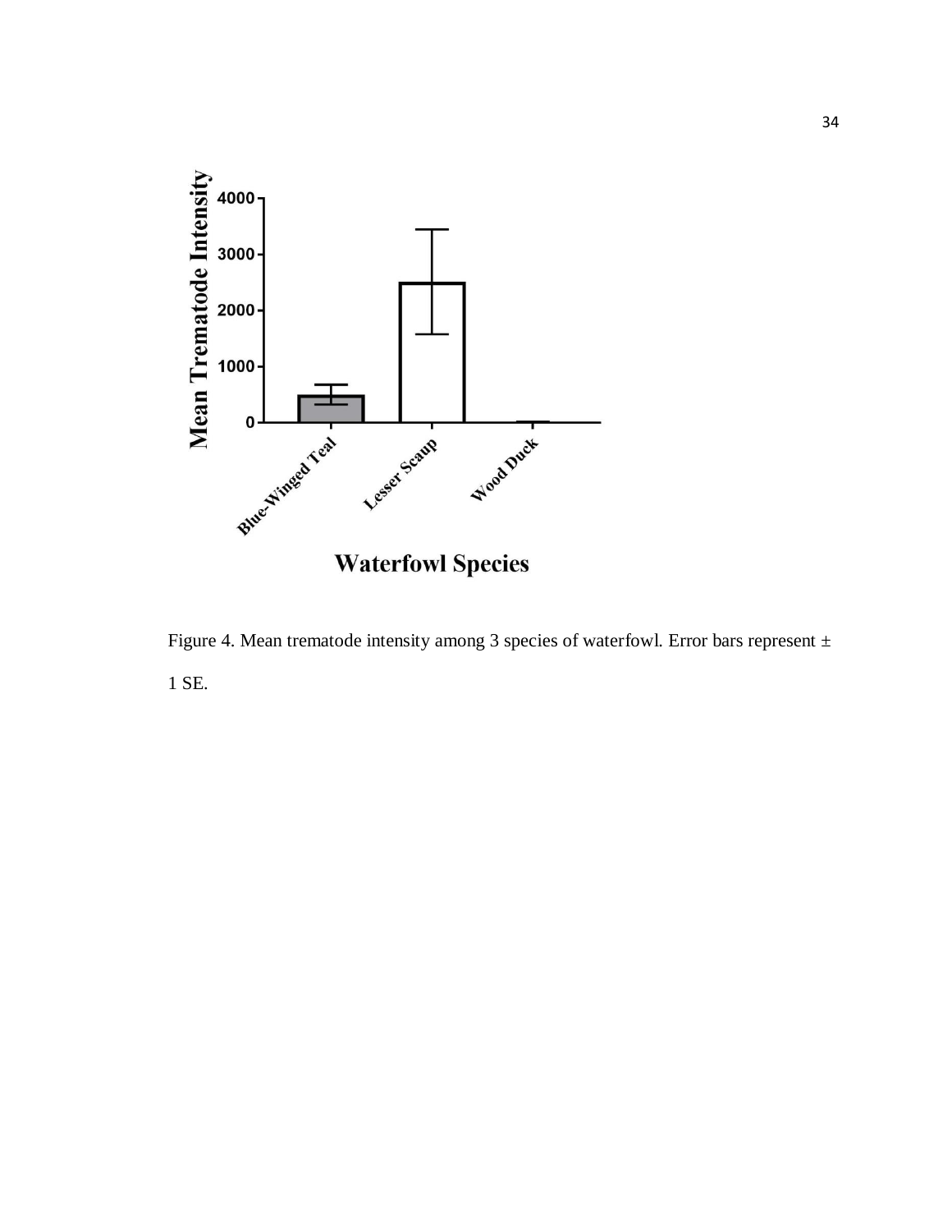Figure 4. Mean trematode intensity among 3 species of waterfowl. Error bars represent ± 1 SE.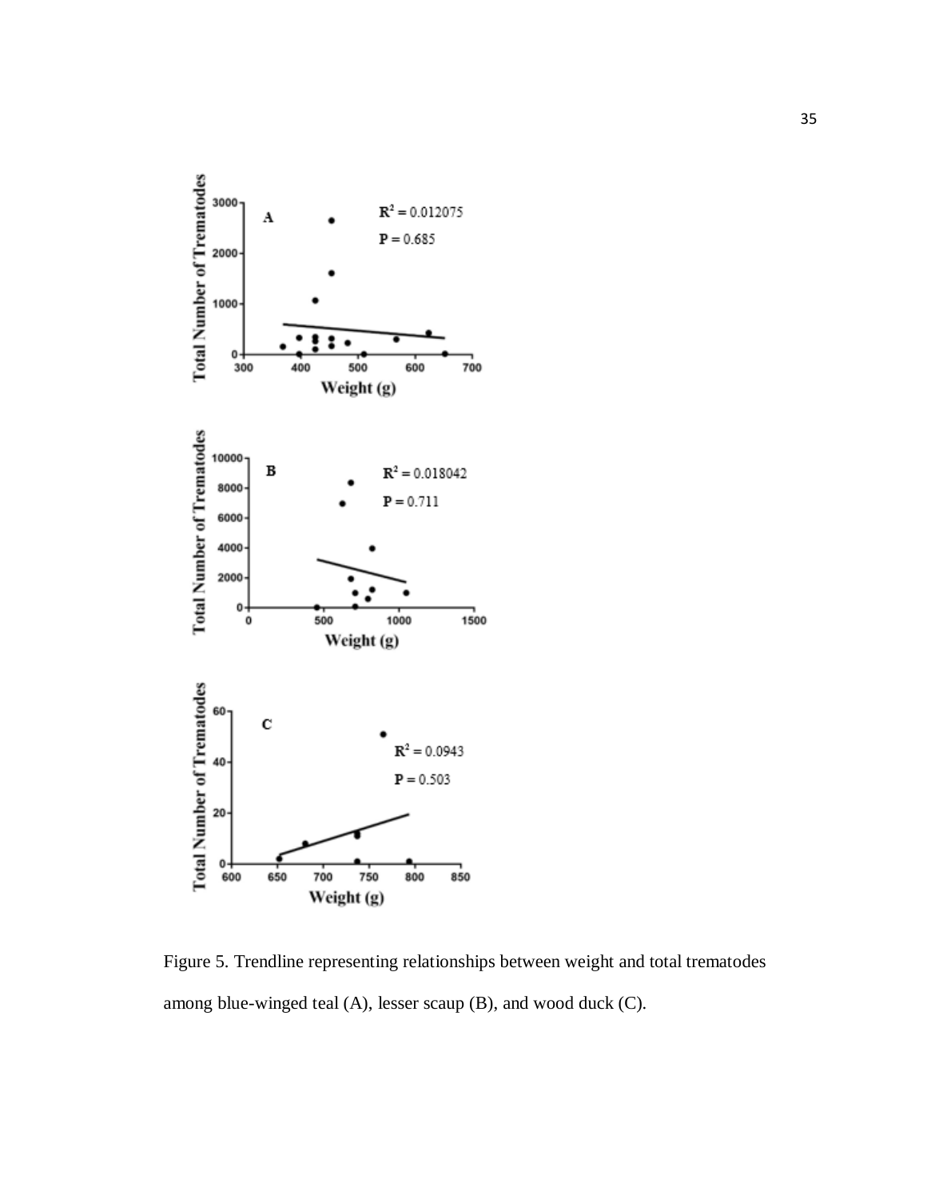Figure 5. Trendline representing relationships between weight and total trematodes among blue-winged teal (A), lesser scaup (B), and wood duck (C).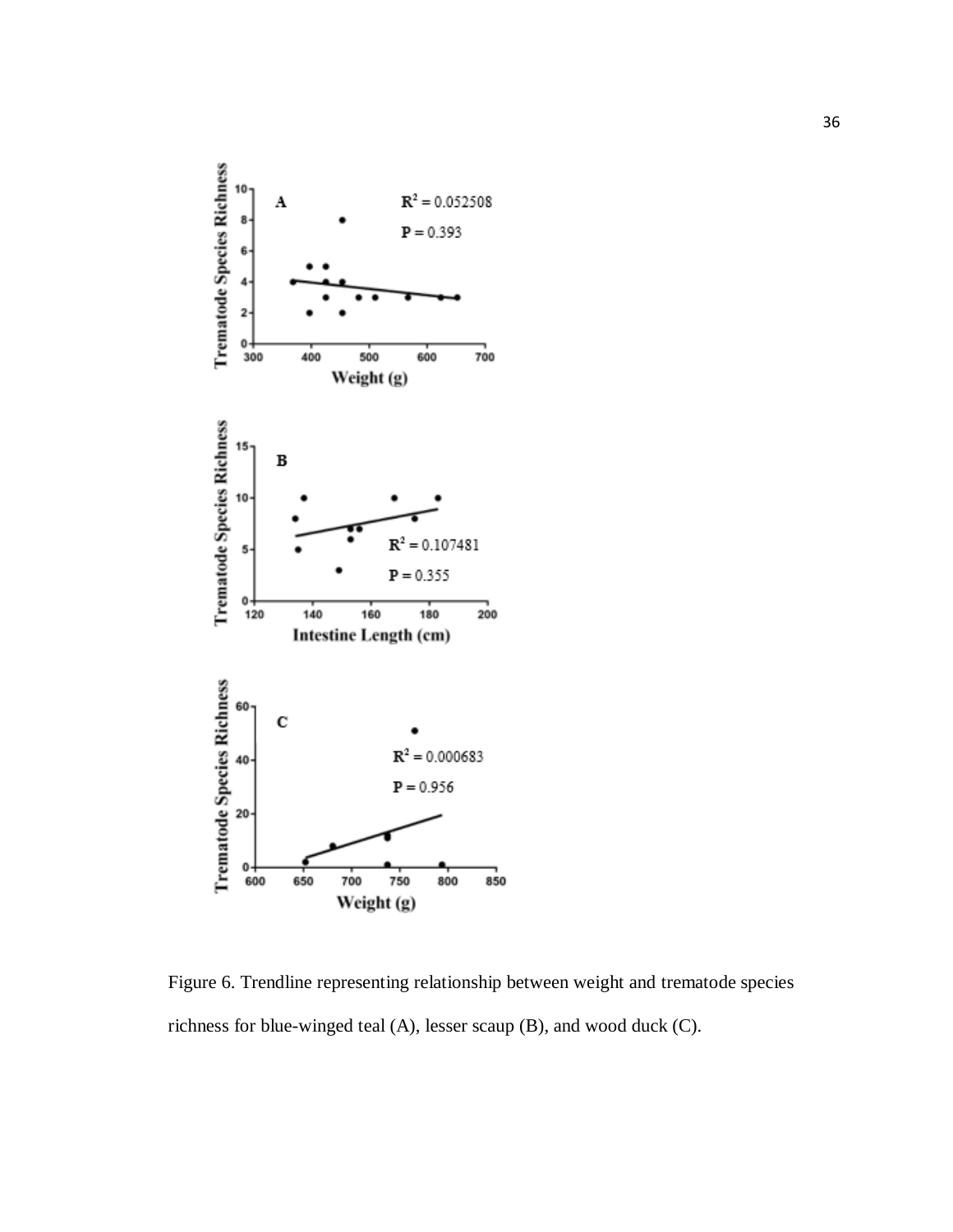Figure 6. Trendline representing relationship between weight and trematode species richness for blue-winged teal (A), lesser scaup (B), and wood duck (C).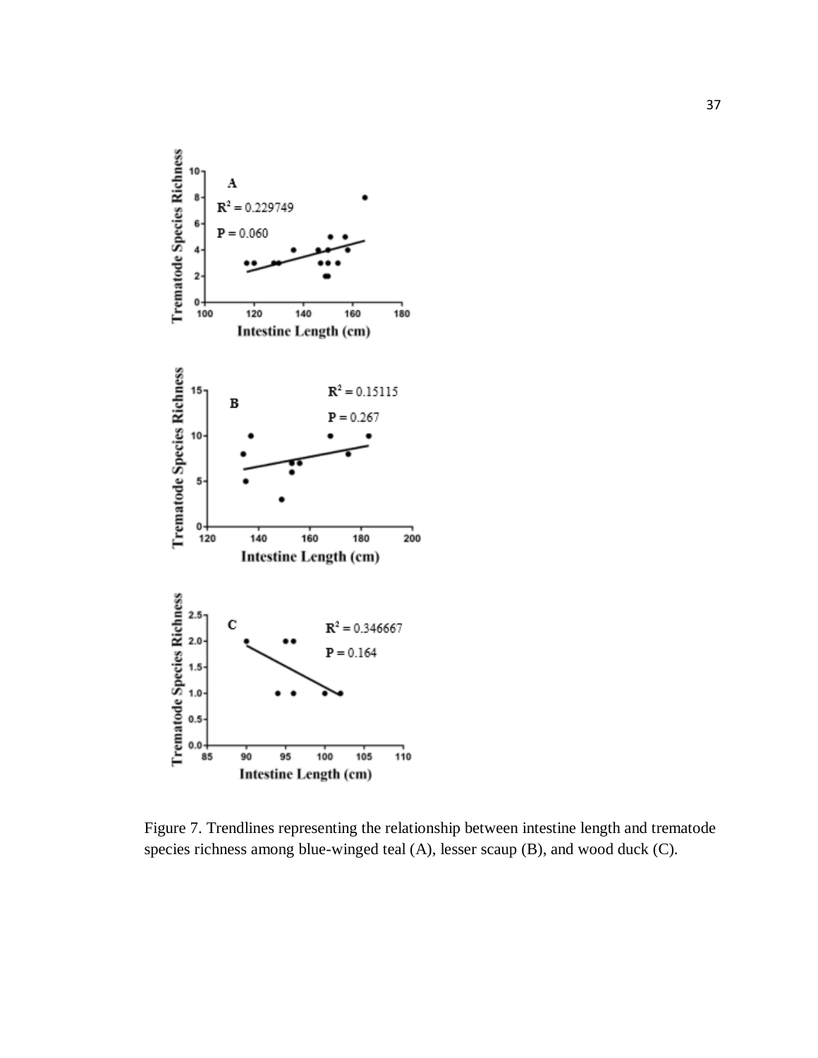Figure 7. Trendlines representing the relationship between intestine length and trematode species richness among blue-winged teal (A), lesser scaup (B), and wood duck (C).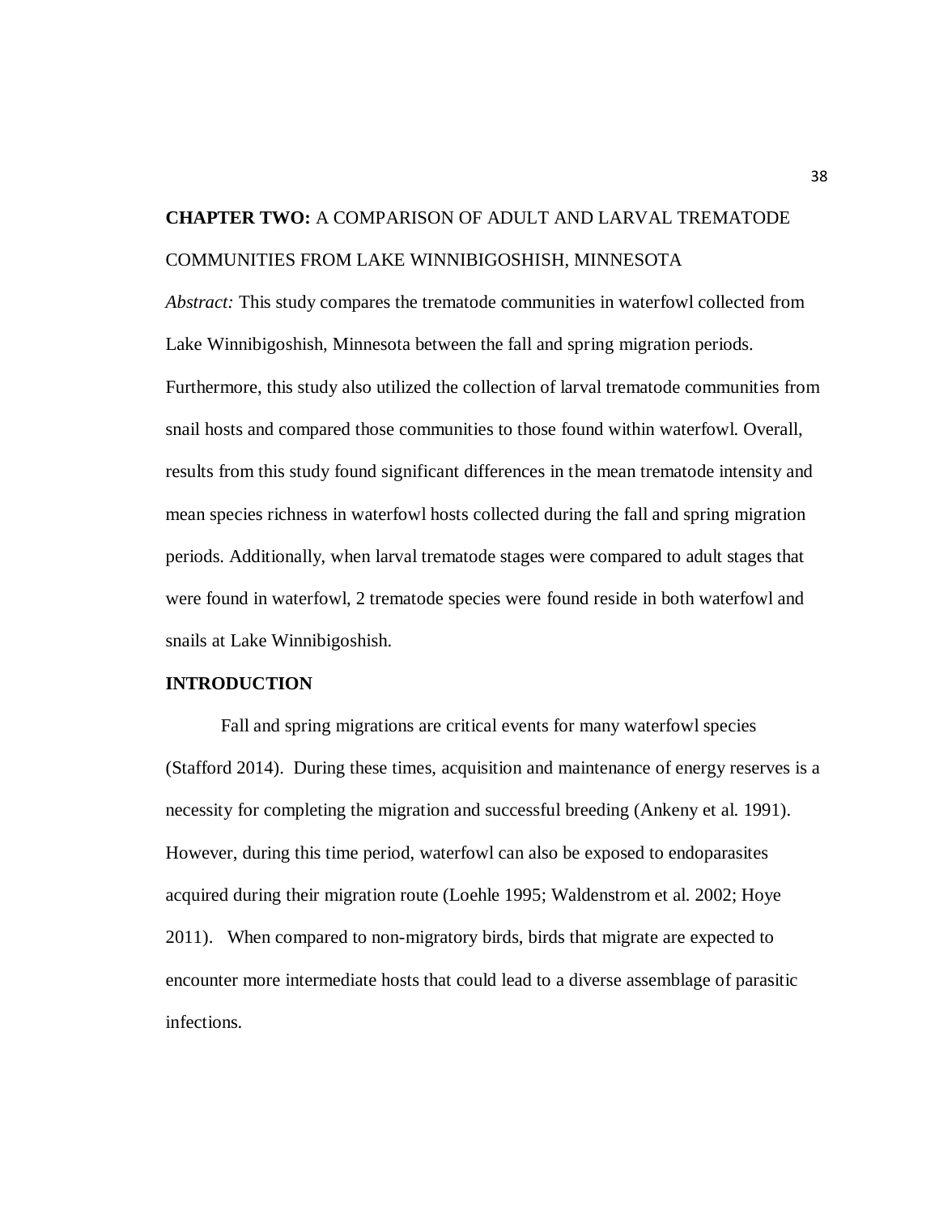## **CHAPTER TWO:** A COMPARISON OF ADULT AND LARVAL TREMATODE COMMUNITIES FROM LAKE WINNIBIGOSHISH, MINNESOTA

*Abstract:* This study compares the trematode communities in waterfowl collected from Lake Winnibigoshish, Minnesota between the fall and spring migration periods. Furthermore, this study also utilized the collection of larval trematode communities from snail hosts and compared those communities to those found within waterfowl. Overall, results from this study found significant differences in the mean trematode intensity and mean species richness in waterfowl hosts collected during the fall and spring migration periods. Additionally, when larval trematode stages were compared to adult stages that were found in waterfowl, 2 trematode species were found reside in both waterfowl and snails at Lake Winnibigoshish.

### **INTRODUCTION**

Fall and spring migrations are critical events for many waterfowl species (Stafford 2014). During these times, acquisition and maintenance of energy reserves is a necessity for completing the migration and successful breeding (Ankeny et al. 1991). However, during this time period, waterfowl can also be exposed to endoparasites acquired during their migration route (Loehle 1995; Waldenstrom et al. 2002; Hoye 2011). When compared to non-migratory birds, birds that migrate are expected to encounter more intermediate hosts that could lead to a diverse assemblage of parasitic infections.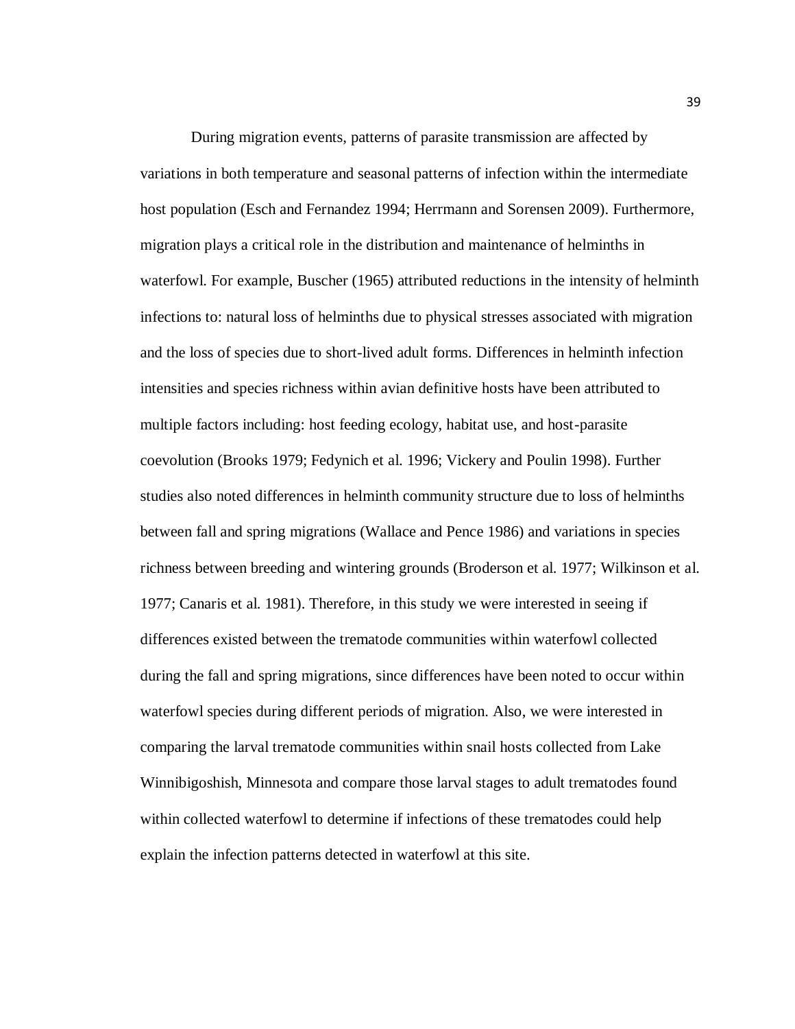During migration events, patterns of parasite transmission are affected by variations in both temperature and seasonal patterns of infection within the intermediate host population (Esch and Fernandez 1994; Herrmann and Sorensen 2009). Furthermore, migration plays a critical role in the distribution and maintenance of helminths in waterfowl. For example, Buscher (1965) attributed reductions in the intensity of helminth infections to: natural loss of helminths due to physical stresses associated with migration and the loss of species due to short-lived adult forms. Differences in helminth infection intensities and species richness within avian definitive hosts have been attributed to multiple factors including: host feeding ecology, habitat use, and host-parasite coevolution (Brooks 1979; Fedynich et al. 1996; Vickery and Poulin 1998). Further studies also noted differences in helminth community structure due to loss of helminths between fall and spring migrations (Wallace and Pence 1986) and variations in species richness between breeding and wintering grounds (Broderson et al. 1977; Wilkinson et al. 1977; Canaris et al. 1981). Therefore, in this study we were interested in seeing if differences existed between the trematode communities within waterfowl collected during the fall and spring migrations, since differences have been noted to occur within waterfowl species during different periods of migration. Also, we were interested in comparing the larval trematode communities within snail hosts collected from Lake Winnibigoshish, Minnesota and compare those larval stages to adult trematodes found within collected waterfowl to determine if infections of these trematodes could help explain the infection patterns detected in waterfowl at this site.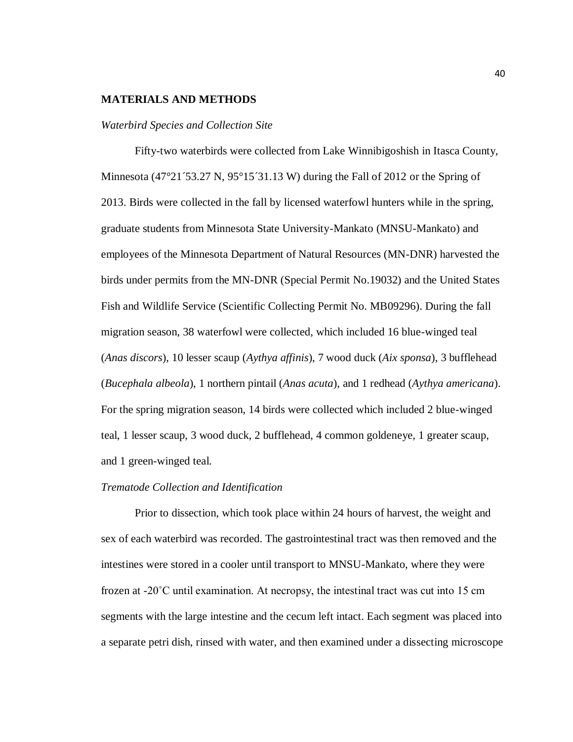## MATERIALS AND METHODS

*Waterbird Species and Collection Site*

Fifty-two waterbirds were collected from Lake Winnibigoshish in Itasca County, Minnesota (47°21´53.27 N, 95°15´31.13 W) during the Fall of 2012 or the Spring of 2013. Birds were collected in the fall by licensed waterfowl hunters while in the spring, graduate students from Minnesota State University-Mankato (MNSU-Mankato) and employees of the Minnesota Department of Natural Resources (MN-DNR) harvested the birds under permits from the MN-DNR (Special Permit No.19032) and the United States Fish and Wildlife Service (Scientific Collecting Permit No. MB09296). During the fall migration season, 38 waterfowl were collected, which included 16 blue-winged teal (*Anas discors*), 10 lesser scaup (*Aythya affinis*), 7 wood duck (*Aix sponsa*), 3 bufflehead (*Bucephala albeola*), 1 northern pintail (*Anas acuta*), and 1 redhead (*Aythya americana*). For the spring migration season, 14 birds were collected which included 2 blue-winged teal, 1 lesser scaup, 3 wood duck, 2 bufflehead, 4 common goldeneye, 1 greater scaup, and 1 green-winged teal.

*Trematode Collection and Identification*

Prior to dissection, which took place within 24 hours of harvest, the weight and sex of each waterbird was recorded. The gastrointestinal tract was then removed and the intestines were stored in a cooler until transport to MNSU-Mankato, where they were frozen at -20˚C until examination. At necropsy, the intestinal tract was cut into 15 cm segments with the large intestine and the cecum left intact. Each segment was placed into a separate petri dish, rinsed with water, and then examined under a dissecting microscope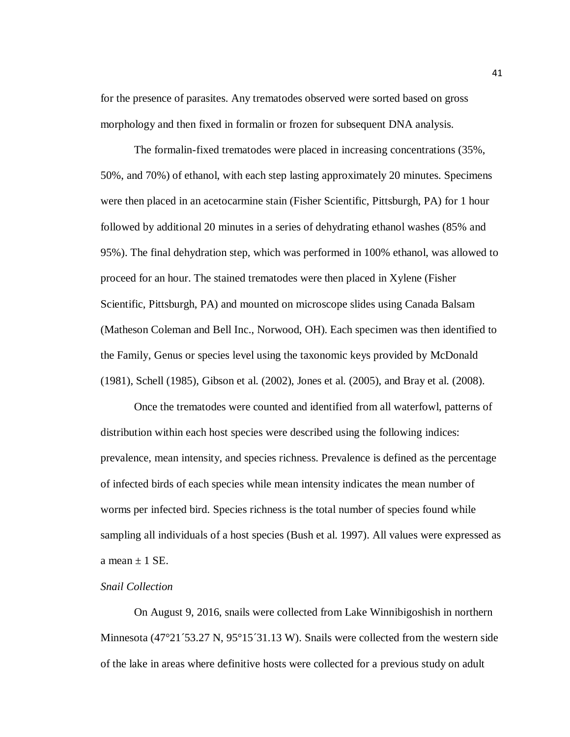for the presence of parasites. Any trematodes observed were sorted based on gross morphology and then fixed in formalin or frozen for subsequent DNA analysis.

The formalin-fixed trematodes were placed in increasing concentrations (35%, 50%, and 70%) of ethanol, with each step lasting approximately 20 minutes. Specimens were then placed in an acetocarmine stain (Fisher Scientific, Pittsburgh, PA) for 1 hour followed by additional 20 minutes in a series of dehydrating ethanol washes (85% and 95%). The final dehydration step, which was performed in 100% ethanol, was allowed to proceed for an hour. The stained trematodes were then placed in Xylene (Fisher Scientific, Pittsburgh, PA) and mounted on microscope slides using Canada Balsam (Matheson Coleman and Bell Inc., Norwood, OH). Each specimen was then identified to the Family, Genus or species level using the taxonomic keys provided by McDonald (1981), Schell (1985), Gibson et al. (2002), Jones et al. (2005), and Bray et al. (2008).

Once the trematodes were counted and identified from all waterfowl, patterns of distribution within each host species were described using the following indices: prevalence, mean intensity, and species richness. Prevalence is defined as the percentage of infected birds of each species while mean intensity indicates the mean number of worms per infected bird. Species richness is the total number of species found while sampling all individuals of a host species (Bush et al. 1997). All values were expressed as a mean ± 1 SE.

*Snail Collection*

On August 9, 2016, snails were collected from Lake Winnibigoshish in northern Minnesota (47°21´53.27 N, 95°15´31.13 W). Snails were collected from the western side of the lake in areas where definitive hosts were collected for a previous study on adult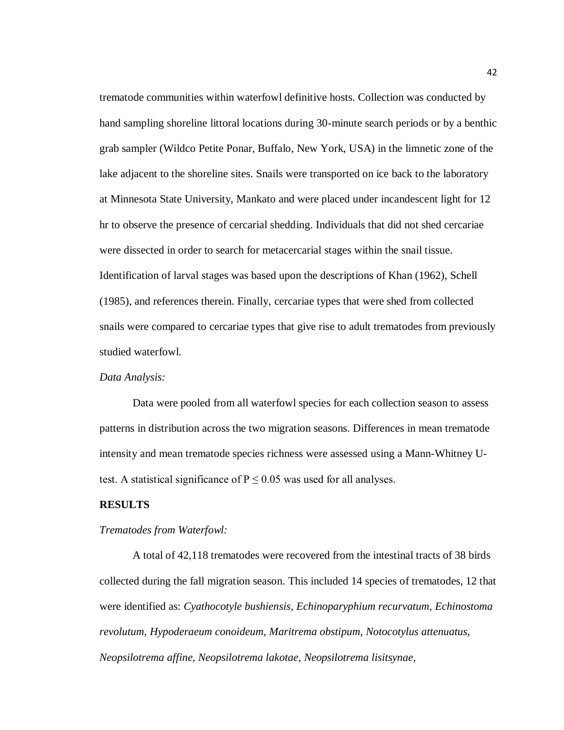trematode communities within waterfowl definitive hosts. Collection was conducted by hand sampling shoreline littoral locations during 30-minute search periods or by a benthic grab sampler (Wildco Petite Ponar, Buffalo, New York, USA) in the limnetic zone of the lake adjacent to the shoreline sites. Snails were transported on ice back to the laboratory at Minnesota State University, Mankato and were placed under incandescent light for 12 hr to observe the presence of cercarial shedding. Individuals that did not shed cercariae were dissected in order to search for metacercarial stages within the snail tissue. Identification of larval stages was based upon the descriptions of Khan (1962), Schell (1985), and references therein. Finally, cercariae types that were shed from collected snails were compared to cercariae types that give rise to adult trematodes from previously studied waterfowl.

*Data Analysis:*

Data were pooled from all waterfowl species for each collection season to assess patterns in distribution across the two migration seasons. Differences in mean trematode intensity and mean trematode species richness were assessed using a Mann-Whitney U-test. A statistical significance of $P \leq 0.05$ was used for all analyses.

## RESULTS

*Trematodes from Waterfowl:*

A total of 42,118 trematodes were recovered from the intestinal tracts of 38 birds collected during the fall migration season. This included 14 species of trematodes, 12 that were identified as: *Cyathocotyle bushiensis, Echinoparyphium recurvatum, Echinostoma revolutum, Hypoderaeum conoideum, Maritrema obstipum, Notocotylus attenuatus, Neopsilotrema affine, Neopsilotrema lakotae, Neopsilotrema lisitsynae,*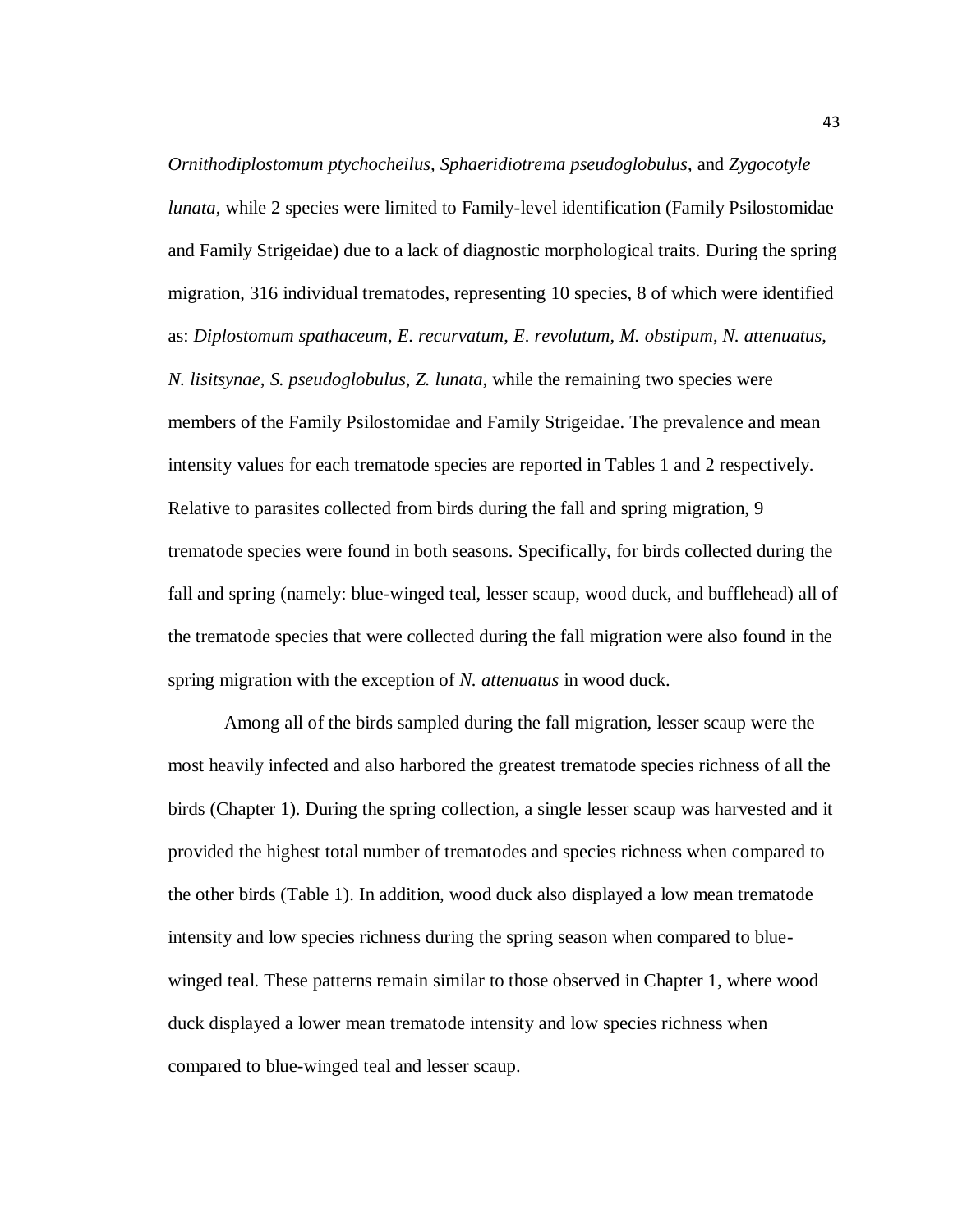*Ornithodiplostomum ptychocheilus*, *Sphaeridiotrema pseudoglobulus*, and *Zygocotyle lunata*, while 2 species were limited to Family-level identification (Family Psilostomidae and Family Strigeidae) due to a lack of diagnostic morphological traits. During the spring migration, 316 individual trematodes, representing 10 species, 8 of which were identified as: *Diplostomum spathaceum*, *E. recurvatum*, *E. revolutum*, *M. obstipum*, *N. attenuatus*, *N. lisitsynae*, *S. pseudoglobulus*, *Z. lunata*, while the remaining two species were members of the Family Psilostomidae and Family Strigeidae. The prevalence and mean intensity values for each trematode species are reported in Tables 1 and 2 respectively. Relative to parasites collected from birds during the fall and spring migration, 9 trematode species were found in both seasons. Specifically, for birds collected during the fall and spring (namely: blue-winged teal, lesser scaup, wood duck, and bufflehead) all of the trematode species that were collected during the fall migration were also found in the spring migration with the exception of *N. attenuatus* in wood duck.

Among all of the birds sampled during the fall migration, lesser scaup were the most heavily infected and also harbored the greatest trematode species richness of all the birds (Chapter 1). During the spring collection, a single lesser scaup was harvested and it provided the highest total number of trematodes and species richness when compared to the other birds (Table 1). In addition, wood duck also displayed a low mean trematode intensity and low species richness during the spring season when compared to blue-winged teal. These patterns remain similar to those observed in Chapter 1, where wood duck displayed a lower mean trematode intensity and low species richness when compared to blue-winged teal and lesser scaup.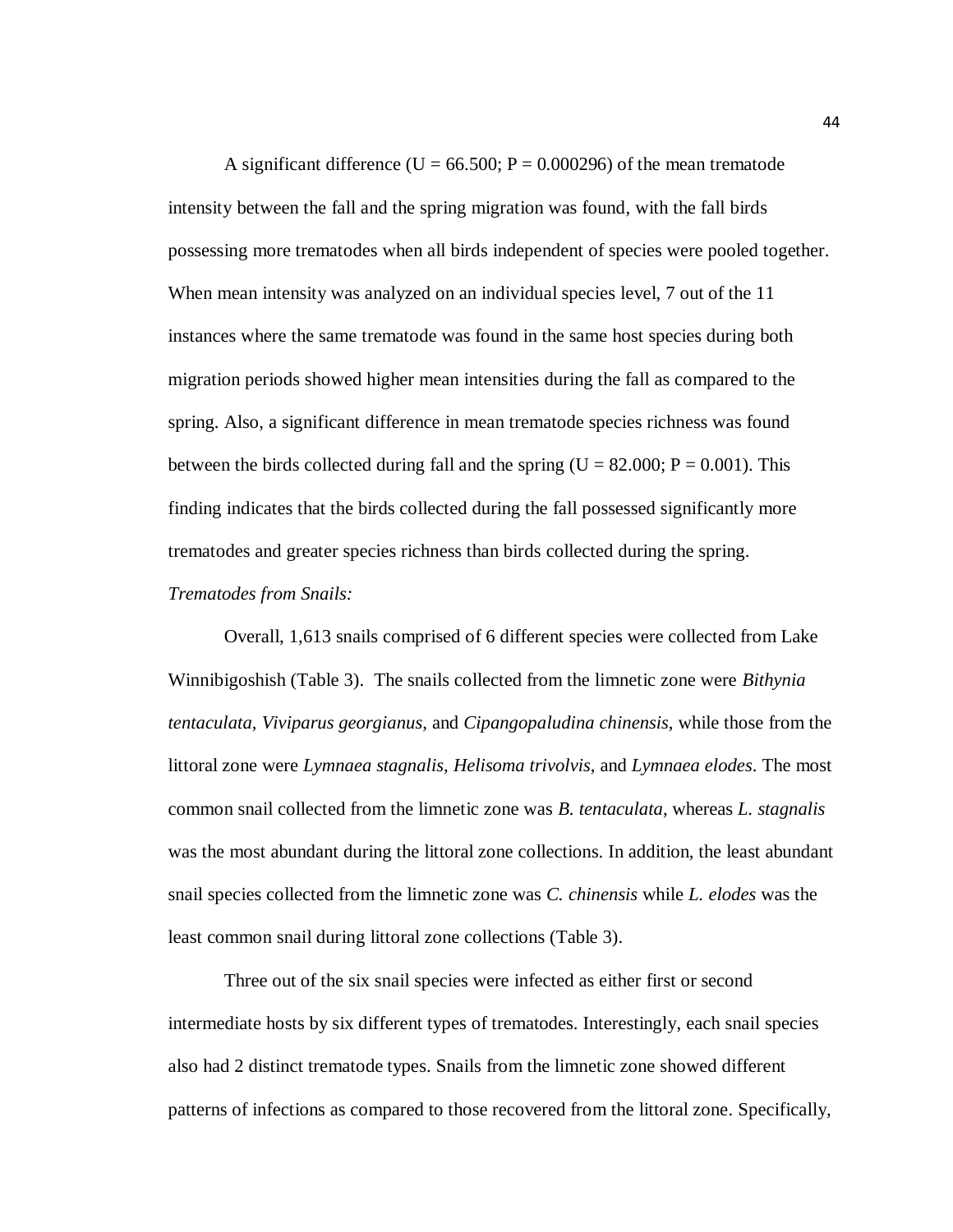A significant difference ($U = 66.500$; $P = 0.000296$) of the mean trematode intensity between the fall and the spring migration was found, with the fall birds possessing more trematodes when all birds independent of species were pooled together. When mean intensity was analyzed on an individual species level, 7 out of the 11 instances where the same trematode was found in the same host species during both migration periods showed higher mean intensities during the fall as compared to the spring. Also, a significant difference in mean trematode species richness was found between the birds collected during fall and the spring ($U = 82.000$; $P = 0.001$). This finding indicates that the birds collected during the fall possessed significantly more trematodes and greater species richness than birds collected during the spring.

*Trematodes from Snails:*

Overall, 1,613 snails comprised of 6 different species were collected from Lake Winnibigoshish (Table 3). The snails collected from the limnetic zone were *Bithynia tentaculata*, *Viviparus georgianus*, and *Cipangopaludina chinensis*, while those from the littoral zone were *Lymnaea stagnalis*, *Helisoma trivolvis*, and *Lymnaea elodes*. The most common snail collected from the limnetic zone was *B. tentaculata*, whereas *L. stagnalis* was the most abundant during the littoral zone collections. In addition, the least abundant snail species collected from the limnetic zone was *C. chinensis* while *L. elodes* was the least common snail during littoral zone collections (Table 3).

Three out of the six snail species were infected as either first or second intermediate hosts by six different types of trematodes. Interestingly, each snail species also had 2 distinct trematode types. Snails from the limnetic zone showed different patterns of infections as compared to those recovered from the littoral zone. Specifically,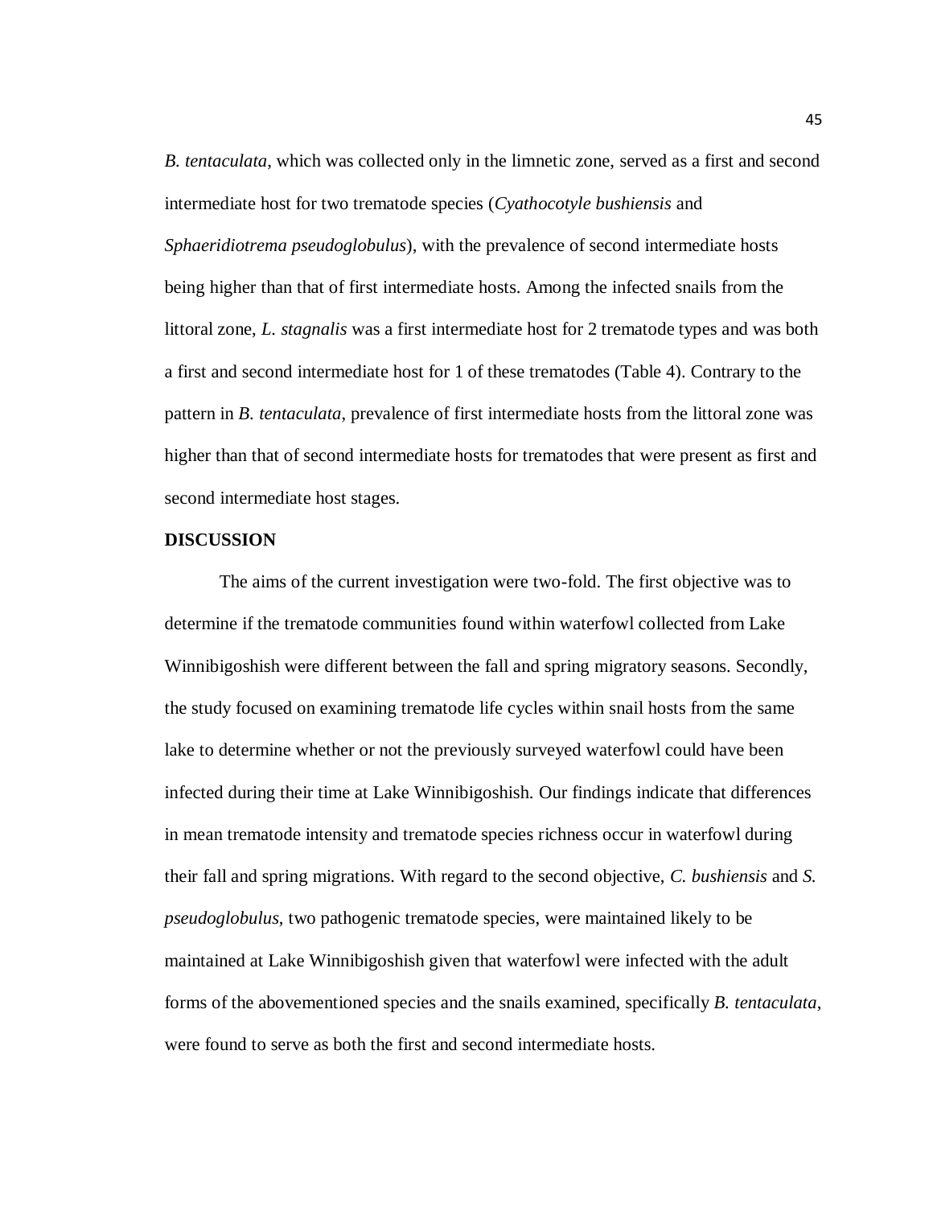*B. tentaculata*, which was collected only in the limnetic zone, served as a first and second intermediate host for two trematode species (*Cyathocotyle bushiensis* and *Sphaeridiotrema pseudoglobulus*), with the prevalence of second intermediate hosts being higher than that of first intermediate hosts. Among the infected snails from the littoral zone, *L. stagnalis* was a first intermediate host for 2 trematode types and was both a first and second intermediate host for 1 of these trematodes (Table 4). Contrary to the pattern in *B. tentaculata*, prevalence of first intermediate hosts from the littoral zone was higher than that of second intermediate hosts for trematodes that were present as first and second intermediate host stages.

## DISCUSSION

The aims of the current investigation were two-fold. The first objective was to determine if the trematode communities found within waterfowl collected from Lake Winnibigoshish were different between the fall and spring migratory seasons. Secondly, the study focused on examining trematode life cycles within snail hosts from the same lake to determine whether or not the previously surveyed waterfowl could have been infected during their time at Lake Winnibigoshish. Our findings indicate that differences in mean trematode intensity and trematode species richness occur in waterfowl during their fall and spring migrations. With regard to the second objective, *C. bushiensis* and *S. pseudoglobulus*, two pathogenic trematode species, were maintained likely to be maintained at Lake Winnibigoshish given that waterfowl were infected with the adult forms of the abovementioned species and the snails examined, specifically *B. tentaculata*, were found to serve as both the first and second intermediate hosts.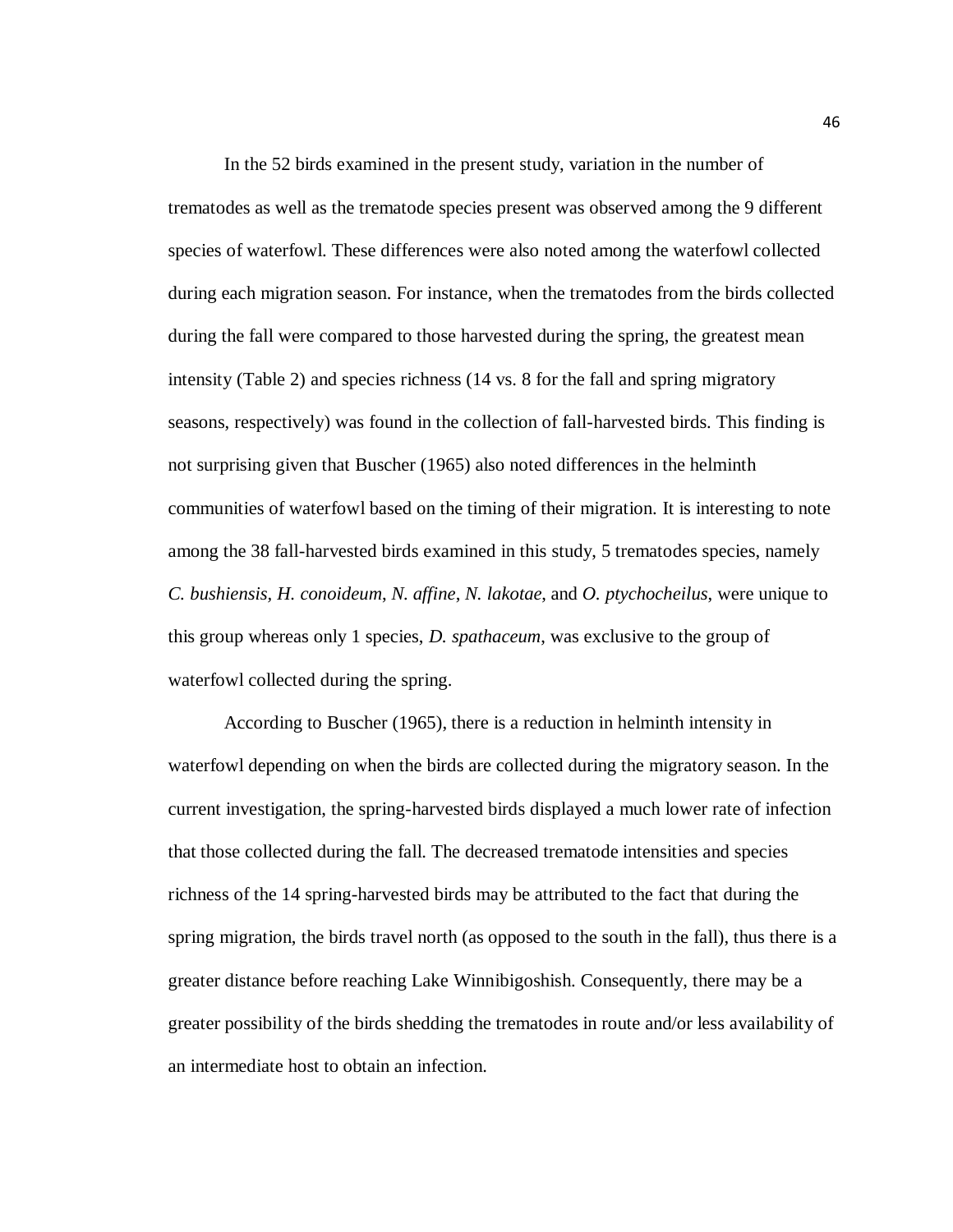In the 52 birds examined in the present study, variation in the number of trematodes as well as the trematode species present was observed among the 9 different species of waterfowl. These differences were also noted among the waterfowl collected during each migration season. For instance, when the trematodes from the birds collected during the fall were compared to those harvested during the spring, the greatest mean intensity (Table 2) and species richness (14 vs. 8 for the fall and spring migratory seasons, respectively) was found in the collection of fall-harvested birds. This finding is not surprising given that Buscher (1965) also noted differences in the helminth communities of waterfowl based on the timing of their migration. It is interesting to note among the 38 fall-harvested birds examined in this study, 5 trematodes species, namely *C. bushiensis*, *H. conoideum*, *N. affine*, *N. lakotae*, and *O. ptychocheilus*, were unique to this group whereas only 1 species, *D. spathaceum*, was exclusive to the group of waterfowl collected during the spring.

According to Buscher (1965), there is a reduction in helminth intensity in waterfowl depending on when the birds are collected during the migratory season. In the current investigation, the spring-harvested birds displayed a much lower rate of infection that those collected during the fall. The decreased trematode intensities and species richness of the 14 spring-harvested birds may be attributed to the fact that during the spring migration, the birds travel north (as opposed to the south in the fall), thus there is a greater distance before reaching Lake Winnibigoshish. Consequently, there may be a greater possibility of the birds shedding the trematodes in route and/or less availability of an intermediate host to obtain an infection.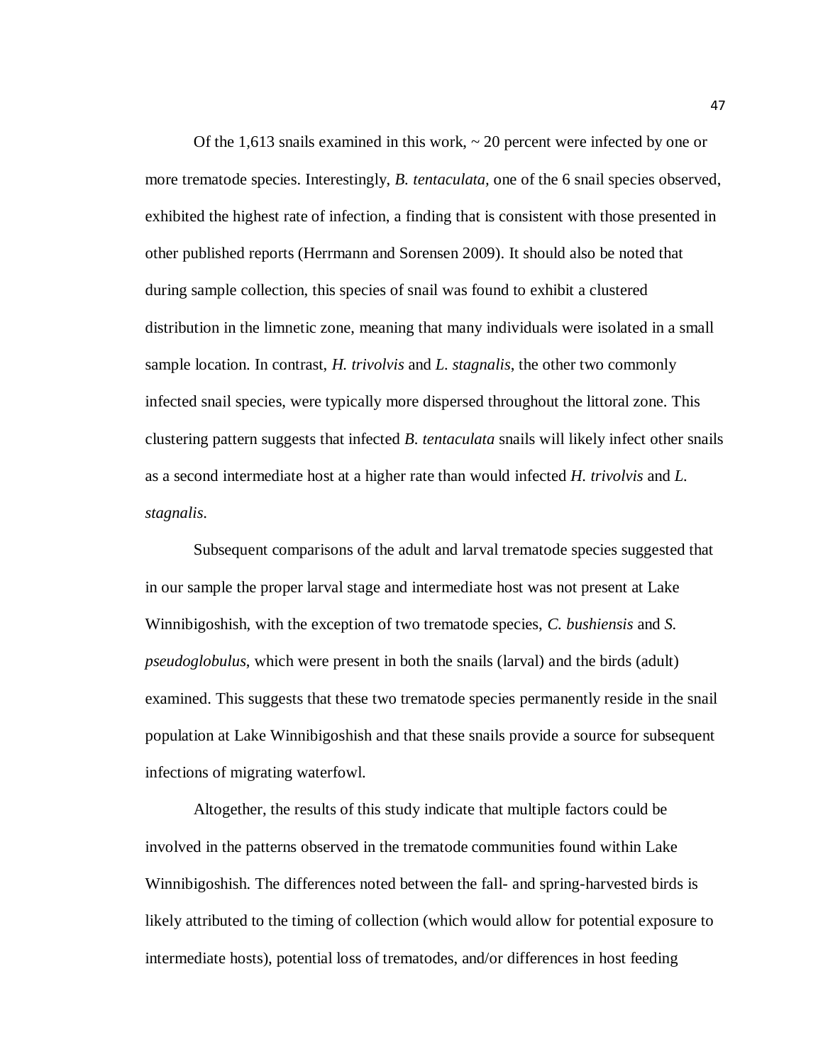Of the 1,613 snails examined in this work, ~ 20 percent were infected by one or more trematode species. Interestingly, *B. tentaculata*, one of the 6 snail species observed, exhibited the highest rate of infection, a finding that is consistent with those presented in other published reports (Herrmann and Sorensen 2009). It should also be noted that during sample collection, this species of snail was found to exhibit a clustered distribution in the limnetic zone, meaning that many individuals were isolated in a small sample location. In contrast, *H. trivolvis* and *L. stagnalis*, the other two commonly infected snail species, were typically more dispersed throughout the littoral zone. This clustering pattern suggests that infected *B. tentaculata* snails will likely infect other snails as a second intermediate host at a higher rate than would infected *H. trivolvis* and *L. stagnalis*.

Subsequent comparisons of the adult and larval trematode species suggested that in our sample the proper larval stage and intermediate host was not present at Lake Winnibigoshish, with the exception of two trematode species, *C. bushiensis* and *S. pseudoglobulus*, which were present in both the snails (larval) and the birds (adult) examined. This suggests that these two trematode species permanently reside in the snail population at Lake Winnibigoshish and that these snails provide a source for subsequent infections of migrating waterfowl.

Altogether, the results of this study indicate that multiple factors could be involved in the patterns observed in the trematode communities found within Lake Winnibigoshish. The differences noted between the fall- and spring-harvested birds is likely attributed to the timing of collection (which would allow for potential exposure to intermediate hosts), potential loss of trematodes, and/or differences in host feeding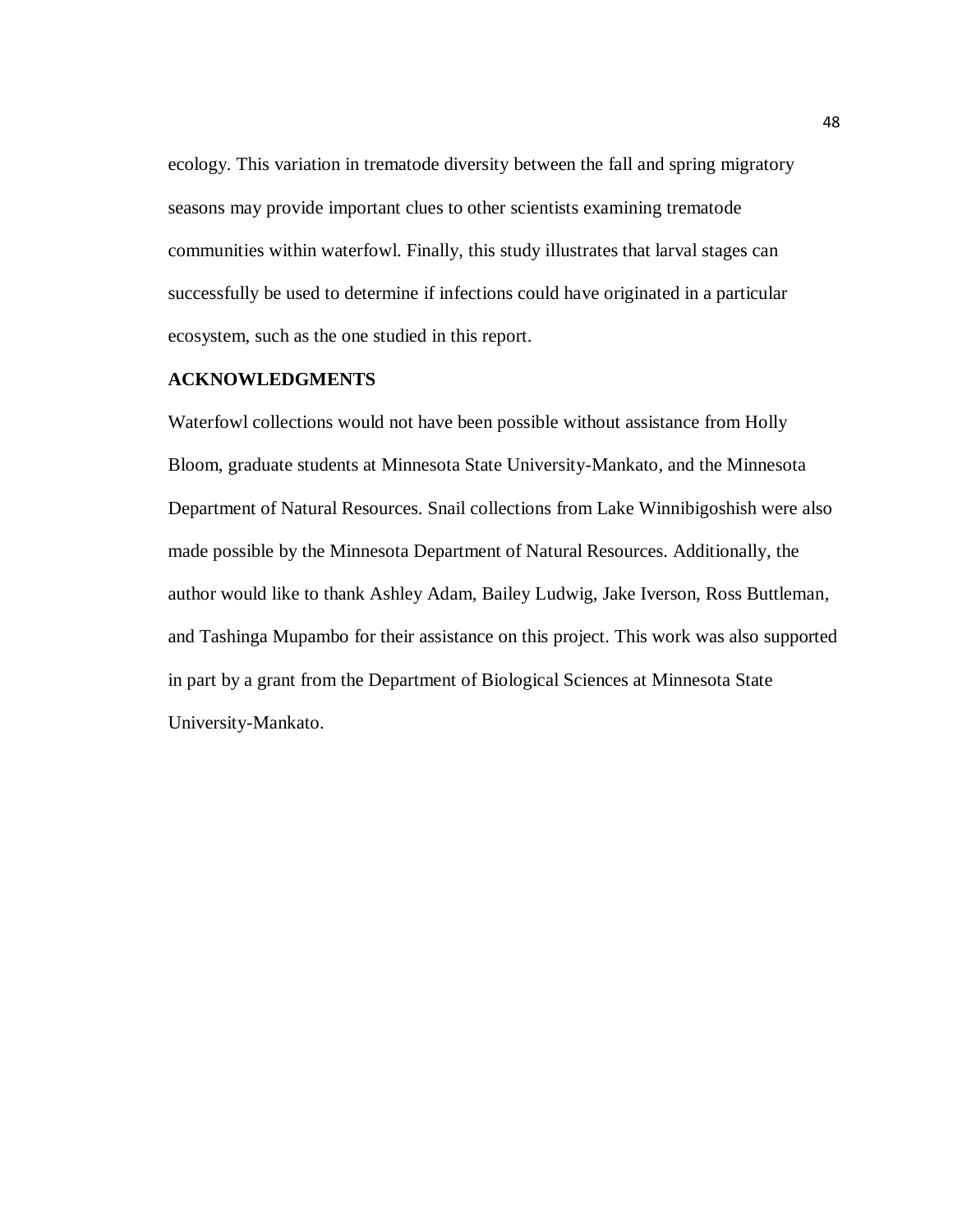ecology. This variation in trematode diversity between the fall and spring migratory seasons may provide important clues to other scientists examining trematode communities within waterfowl. Finally, this study illustrates that larval stages can successfully be used to determine if infections could have originated in a particular ecosystem, such as the one studied in this report.

## ACKNOWLEDGMENTS

Waterfowl collections would not have been possible without assistance from Holly Bloom, graduate students at Minnesota State University-Mankato, and the Minnesota Department of Natural Resources. Snail collections from Lake Winnibigoshish were also made possible by the Minnesota Department of Natural Resources. Additionally, the author would like to thank Ashley Adam, Bailey Ludwig, Jake Iverson, Ross Buttleman, and Tashinga Mupambo for their assistance on this project. This work was also supported in part by a grant from the Department of Biological Sciences at Minnesota State University-Mankato.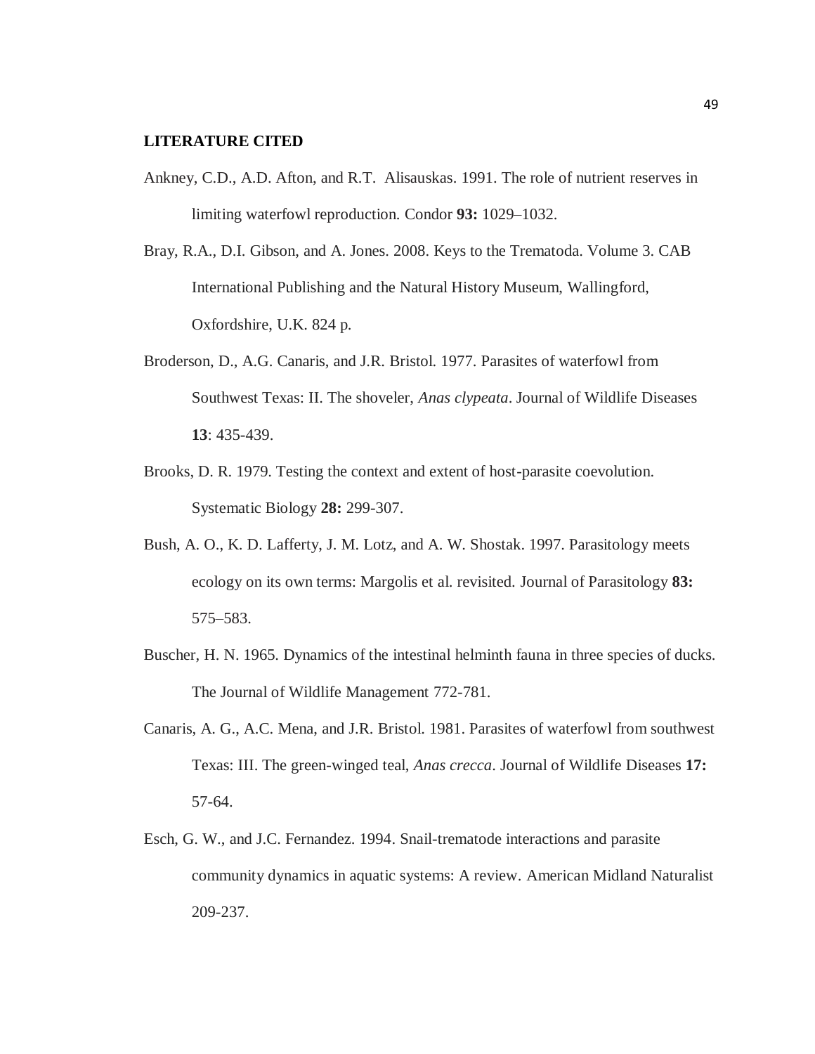**LITERATURE CITED**

Ankney, C.D., A.D. Afton, and R.T. Alisauskas. 1991. The role of nutrient reserves in limiting waterfowl reproduction. Condor **93:** 1029–1032.

Bray, R.A., D.I. Gibson, and A. Jones. 2008. Keys to the Trematoda. Volume 3. CAB International Publishing and the Natural History Museum, Wallingford, Oxfordshire, U.K. 824 p.

Broderson, D., A.G. Canaris, and J.R. Bristol. 1977. Parasites of waterfowl from Southwest Texas: II. The shoveler, *Anas clypeata*. Journal of Wildlife Diseases **13**: 435-439.

Brooks, D. R. 1979. Testing the context and extent of host-parasite coevolution. Systematic Biology **28:** 299-307.

Bush, A. O., K. D. Lafferty, J. M. Lotz, and A. W. Shostak. 1997. Parasitology meets ecology on its own terms: Margolis et al. revisited. Journal of Parasitology **83:** 575–583.

Buscher, H. N. 1965. Dynamics of the intestinal helminth fauna in three species of ducks. The Journal of Wildlife Management 772-781.

Canaris, A. G., A.C. Mena, and J.R. Bristol. 1981. Parasites of waterfowl from southwest Texas: III. The green-winged teal, *Anas crecca*. Journal of Wildlife Diseases **17:** 57-64.

Esch, G. W., and J.C. Fernandez. 1994. Snail-trematode interactions and parasite community dynamics in aquatic systems: A review. American Midland Naturalist 209-237.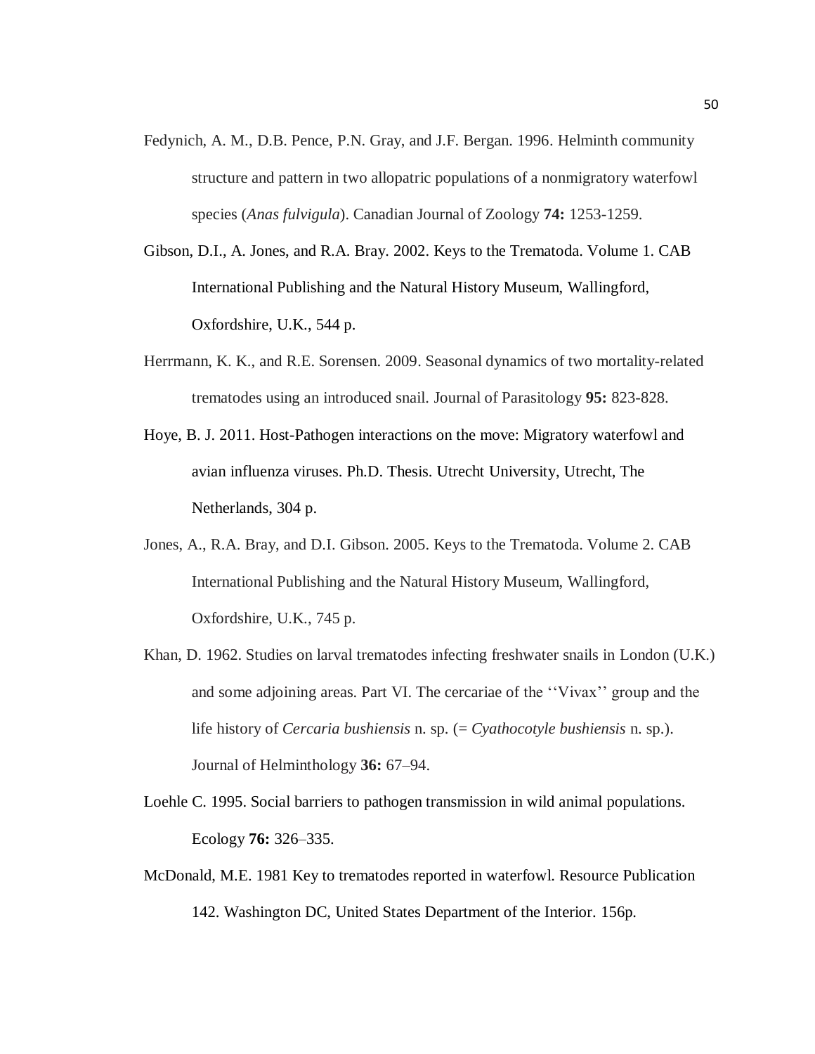Fedynich, A. M., D.B. Pence, P.N. Gray, and J.F. Bergan. 1996. Helminth community structure and pattern in two allopatric populations of a nonmigratory waterfowl species (*Anas fulvigula*). Canadian Journal of Zoology **74:** 1253-1259.

Gibson, D.I., A. Jones, and R.A. Bray. 2002. Keys to the Trematoda. Volume 1. CAB International Publishing and the Natural History Museum, Wallingford, Oxfordshire, U.K., 544 p.

Herrmann, K. K., and R.E. Sorensen. 2009. Seasonal dynamics of two mortality-related trematodes using an introduced snail. Journal of Parasitology **95:** 823-828.

Hoye, B. J. 2011. Host-Pathogen interactions on the move: Migratory waterfowl and avian influenza viruses. Ph.D. Thesis. Utrecht University, Utrecht, The Netherlands, 304 p.

Jones, A., R.A. Bray, and D.I. Gibson. 2005. Keys to the Trematoda. Volume 2. CAB International Publishing and the Natural History Museum, Wallingford, Oxfordshire, U.K., 745 p.

Khan, D. 1962. Studies on larval trematodes infecting freshwater snails in London (U.K.) and some adjoining areas. Part VI. The cercariae of the ''Vivax'' group and the life history of *Cercaria bushiensis* n. sp. (= *Cyathocotyle bushiensis* n. sp.). Journal of Helminthology **36:** 67–94.

Loehle C. 1995. Social barriers to pathogen transmission in wild animal populations. Ecology **76:** 326–335.

McDonald, M.E. 1981 Key to trematodes reported in waterfowl. Resource Publication 142. Washington DC, United States Department of the Interior. 156p.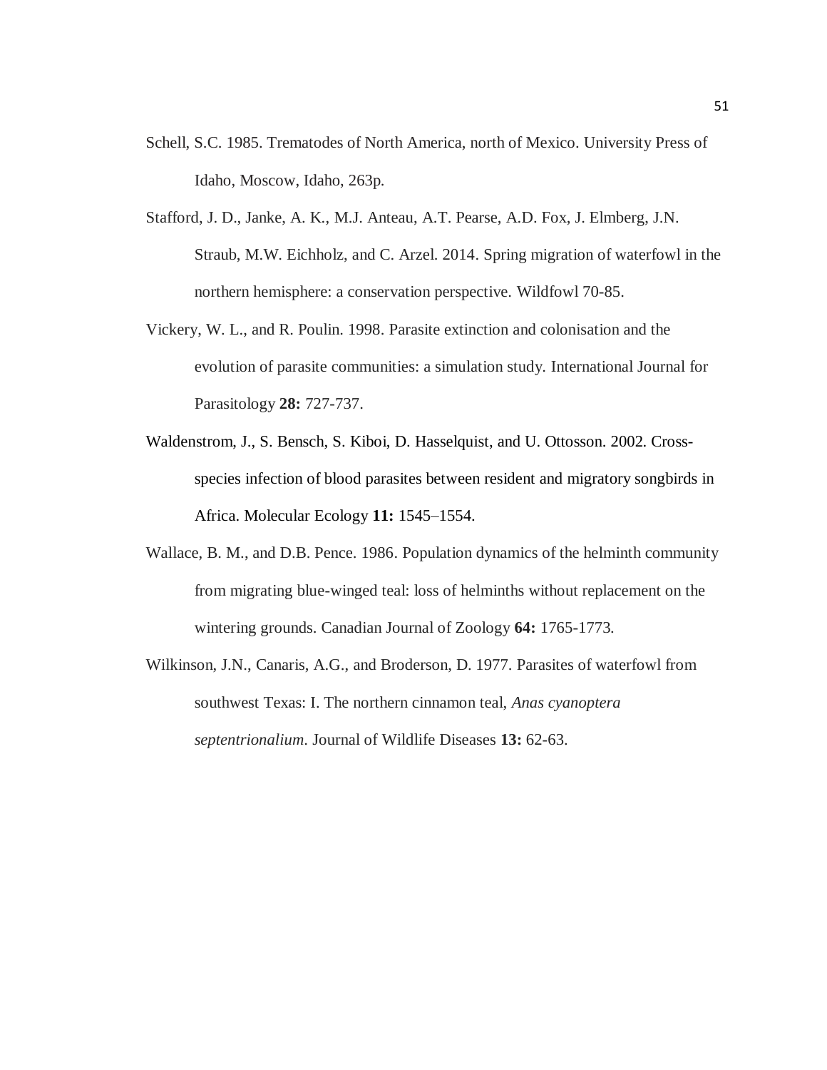Schell, S.C. 1985. Trematodes of North America, north of Mexico. University Press of Idaho, Moscow, Idaho, 263p.

Stafford, J. D., Janke, A. K., M.J. Anteau, A.T. Pearse, A.D. Fox, J. Elmberg, J.N. Straub, M.W. Eichholz, and C. Arzel. 2014. Spring migration of waterfowl in the northern hemisphere: a conservation perspective. Wildfowl 70-85.

Vickery, W. L., and R. Poulin. 1998. Parasite extinction and colonisation and the evolution of parasite communities: a simulation study. International Journal for Parasitology **28:** 727-737.

Waldenstrom, J., S. Bensch, S. Kiboi, D. Hasselquist, and U. Ottosson. 2002. Cross-species infection of blood parasites between resident and migratory songbirds in Africa. Molecular Ecology **11:** 1545–1554.

Wallace, B. M., and D.B. Pence. 1986. Population dynamics of the helminth community from migrating blue-winged teal: loss of helminths without replacement on the wintering grounds. Canadian Journal of Zoology **64:** 1765-1773.

Wilkinson, J.N., Canaris, A.G., and Broderson, D. 1977. Parasites of waterfowl from southwest Texas: I. The northern cinnamon teal, *Anas cyanoptera septentrionalium*. Journal of Wildlife Diseases **13:** 62-63.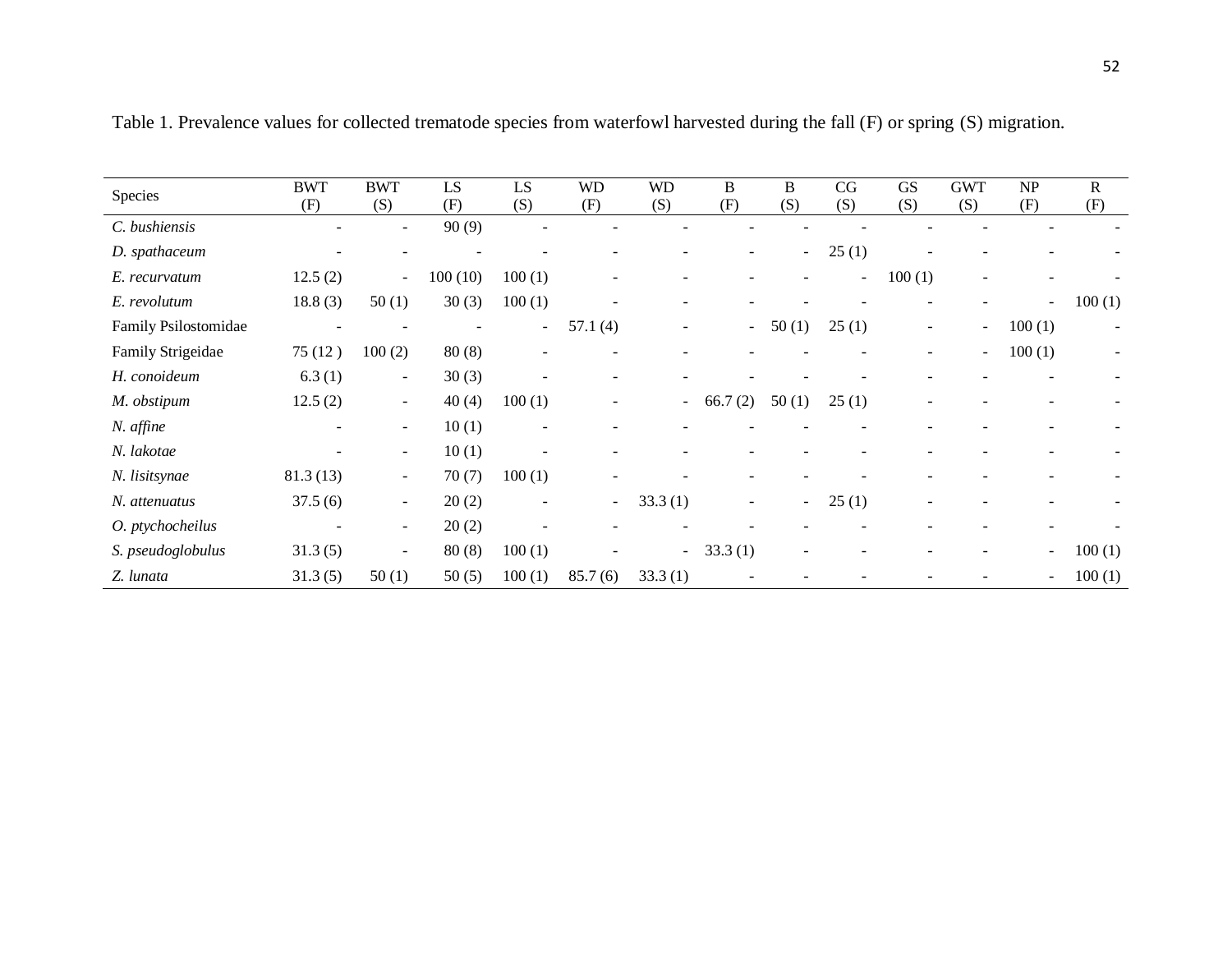Table 1. Prevalence values for collected trematode species from waterfowl harvested during the fall (F) or spring (S) migration.

| Species | BWT (F) | BWT (S) | LS (F) | LS (S) | WD (F) | WD (S) | B (F) | B (S) | CG (S) | GS (S) | GWT (S) | NP (F) | R (F) |
|---|---|---|---|---|---|---|---|---|---|---|---|---|---|
| *C. bushiensis* | - | - | 90 (9) | - | - | - | - | - | - | - | - | - | - |
| *D. spathaceum* | - | - | - | - | - | - | - | - | 25 (1) | - | - | - | - |
| *E. recurvatum* | 12.5 (2) | - | 100 (10) | 100 (1) | - | - | - | - | - | 100 (1) | - | - | - |
| *E. revolutum* | 18.8 (3) | 50 (1) | 30 (3) | 100 (1) | - | - | - | - | - | - | - | - | 100 (1) |
| Family Psilostomidae | - | - | - | - | 57.1 (4) | - | - | 50 (1) | 25 (1) | - | - | 100 (1) | - |
| Family Strigeidae | 75 (12 ) | 100 (2) | 80 (8) | - | - | - | - | - | - | - | - | 100 (1) | - |
| *H. conoideum* | 6.3 (1) | - | 30 (3) | - | - | - | - | - | - | - | - | - | - |
| *M. obstipum* | 12.5 (2) | - | 40 (4) | 100 (1) | - | - | 66.7 (2) | 50 (1) | 25 (1) | - | - | - | - |
| *N. affine* | - | - | 10 (1) | - | - | - | - | - | - | - | - | - | - |
| *N. lakotae* | - | - | 10 (1) | - | - | - | - | - | - | - | - | - | - |
| *N. lisitsynae* | 81.3 (13) | - | 70 (7) | 100 (1) | - | - | - | - | - | - | - | - | - |
| *N. attenuatus* | 37.5 (6) | - | 20 (2) | - | - | 33.3 (1) | - | - | 25 (1) | - | - | - | - |
| *O. ptychocheilus* | - | - | 20 (2) | - | - | - | - | - | - | - | - | - | - |
| *S. pseudoglobulus* | 31.3 (5) | - | 80 (8) | 100 (1) | - | - | 33.3 (1) | - | - | - | - | - | 100 (1) |
| *Z. lunata* | 31.3 (5) | 50 (1) | 50 (5) | 100 (1) | 85.7 (6) | 33.3 (1) | - | - | - | - | - | - | 100 (1) |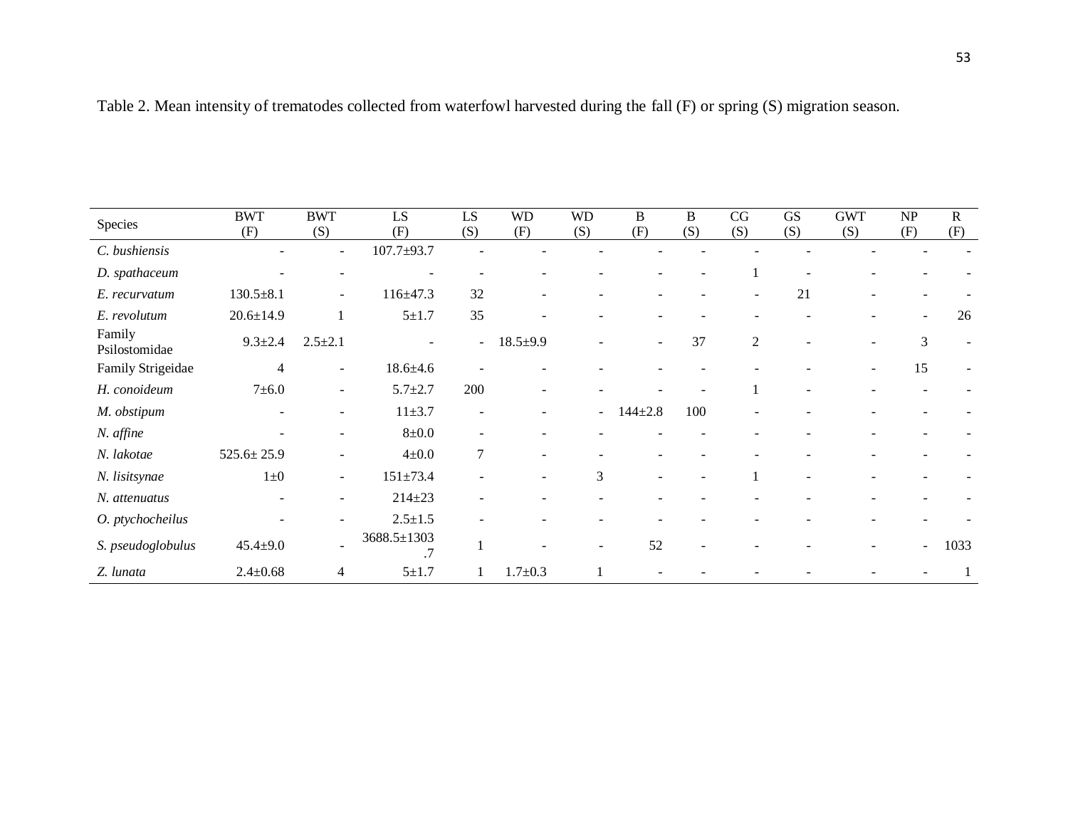Table 2. Mean intensity of trematodes collected from waterfowl harvested during the fall (F) or spring (S) migration season.

| Species | BWT (F) | BWT (S) | LS (F) | LS (S) | WD (F) | WD (S) | B (F) | B (S) | CG (S) | GS (S) | GWT (S) | NP (F) | R (F) |
|---|---|---|---|---|---|---|---|---|---|---|---|---|---|
| *C. bushiensis* | - | - | 107.7±93.7 | - | - | - | - | - | - | - | - | - | - |
| *D. spathaceum* | - | - | - | - | - | - | - | - | 1 | - | - | - | - |
| *E. recurvatum* | 130.5±8.1 | - | 116±47.3 | 32 | - | - | - | - | - | 21 | - | - | - |
| *E. revolutum* | 20.6±14.9 | 1 | 5±1.7 | 35 | - | - | - | - | - | - | - | - | 26 |
| Family Psilostomidae | 9.3±2.4 | 2.5±2.1 | - | - | 18.5±9.9 | - | - | 37 | 2 | - | - | 3 | - |
| Family Strigeidae | 4 | - | 18.6±4.6 | - | - | - | - | - | - | - | - | 15 | - |
| *H. conoideum* | 7±6.0 | - | 5.7±2.7 | 200 | - | - | - | - | 1 | - | - | - | - |
| *M. obstipum* | - | - | 11±3.7 | - | - | - | 144±2.8 | 100 | - | - | - | - | - |
| *N. affine* | - | - | 8±0.0 | - | - | - | - | - | - | - | - | - | - |
| *N. lakotae* | 525.6± 25.9 | - | 4±0.0 | 7 | - | - | - | - | - | - | - | - | - |
| *N. lisitsynae* | 1±0 | - | 151±73.4 | - | - | 3 | - | - | 1 | - | - | - | - |
| *N. attenuatus* | - | - | 214±23 | - | - | - | - | - | - | - | - | - | - |
| *O. ptychocheilus* | - | - | 2.5±1.5 | - | - | - | - | - | - | - | - | - | - |
| *S. pseudoglobulus* | 45.4±9.0 | - | 3688.5±1303.7 | 1 | - | - | 52 | - | - | - | - | - | 1033 |
| *Z. lunata* | 2.4±0.68 | 4 | 5±1.7 | 1 | 1.7±0.3 | 1 | - | - | - | - | - | - | 1 |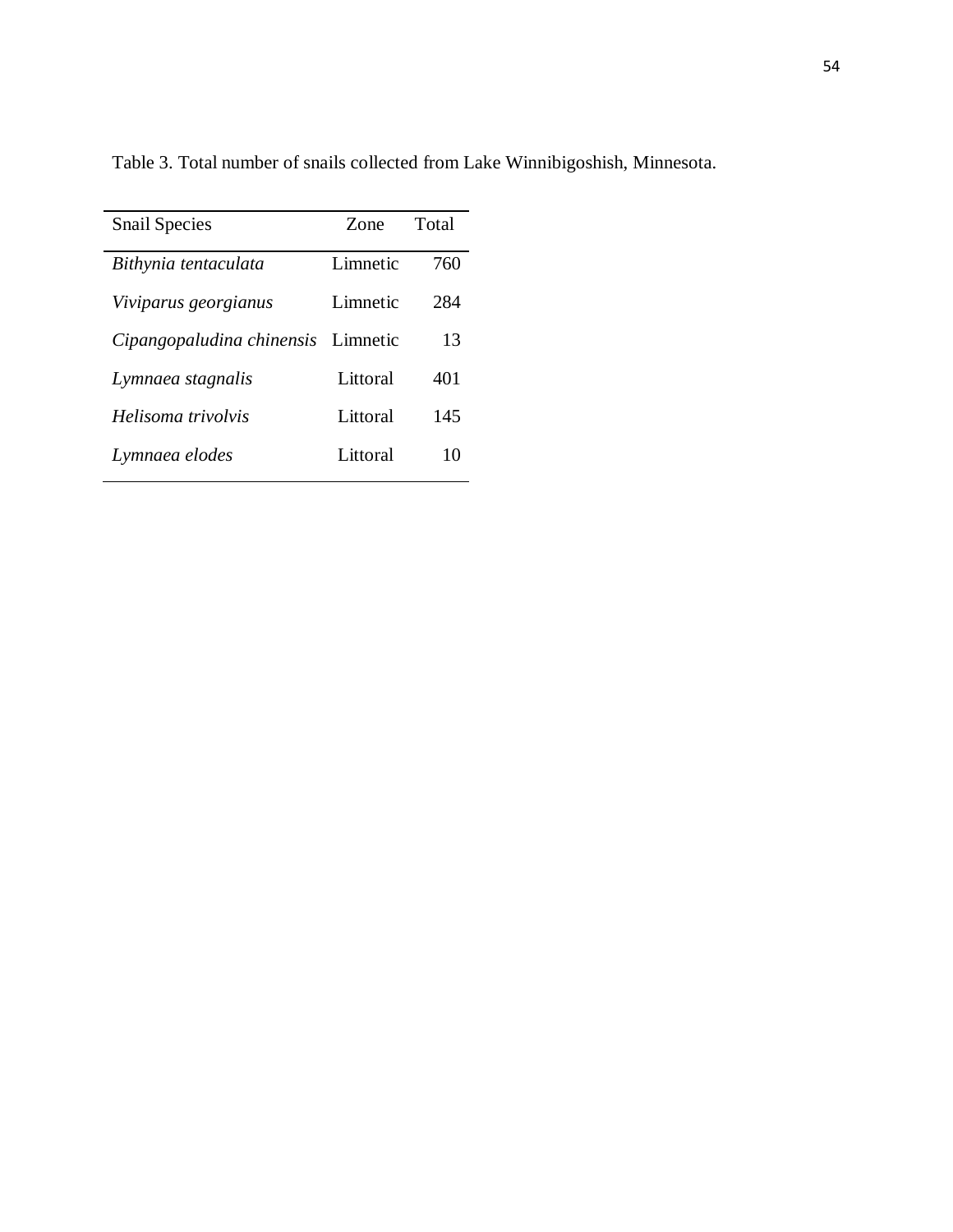Table 3. Total number of snails collected from Lake Winnibigoshish, Minnesota.

| Snail Species | Zone | Total |
|---|---|---|
| *Bithynia tentaculata* | Limnetic | 760 |
| *Viviparus georgianus* | Limnetic | 284 |
| *Cipangopaludina chinensis* | Limnetic | 13 |
| *Lymnaea stagnalis* | Littoral | 401 |
| *Helisoma trivolvis* | Littoral | 145 |
| *Lymnaea elodes* | Littoral | 10 |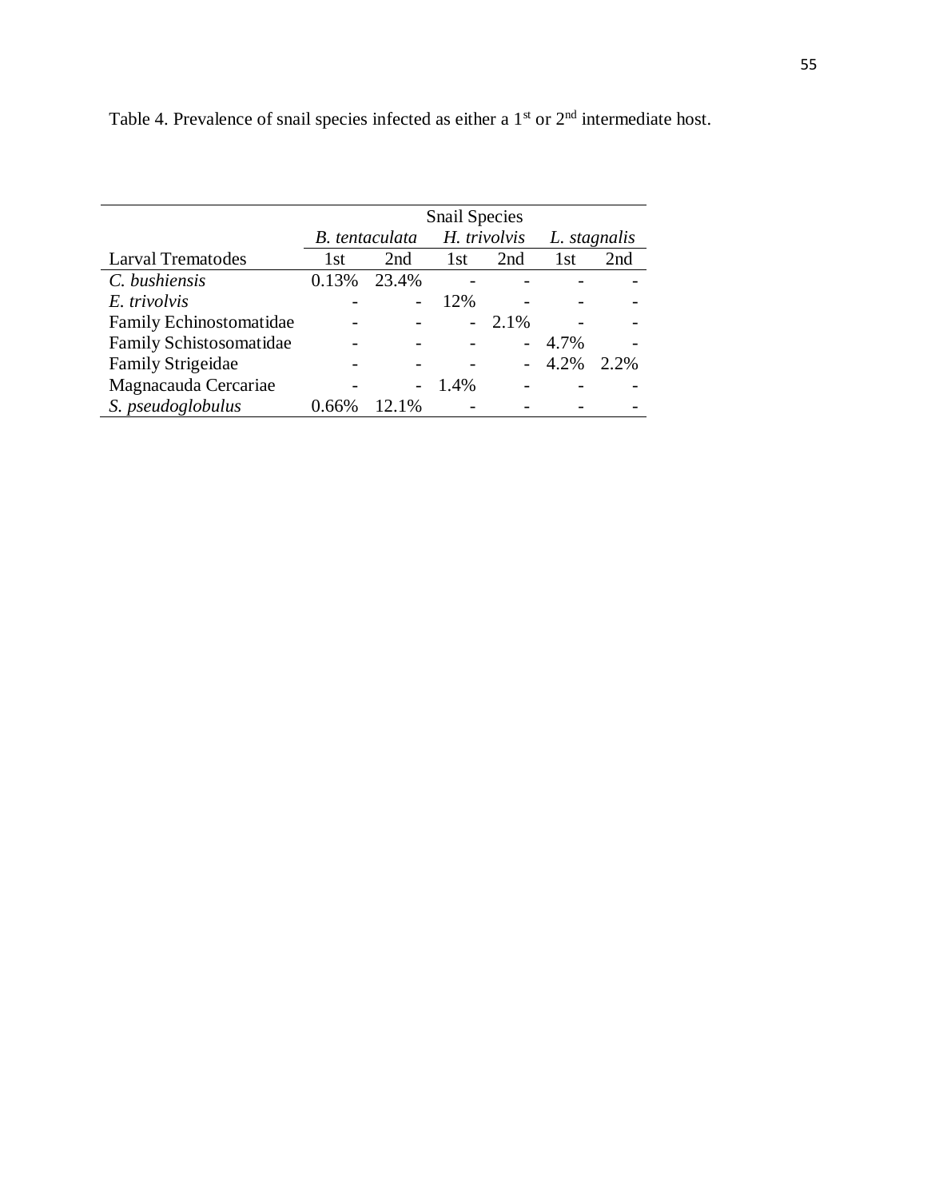Table 4. Prevalence of snail species infected as either a 1st or 2nd intermediate host.

| | Snail Species | | | | | |
|---|---|---|---|---|---|---|
| | *B. tentaculata* | | *H. trivolvis* | | *L. stagnalis* | |
| Larval Trematodes | 1st | 2nd | 1st | 2nd | 1st | 2nd |
| *C. bushiensis* | 0.13% | 23.4% | - | - | - | - |
| *E. trivolvis* | - | - | 12% | - | - | - |
| Family Echinostomatidae | - | - | - | 2.1% | - | - |
| Family Schistosomatidae | - | - | - | - | 4.7% | - |
| Family Strigeidae | - | - | - | - | 4.2% | 2.2% |
| Magnacauda Cercariae | - | - | 1.4% | - | - | - |
| *S. pseudoglobulus* | 0.66% | 12.1% | - | - | - | - |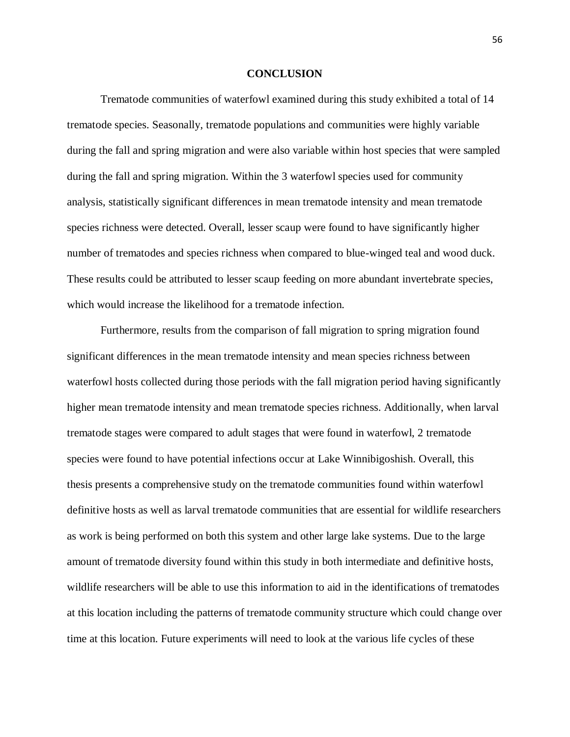# CONCLUSION

Trematode communities of waterfowl examined during this study exhibited a total of 14 trematode species. Seasonally, trematode populations and communities were highly variable during the fall and spring migration and were also variable within host species that were sampled during the fall and spring migration. Within the 3 waterfowl species used for community analysis, statistically significant differences in mean trematode intensity and mean trematode species richness were detected. Overall, lesser scaup were found to have significantly higher number of trematodes and species richness when compared to blue-winged teal and wood duck. These results could be attributed to lesser scaup feeding on more abundant invertebrate species, which would increase the likelihood for a trematode infection.

Furthermore, results from the comparison of fall migration to spring migration found significant differences in the mean trematode intensity and mean species richness between waterfowl hosts collected during those periods with the fall migration period having significantly higher mean trematode intensity and mean trematode species richness. Additionally, when larval trematode stages were compared to adult stages that were found in waterfowl, 2 trematode species were found to have potential infections occur at Lake Winnibigoshish. Overall, this thesis presents a comprehensive study on the trematode communities found within waterfowl definitive hosts as well as larval trematode communities that are essential for wildlife researchers as work is being performed on both this system and other large lake systems. Due to the large amount of trematode diversity found within this study in both intermediate and definitive hosts, wildlife researchers will be able to use this information to aid in the identifications of trematodes at this location including the patterns of trematode community structure which could change over time at this location. Future experiments will need to look at the various life cycles of these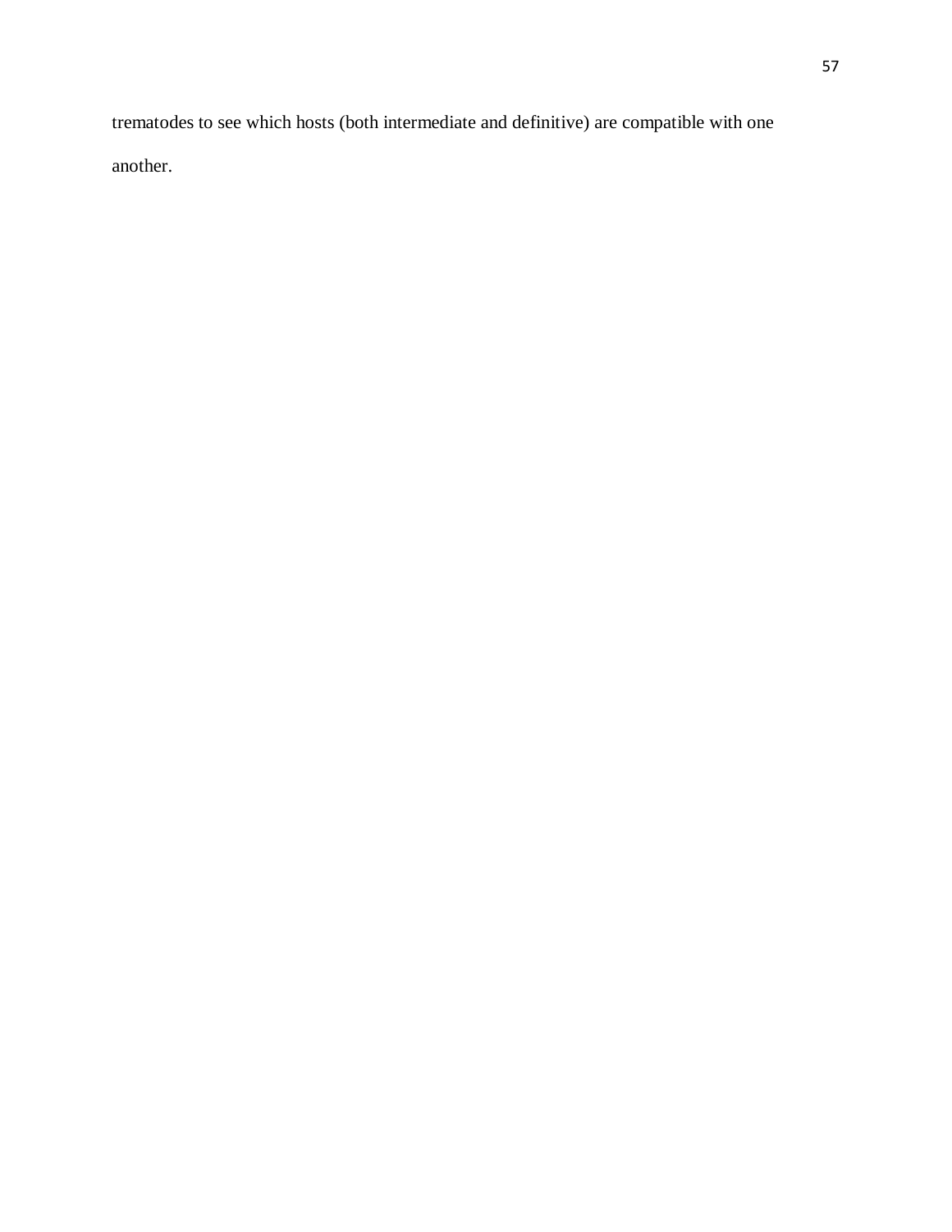trematodes to see which hosts (both intermediate and definitive) are compatible with one another.